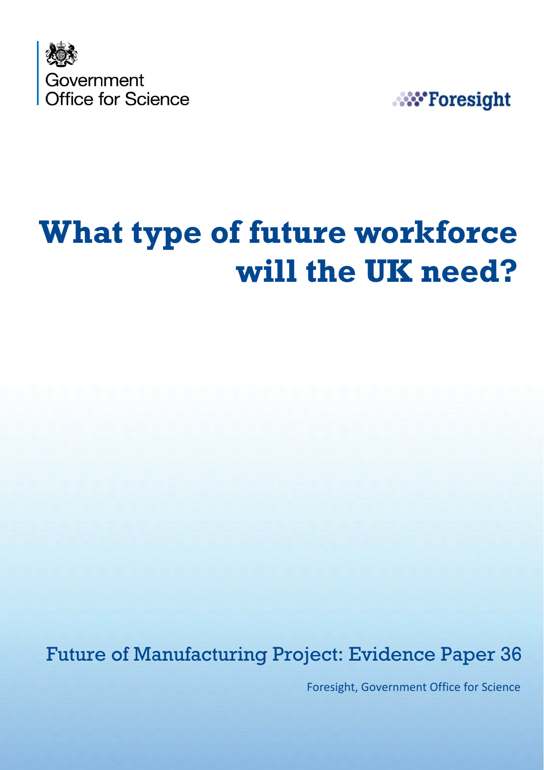Government Office for Science

Foresight

# What type of future workforce will the UK need?

Future of Manufacturing Project: Evidence Paper 36

Foresight, Government Office for Science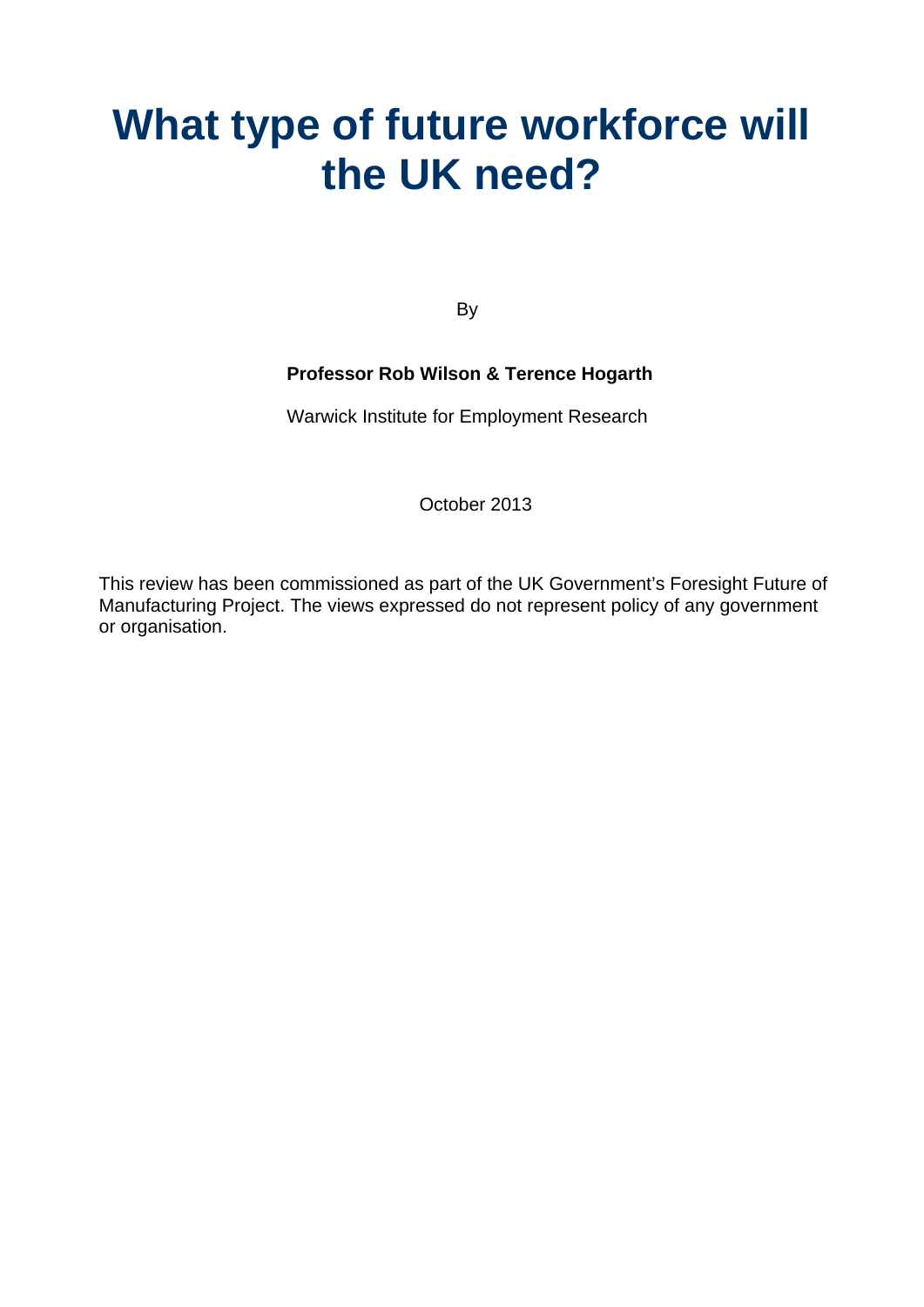# What type of future workforce will the UK need?

By

**Professor Rob Wilson & Terence Hogarth**

Warwick Institute for Employment Research

October 2013

This review has been commissioned as part of the UK Government's Foresight Future of Manufacturing Project. The views expressed do not represent policy of any government or organisation.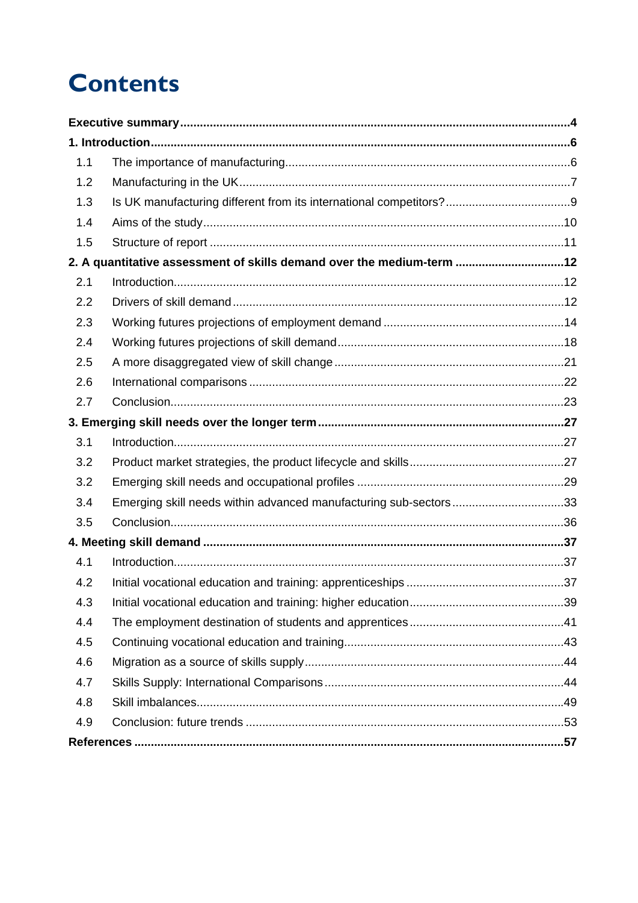# Contents

**Executive summary** ... **4**

**1. Introduction** ... **6**

- 1.1 The importance of manufacturing ... 6
- 1.2 Manufacturing in the UK ... 7
- 1.3 Is UK manufacturing different from its international competitors? ... 9
- 1.4 Aims of the study ... 10
- 1.5 Structure of report ... 11

**2. A quantitative assessment of skills demand over the medium-term** ... **12**

- 2.1 Introduction ... 12
- 2.2 Drivers of skill demand ... 12
- 2.3 Working futures projections of employment demand ... 14
- 2.4 Working futures projections of skill demand ... 18
- 2.5 A more disaggregated view of skill change ... 21
- 2.6 International comparisons ... 22
- 2.7 Conclusion ... 23

**3. Emerging skill needs over the longer term** ... **27**

- 3.1 Introduction ... 27
- 3.2 Product market strategies, the product lifecycle and skills ... 27
- 3.2 Emerging skill needs and occupational profiles ... 29
- 3.4 Emerging skill needs within advanced manufacturing sub-sectors ... 33
- 3.5 Conclusion ... 36

**4. Meeting skill demand** ... **37**

- 4.1 Introduction ... 37
- 4.2 Initial vocational education and training: apprenticeships ... 37
- 4.3 Initial vocational education and training: higher education ... 39
- 4.4 The employment destination of students and apprentices ... 41
- 4.5 Continuing vocational education and training ... 43
- 4.6 Migration as a source of skills supply ... 44
- 4.7 Skills Supply: International Comparisons ... 44
- 4.8 Skill imbalances ... 49
- 4.9 Conclusion: future trends ... 53

**References** ... **57**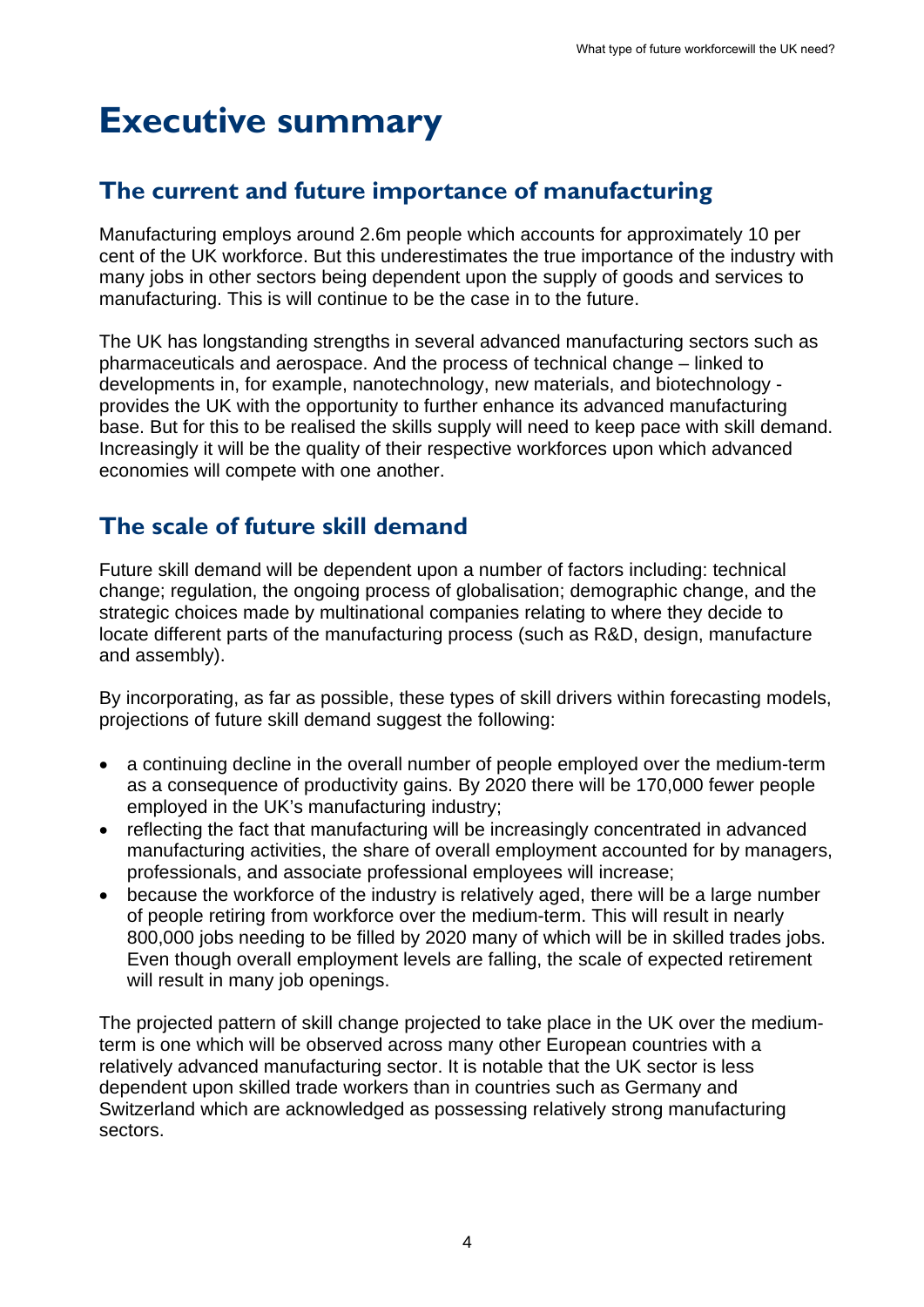# Executive summary

## The current and future importance of manufacturing

Manufacturing employs around 2.6m people which accounts for approximately 10 per cent of the UK workforce. But this underestimates the true importance of the industry with many jobs in other sectors being dependent upon the supply of goods and services to manufacturing. This is will continue to be the case in to the future.

The UK has longstanding strengths in several advanced manufacturing sectors such as pharmaceuticals and aerospace. And the process of technical change – linked to developments in, for example, nanotechnology, new materials, and biotechnology - provides the UK with the opportunity to further enhance its advanced manufacturing base. But for this to be realised the skills supply will need to keep pace with skill demand. Increasingly it will be the quality of their respective workforces upon which advanced economies will compete with one another.

## The scale of future skill demand

Future skill demand will be dependent upon a number of factors including: technical change; regulation, the ongoing process of globalisation; demographic change, and the strategic choices made by multinational companies relating to where they decide to locate different parts of the manufacturing process (such as R&D, design, manufacture and assembly).

By incorporating, as far as possible, these types of skill drivers within forecasting models, projections of future skill demand suggest the following:

- a continuing decline in the overall number of people employed over the medium-term as a consequence of productivity gains. By 2020 there will be 170,000 fewer people employed in the UK's manufacturing industry;
- reflecting the fact that manufacturing will be increasingly concentrated in advanced manufacturing activities, the share of overall employment accounted for by managers, professionals, and associate professional employees will increase;
- because the workforce of the industry is relatively aged, there will be a large number of people retiring from workforce over the medium-term. This will result in nearly 800,000 jobs needing to be filled by 2020 many of which will be in skilled trades jobs. Even though overall employment levels are falling, the scale of expected retirement will result in many job openings.

The projected pattern of skill change projected to take place in the UK over the medium-term is one which will be observed across many other European countries with a relatively advanced manufacturing sector. It is notable that the UK sector is less dependent upon skilled trade workers than in countries such as Germany and Switzerland which are acknowledged as possessing relatively strong manufacturing sectors.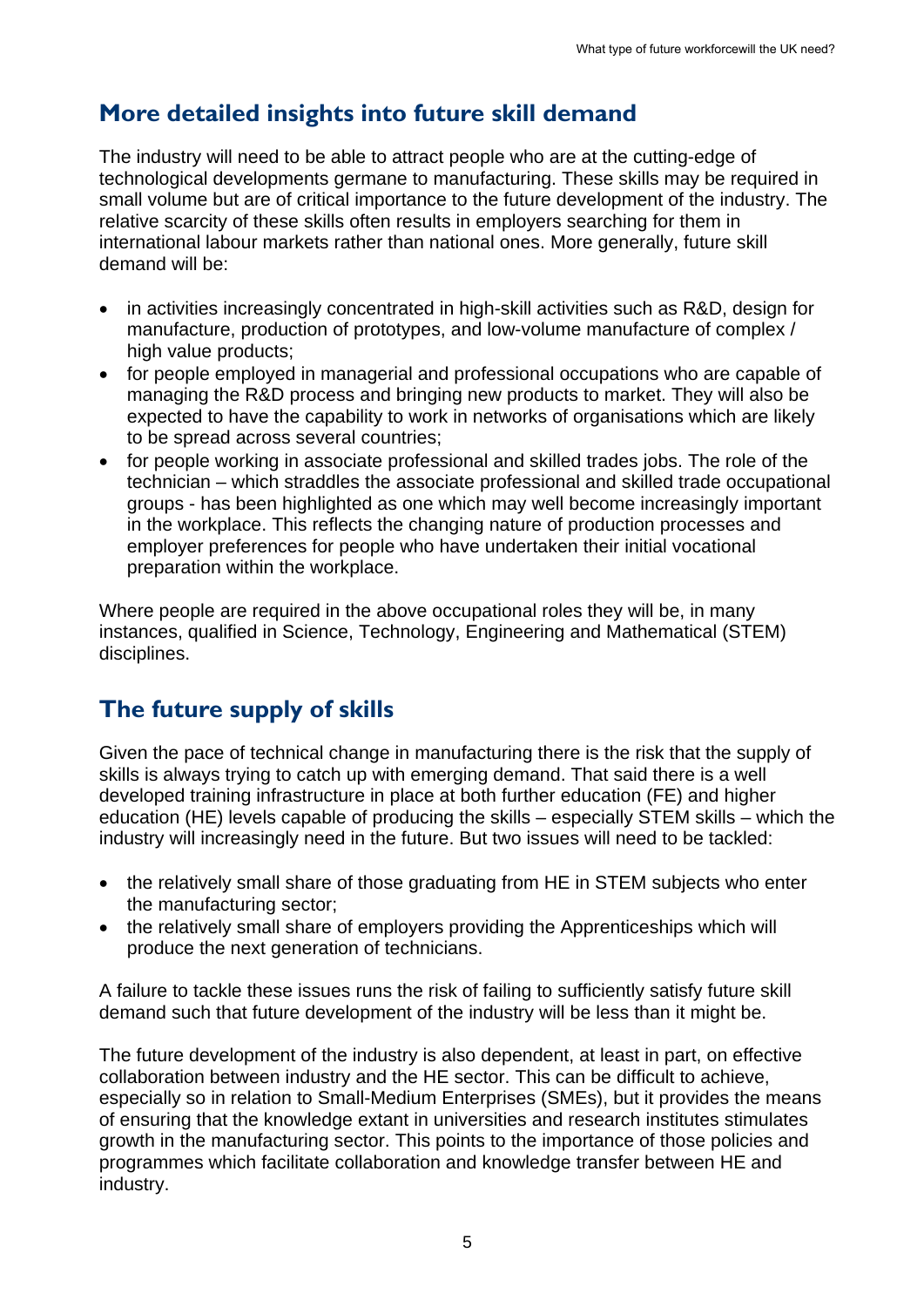## More detailed insights into future skill demand

The industry will need to be able to attract people who are at the cutting-edge of technological developments germane to manufacturing. These skills may be required in small volume but are of critical importance to the future development of the industry. The relative scarcity of these skills often results in employers searching for them in international labour markets rather than national ones. More generally, future skill demand will be:

- in activities increasingly concentrated in high-skill activities such as R&D, design for manufacture, production of prototypes, and low-volume manufacture of complex / high value products;
- for people employed in managerial and professional occupations who are capable of managing the R&D process and bringing new products to market. They will also be expected to have the capability to work in networks of organisations which are likely to be spread across several countries;
- for people working in associate professional and skilled trades jobs. The role of the technician – which straddles the associate professional and skilled trade occupational groups - has been highlighted as one which may well become increasingly important in the workplace. This reflects the changing nature of production processes and employer preferences for people who have undertaken their initial vocational preparation within the workplace.

Where people are required in the above occupational roles they will be, in many instances, qualified in Science, Technology, Engineering and Mathematical (STEM) disciplines.

## The future supply of skills

Given the pace of technical change in manufacturing there is the risk that the supply of skills is always trying to catch up with emerging demand. That said there is a well developed training infrastructure in place at both further education (FE) and higher education (HE) levels capable of producing the skills – especially STEM skills – which the industry will increasingly need in the future. But two issues will need to be tackled:

- the relatively small share of those graduating from HE in STEM subjects who enter the manufacturing sector;
- the relatively small share of employers providing the Apprenticeships which will produce the next generation of technicians.

A failure to tackle these issues runs the risk of failing to sufficiently satisfy future skill demand such that future development of the industry will be less than it might be.

The future development of the industry is also dependent, at least in part, on effective collaboration between industry and the HE sector. This can be difficult to achieve, especially so in relation to Small-Medium Enterprises (SMEs), but it provides the means of ensuring that the knowledge extant in universities and research institutes stimulates growth in the manufacturing sector. This points to the importance of those policies and programmes which facilitate collaboration and knowledge transfer between HE and industry.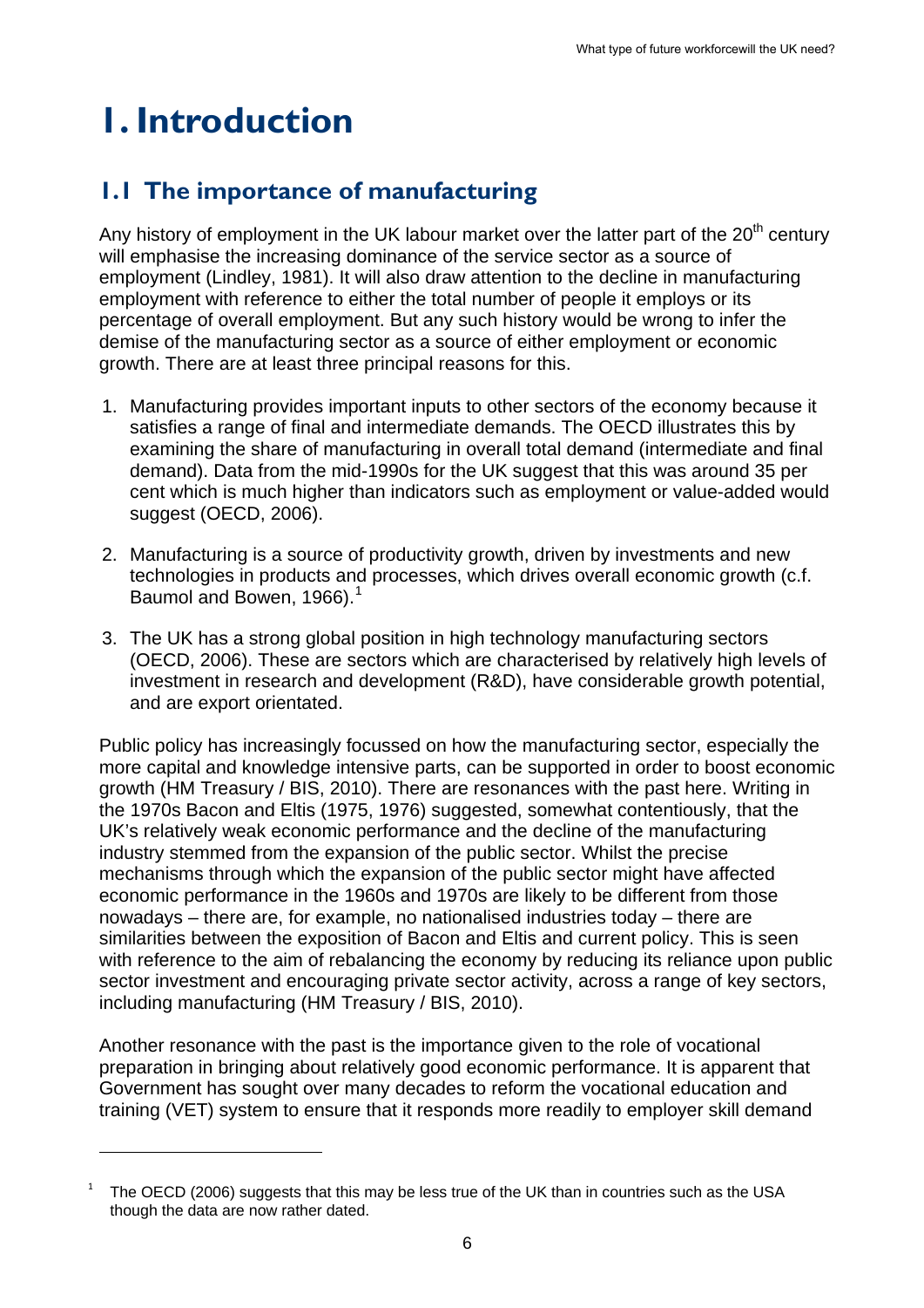# 1. Introduction

## 1.1 The importance of manufacturing

Any history of employment in the UK labour market over the latter part of the 20th century will emphasise the increasing dominance of the service sector as a source of employment (Lindley, 1981). It will also draw attention to the decline in manufacturing employment with reference to either the total number of people it employs or its percentage of overall employment. But any such history would be wrong to infer the demise of the manufacturing sector as a source of either employment or economic growth. There are at least three principal reasons for this.

1. Manufacturing provides important inputs to other sectors of the economy because it satisfies a range of final and intermediate demands. The OECD illustrates this by examining the share of manufacturing in overall total demand (intermediate and final demand). Data from the mid-1990s for the UK suggest that this was around 35 per cent which is much higher than indicators such as employment or value-added would suggest (OECD, 2006).

2. Manufacturing is a source of productivity growth, driven by investments and new technologies in products and processes, which drives overall economic growth (c.f. Baumol and Bowen, 1966).[1]

3. The UK has a strong global position in high technology manufacturing sectors (OECD, 2006). These are sectors which are characterised by relatively high levels of investment in research and development (R&D), have considerable growth potential, and are export orientated.

Public policy has increasingly focussed on how the manufacturing sector, especially the more capital and knowledge intensive parts, can be supported in order to boost economic growth (HM Treasury / BIS, 2010). There are resonances with the past here. Writing in the 1970s Bacon and Eltis (1975, 1976) suggested, somewhat contentiously, that the UK's relatively weak economic performance and the decline of the manufacturing industry stemmed from the expansion of the public sector. Whilst the precise mechanisms through which the expansion of the public sector might have affected economic performance in the 1960s and 1970s are likely to be different from those nowadays – there are, for example, no nationalised industries today – there are similarities between the exposition of Bacon and Eltis and current policy. This is seen with reference to the aim of rebalancing the economy by reducing its reliance upon public sector investment and encouraging private sector activity, across a range of key sectors, including manufacturing (HM Treasury / BIS, 2010).

Another resonance with the past is the importance given to the role of vocational preparation in bringing about relatively good economic performance. It is apparent that Government has sought over many decades to reform the vocational education and training (VET) system to ensure that it responds more readily to employer skill demand

[1] The OECD (2006) suggests that this may be less true of the UK than in countries such as the USA though the data are now rather dated.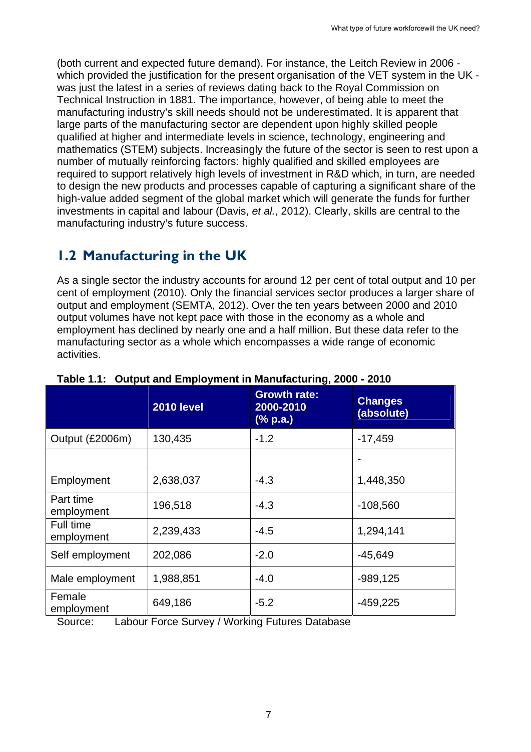(both current and expected future demand). For instance, the Leitch Review in 2006 - which provided the justification for the present organisation of the VET system in the UK - was just the latest in a series of reviews dating back to the Royal Commission on Technical Instruction in 1881. The importance, however, of being able to meet the manufacturing industry's skill needs should not be underestimated. It is apparent that large parts of the manufacturing sector are dependent upon highly skilled people qualified at higher and intermediate levels in science, technology, engineering and mathematics (STEM) subjects. Increasingly the future of the sector is seen to rest upon a number of mutually reinforcing factors: highly qualified and skilled employees are required to support relatively high levels of investment in R&D which, in turn, are needed to design the new products and processes capable of capturing a significant share of the high-value added segment of the global market which will generate the funds for further investments in capital and labour (Davis, *et al.*, 2012). Clearly, skills are central to the manufacturing industry's future success.

## 1.2 Manufacturing in the UK

As a single sector the industry accounts for around 12 per cent of total output and 10 per cent of employment (2010). Only the financial services sector produces a larger share of output and employment (SEMTA, 2012). Over the ten years between 2000 and 2010 output volumes have not kept pace with those in the economy as a whole and employment has declined by nearly one and a half million. But these data refer to the manufacturing sector as a whole which encompasses a wide range of economic activities.

**Table 1.1: Output and Employment in Manufacturing, 2000 - 2010**

| | 2010 level | Growth rate: 2000-2010 (% p.a.) | Changes (absolute) |
|---|---|---|---|
| Output (£2006m) | 130,435 | -1.2 | -17,459 |
| | | | - |
| Employment | 2,638,037 | -4.3 | 1,448,350 |
| Part time employment | 196,518 | -4.3 | -108,560 |
| Full time employment | 2,239,433 | -4.5 | 1,294,141 |
| Self employment | 202,086 | -2.0 | -45,649 |
| Male employment | 1,988,851 | -4.0 | -989,125 |
| Female employment | 649,186 | -5.2 | -459,225 |

Source: Labour Force Survey / Working Futures Database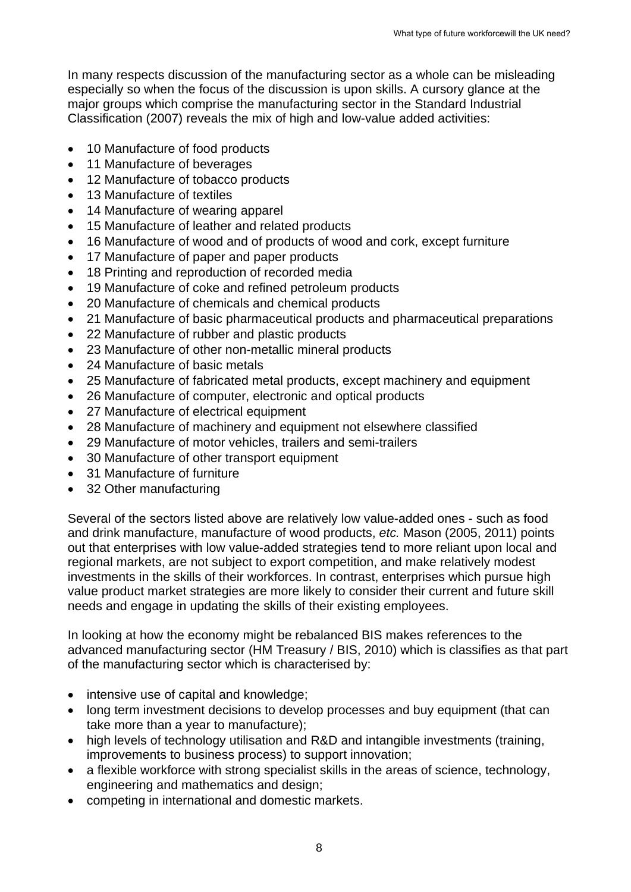In many respects discussion of the manufacturing sector as a whole can be misleading especially so when the focus of the discussion is upon skills. A cursory glance at the major groups which comprise the manufacturing sector in the Standard Industrial Classification (2007) reveals the mix of high and low-value added activities:

- 10 Manufacture of food products
- 11 Manufacture of beverages
- 12 Manufacture of tobacco products
- 13 Manufacture of textiles
- 14 Manufacture of wearing apparel
- 15 Manufacture of leather and related products
- 16 Manufacture of wood and of products of wood and cork, except furniture
- 17 Manufacture of paper and paper products
- 18 Printing and reproduction of recorded media
- 19 Manufacture of coke and refined petroleum products
- 20 Manufacture of chemicals and chemical products
- 21 Manufacture of basic pharmaceutical products and pharmaceutical preparations
- 22 Manufacture of rubber and plastic products
- 23 Manufacture of other non-metallic mineral products
- 24 Manufacture of basic metals
- 25 Manufacture of fabricated metal products, except machinery and equipment
- 26 Manufacture of computer, electronic and optical products
- 27 Manufacture of electrical equipment
- 28 Manufacture of machinery and equipment not elsewhere classified
- 29 Manufacture of motor vehicles, trailers and semi-trailers
- 30 Manufacture of other transport equipment
- 31 Manufacture of furniture
- 32 Other manufacturing

Several of the sectors listed above are relatively low value-added ones - such as food and drink manufacture, manufacture of wood products, *etc.* Mason (2005, 2011) points out that enterprises with low value-added strategies tend to more reliant upon local and regional markets, are not subject to export competition, and make relatively modest investments in the skills of their workforces. In contrast, enterprises which pursue high value product market strategies are more likely to consider their current and future skill needs and engage in updating the skills of their existing employees.

In looking at how the economy might be rebalanced BIS makes references to the advanced manufacturing sector (HM Treasury / BIS, 2010) which is classifies as that part of the manufacturing sector which is characterised by:

- intensive use of capital and knowledge;
- long term investment decisions to develop processes and buy equipment (that can take more than a year to manufacture);
- high levels of technology utilisation and R&D and intangible investments (training, improvements to business process) to support innovation;
- a flexible workforce with strong specialist skills in the areas of science, technology, engineering and mathematics and design;
- competing in international and domestic markets.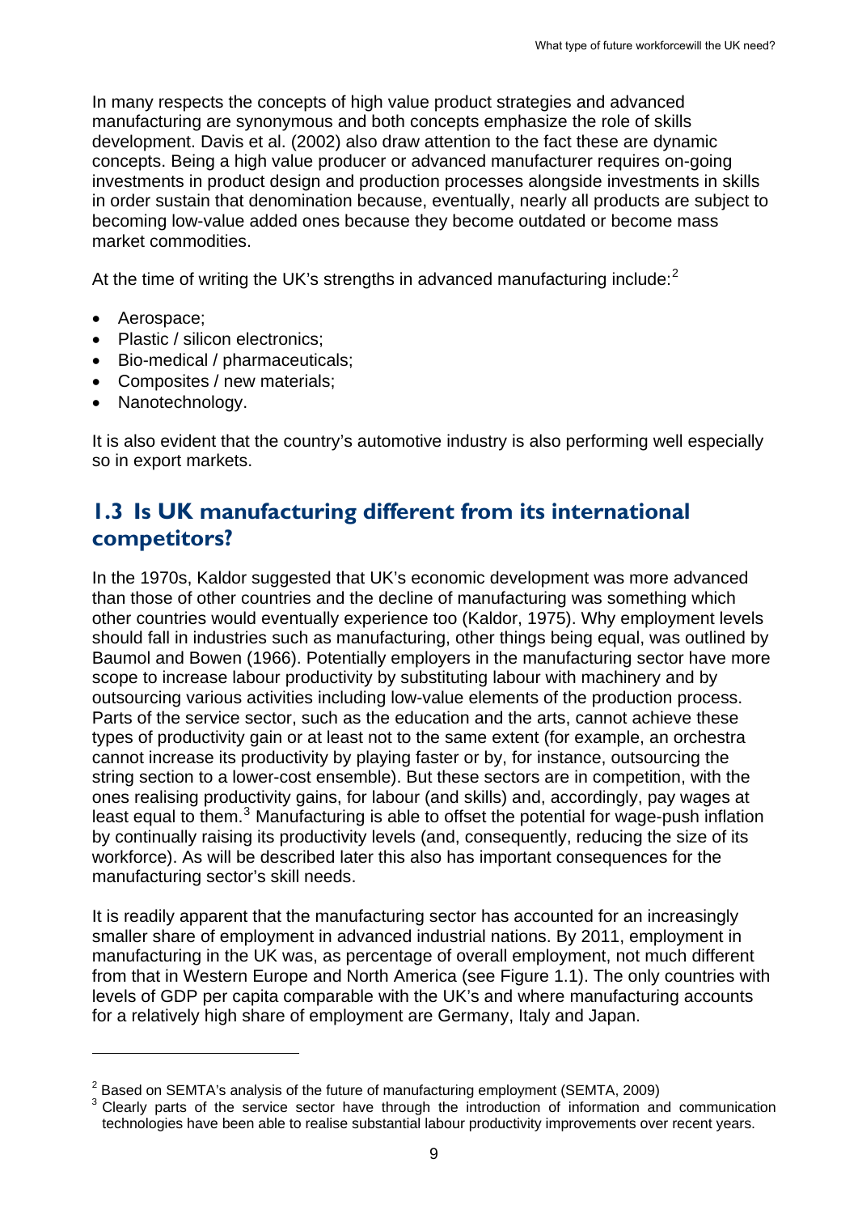In many respects the concepts of high value product strategies and advanced manufacturing are synonymous and both concepts emphasize the role of skills development. Davis et al. (2002) also draw attention to the fact these are dynamic concepts. Being a high value producer or advanced manufacturer requires on-going investments in product design and production processes alongside investments in skills in order sustain that denomination because, eventually, nearly all products are subject to becoming low-value added ones because they become outdated or become mass market commodities.

At the time of writing the UK's strengths in advanced manufacturing include:[2]

- Aerospace;
- Plastic / silicon electronics;
- Bio-medical / pharmaceuticals;
- Composites / new materials;
- Nanotechnology.

It is also evident that the country's automotive industry is also performing well especially so in export markets.

## 1.3 Is UK manufacturing different from its international competitors?

In the 1970s, Kaldor suggested that UK's economic development was more advanced than those of other countries and the decline of manufacturing was something which other countries would eventually experience too (Kaldor, 1975). Why employment levels should fall in industries such as manufacturing, other things being equal, was outlined by Baumol and Bowen (1966). Potentially employers in the manufacturing sector have more scope to increase labour productivity by substituting labour with machinery and by outsourcing various activities including low-value elements of the production process. Parts of the service sector, such as the education and the arts, cannot achieve these types of productivity gain or at least not to the same extent (for example, an orchestra cannot increase its productivity by playing faster or by, for instance, outsourcing the string section to a lower-cost ensemble). But these sectors are in competition, with the ones realising productivity gains, for labour (and skills) and, accordingly, pay wages at least equal to them.[3] Manufacturing is able to offset the potential for wage-push inflation by continually raising its productivity levels (and, consequently, reducing the size of its workforce). As will be described later this also has important consequences for the manufacturing sector's skill needs.

It is readily apparent that the manufacturing sector has accounted for an increasingly smaller share of employment in advanced industrial nations. By 2011, employment in manufacturing in the UK was, as percentage of overall employment, not much different from that in Western Europe and North America (see Figure 1.1). The only countries with levels of GDP per capita comparable with the UK's and where manufacturing accounts for a relatively high share of employment are Germany, Italy and Japan.

---

[2] Based on SEMTA's analysis of the future of manufacturing employment (SEMTA, 2009)

[3] Clearly parts of the service sector have through the introduction of information and communication technologies have been able to realise substantial labour productivity improvements over recent years.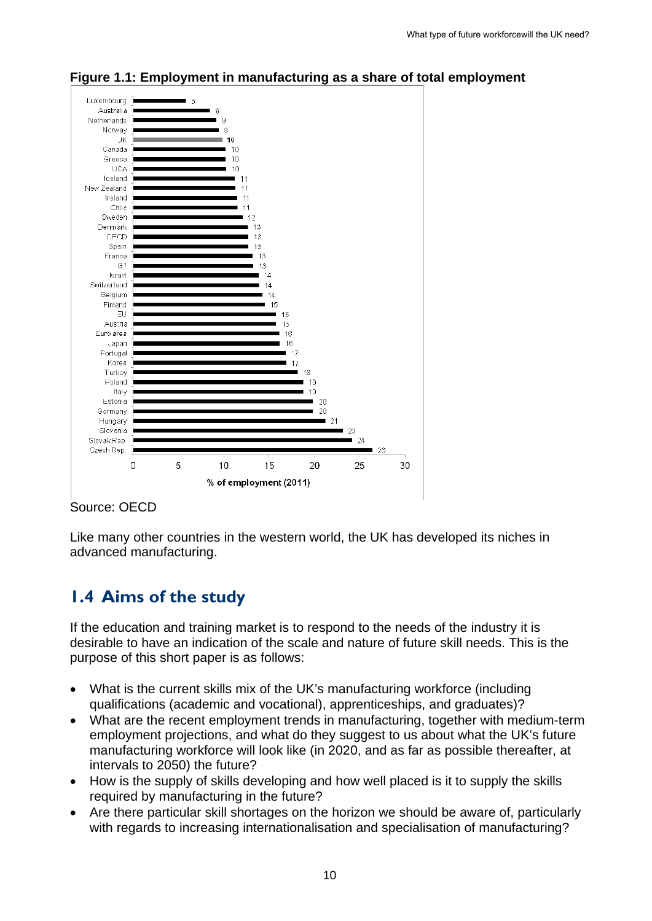**Figure 1.1: Employment in manufacturing as a share of total employment**

| Country | % of employment (2011) |
|---|---|
| Luxembourg | 5 |
| Australia | 8 |
| Netherlands | 9 |
| Norway | 9 |
| UK | 10 |
| Canada | 10 |
| Greece | 10 |
| USA | 10 |
| Iceland | 11 |
| New Zealand | 11 |
| Ireland | 11 |
| Chile | 11 |
| Sweden | 12 |
| Denmark | 13 |
| OECD | 13 |
| Spain | 13 |
| France | 13 |
| G7 | 13 |
| Israel | 14 |
| Switzerland | 14 |
| Belgium | 14 |
| Finland | 15 |
| EU | 16 |
| Austria | 16 |
| Euro area | 16 |
| Japan | 16 |
| Portugal | 17 |
| Korea | 17 |
| Turkey | 18 |
| Poland | 19 |
| Italy | 19 |
| Estonia | 20 |
| Germany | 20 |
| Hungary | 21 |
| Slovenia | 23 |
| Slovak Rep. | 24 |
| Czech Rep. | 26 |

Source: OECD

Like many other countries in the western world, the UK has developed its niches in advanced manufacturing.

## 1.4 Aims of the study

If the education and training market is to respond to the needs of the industry it is desirable to have an indication of the scale and nature of future skill needs. This is the purpose of this short paper is as follows:

- What is the current skills mix of the UK's manufacturing workforce (including qualifications (academic and vocational), apprenticeships, and graduates)?
- What are the recent employment trends in manufacturing, together with medium-term employment projections, and what do they suggest to us about what the UK's future manufacturing workforce will look like (in 2020, and as far as possible thereafter, at intervals to 2050) the future?
- How is the supply of skills developing and how well placed is it to supply the skills required by manufacturing in the future?
- Are there particular skill shortages on the horizon we should be aware of, particularly with regards to increasing internationalisation and specialisation of manufacturing?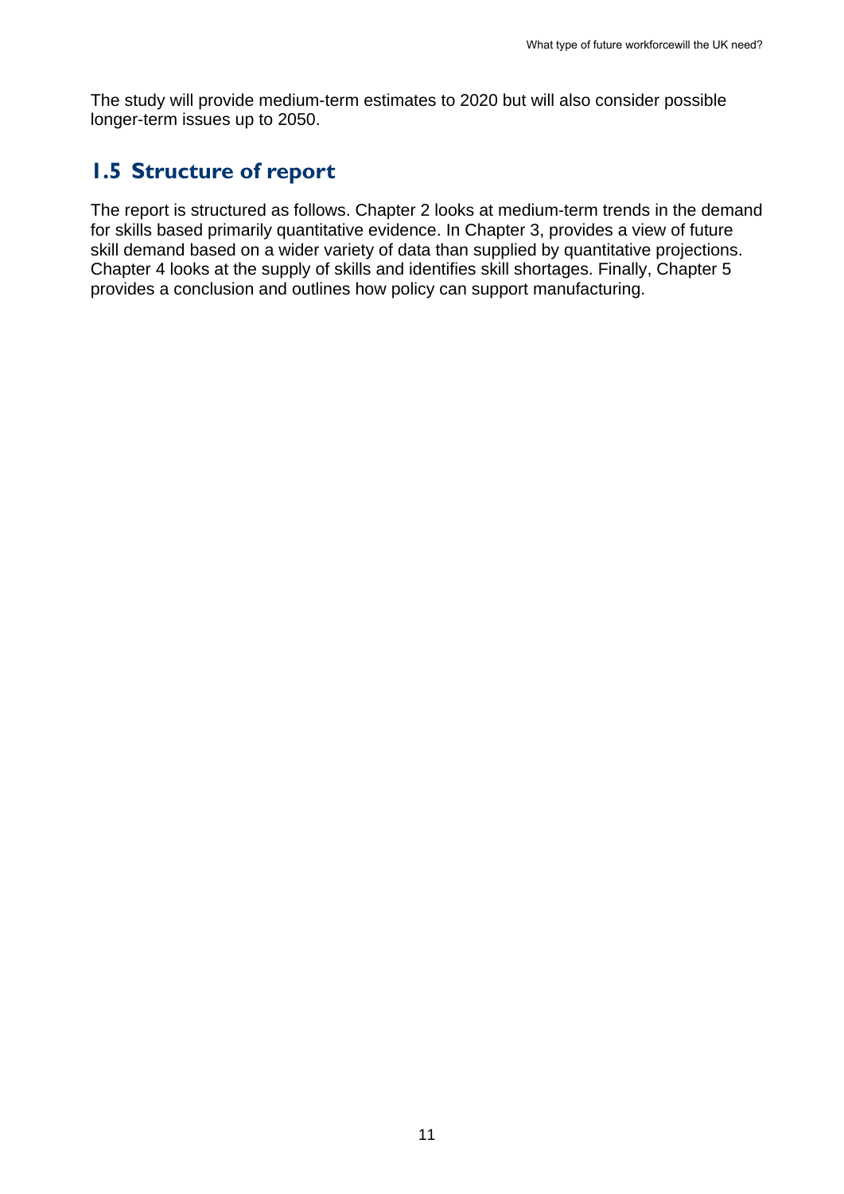The study will provide medium-term estimates to 2020 but will also consider possible longer-term issues up to 2050.

## 1.5 Structure of report

The report is structured as follows. Chapter 2 looks at medium-term trends in the demand for skills based primarily quantitative evidence. In Chapter 3, provides a view of future skill demand based on a wider variety of data than supplied by quantitative projections. Chapter 4 looks at the supply of skills and identifies skill shortages. Finally, Chapter 5 provides a conclusion and outlines how policy can support manufacturing.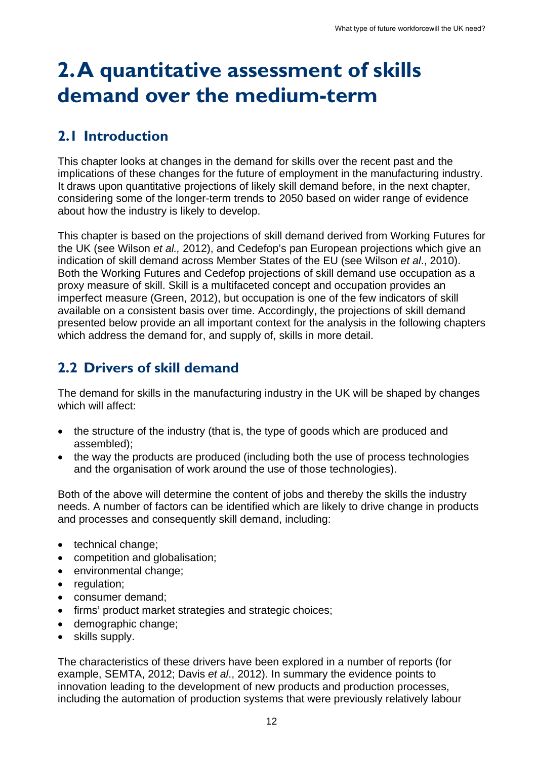# 2. A quantitative assessment of skills demand over the medium-term

## 2.1 Introduction

This chapter looks at changes in the demand for skills over the recent past and the implications of these changes for the future of employment in the manufacturing industry. It draws upon quantitative projections of likely skill demand before, in the next chapter, considering some of the longer-term trends to 2050 based on wider range of evidence about how the industry is likely to develop.

This chapter is based on the projections of skill demand derived from Working Futures for the UK (see Wilson *et al.,* 2012), and Cedefop's pan European projections which give an indication of skill demand across Member States of the EU (see Wilson *et al*., 2010). Both the Working Futures and Cedefop projections of skill demand use occupation as a proxy measure of skill. Skill is a multifaceted concept and occupation provides an imperfect measure (Green, 2012), but occupation is one of the few indicators of skill available on a consistent basis over time. Accordingly, the projections of skill demand presented below provide an all important context for the analysis in the following chapters which address the demand for, and supply of, skills in more detail.

## 2.2 Drivers of skill demand

The demand for skills in the manufacturing industry in the UK will be shaped by changes which will affect:

- the structure of the industry (that is, the type of goods which are produced and assembled);
- the way the products are produced (including both the use of process technologies and the organisation of work around the use of those technologies).

Both of the above will determine the content of jobs and thereby the skills the industry needs. A number of factors can be identified which are likely to drive change in products and processes and consequently skill demand, including:

- technical change;
- competition and globalisation;
- environmental change;
- regulation;
- consumer demand;
- firms' product market strategies and strategic choices;
- demographic change;
- skills supply.

The characteristics of these drivers have been explored in a number of reports (for example, SEMTA, 2012; Davis *et al*., 2012). In summary the evidence points to innovation leading to the development of new products and production processes, including the automation of production systems that were previously relatively labour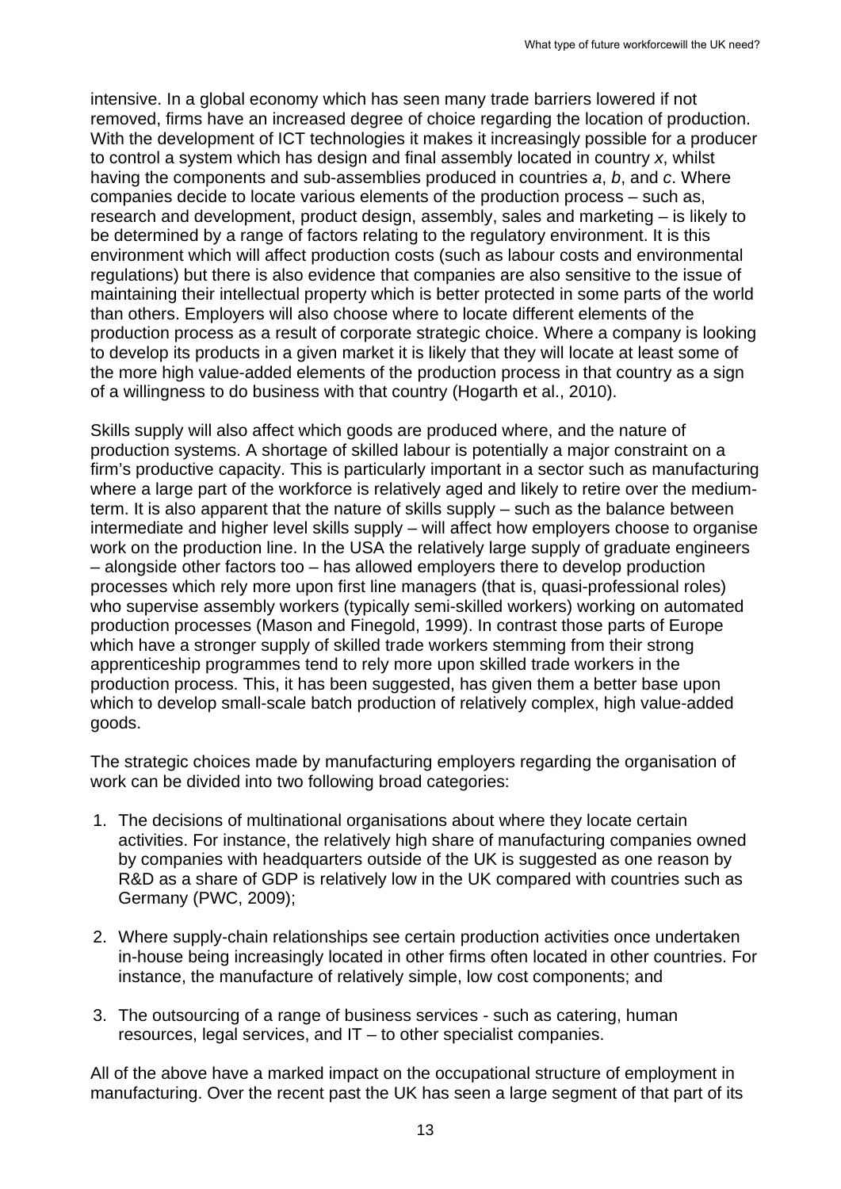intensive. In a global economy which has seen many trade barriers lowered if not removed, firms have an increased degree of choice regarding the location of production. With the development of ICT technologies it makes it increasingly possible for a producer to control a system which has design and final assembly located in country *x*, whilst having the components and sub-assemblies produced in countries *a*, *b*, and *c*. Where companies decide to locate various elements of the production process – such as, research and development, product design, assembly, sales and marketing – is likely to be determined by a range of factors relating to the regulatory environment. It is this environment which will affect production costs (such as labour costs and environmental regulations) but there is also evidence that companies are also sensitive to the issue of maintaining their intellectual property which is better protected in some parts of the world than others. Employers will also choose where to locate different elements of the production process as a result of corporate strategic choice. Where a company is looking to develop its products in a given market it is likely that they will locate at least some of the more high value-added elements of the production process in that country as a sign of a willingness to do business with that country (Hogarth et al., 2010).

Skills supply will also affect which goods are produced where, and the nature of production systems. A shortage of skilled labour is potentially a major constraint on a firm's productive capacity. This is particularly important in a sector such as manufacturing where a large part of the workforce is relatively aged and likely to retire over the medium-term. It is also apparent that the nature of skills supply – such as the balance between intermediate and higher level skills supply – will affect how employers choose to organise work on the production line. In the USA the relatively large supply of graduate engineers – alongside other factors too – has allowed employers there to develop production processes which rely more upon first line managers (that is, quasi-professional roles) who supervise assembly workers (typically semi-skilled workers) working on automated production processes (Mason and Finegold, 1999). In contrast those parts of Europe which have a stronger supply of skilled trade workers stemming from their strong apprenticeship programmes tend to rely more upon skilled trade workers in the production process. This, it has been suggested, has given them a better base upon which to develop small-scale batch production of relatively complex, high value-added goods.

The strategic choices made by manufacturing employers regarding the organisation of work can be divided into two following broad categories:

1. The decisions of multinational organisations about where they locate certain activities. For instance, the relatively high share of manufacturing companies owned by companies with headquarters outside of the UK is suggested as one reason by R&D as a share of GDP is relatively low in the UK compared with countries such as Germany (PWC, 2009);

2. Where supply-chain relationships see certain production activities once undertaken in-house being increasingly located in other firms often located in other countries. For instance, the manufacture of relatively simple, low cost components; and

3. The outsourcing of a range of business services - such as catering, human resources, legal services, and IT – to other specialist companies.

All of the above have a marked impact on the occupational structure of employment in manufacturing. Over the recent past the UK has seen a large segment of that part of its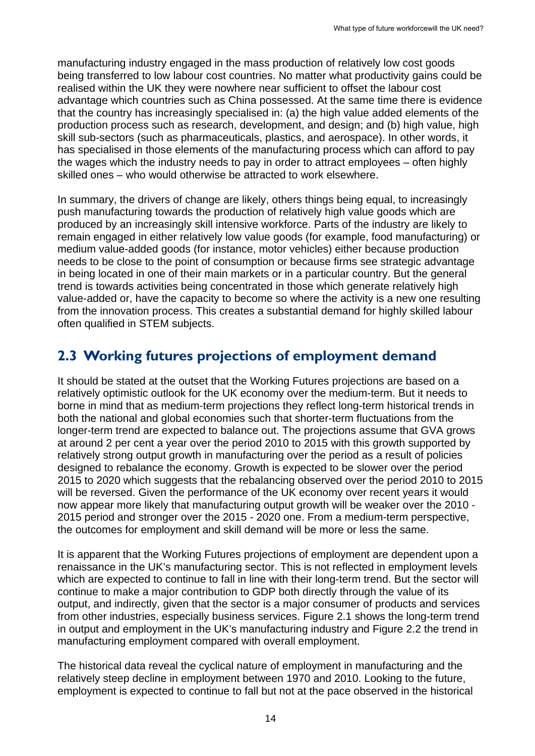manufacturing industry engaged in the mass production of relatively low cost goods being transferred to low labour cost countries. No matter what productivity gains could be realised within the UK they were nowhere near sufficient to offset the labour cost advantage which countries such as China possessed. At the same time there is evidence that the country has increasingly specialised in: (a) the high value added elements of the production process such as research, development, and design; and (b) high value, high skill sub-sectors (such as pharmaceuticals, plastics, and aerospace). In other words, it has specialised in those elements of the manufacturing process which can afford to pay the wages which the industry needs to pay in order to attract employees – often highly skilled ones – who would otherwise be attracted to work elsewhere.

In summary, the drivers of change are likely, others things being equal, to increasingly push manufacturing towards the production of relatively high value goods which are produced by an increasingly skill intensive workforce. Parts of the industry are likely to remain engaged in either relatively low value goods (for example, food manufacturing) or medium value-added goods (for instance, motor vehicles) either because production needs to be close to the point of consumption or because firms see strategic advantage in being located in one of their main markets or in a particular country. But the general trend is towards activities being concentrated in those which generate relatively high value-added or, have the capacity to become so where the activity is a new one resulting from the innovation process. This creates a substantial demand for highly skilled labour often qualified in STEM subjects.

## 2.3 Working futures projections of employment demand

It should be stated at the outset that the Working Futures projections are based on a relatively optimistic outlook for the UK economy over the medium-term. But it needs to borne in mind that as medium-term projections they reflect long-term historical trends in both the national and global economies such that shorter-term fluctuations from the longer-term trend are expected to balance out. The projections assume that GVA grows at around 2 per cent a year over the period 2010 to 2015 with this growth supported by relatively strong output growth in manufacturing over the period as a result of policies designed to rebalance the economy. Growth is expected to be slower over the period 2015 to 2020 which suggests that the rebalancing observed over the period 2010 to 2015 will be reversed. Given the performance of the UK economy over recent years it would now appear more likely that manufacturing output growth will be weaker over the 2010 - 2015 period and stronger over the 2015 - 2020 one. From a medium-term perspective, the outcomes for employment and skill demand will be more or less the same.

It is apparent that the Working Futures projections of employment are dependent upon a renaissance in the UK's manufacturing sector. This is not reflected in employment levels which are expected to continue to fall in line with their long-term trend. But the sector will continue to make a major contribution to GDP both directly through the value of its output, and indirectly, given that the sector is a major consumer of products and services from other industries, especially business services. Figure 2.1 shows the long-term trend in output and employment in the UK's manufacturing industry and Figure 2.2 the trend in manufacturing employment compared with overall employment.

The historical data reveal the cyclical nature of employment in manufacturing and the relatively steep decline in employment between 1970 and 2010. Looking to the future, employment is expected to continue to fall but not at the pace observed in the historical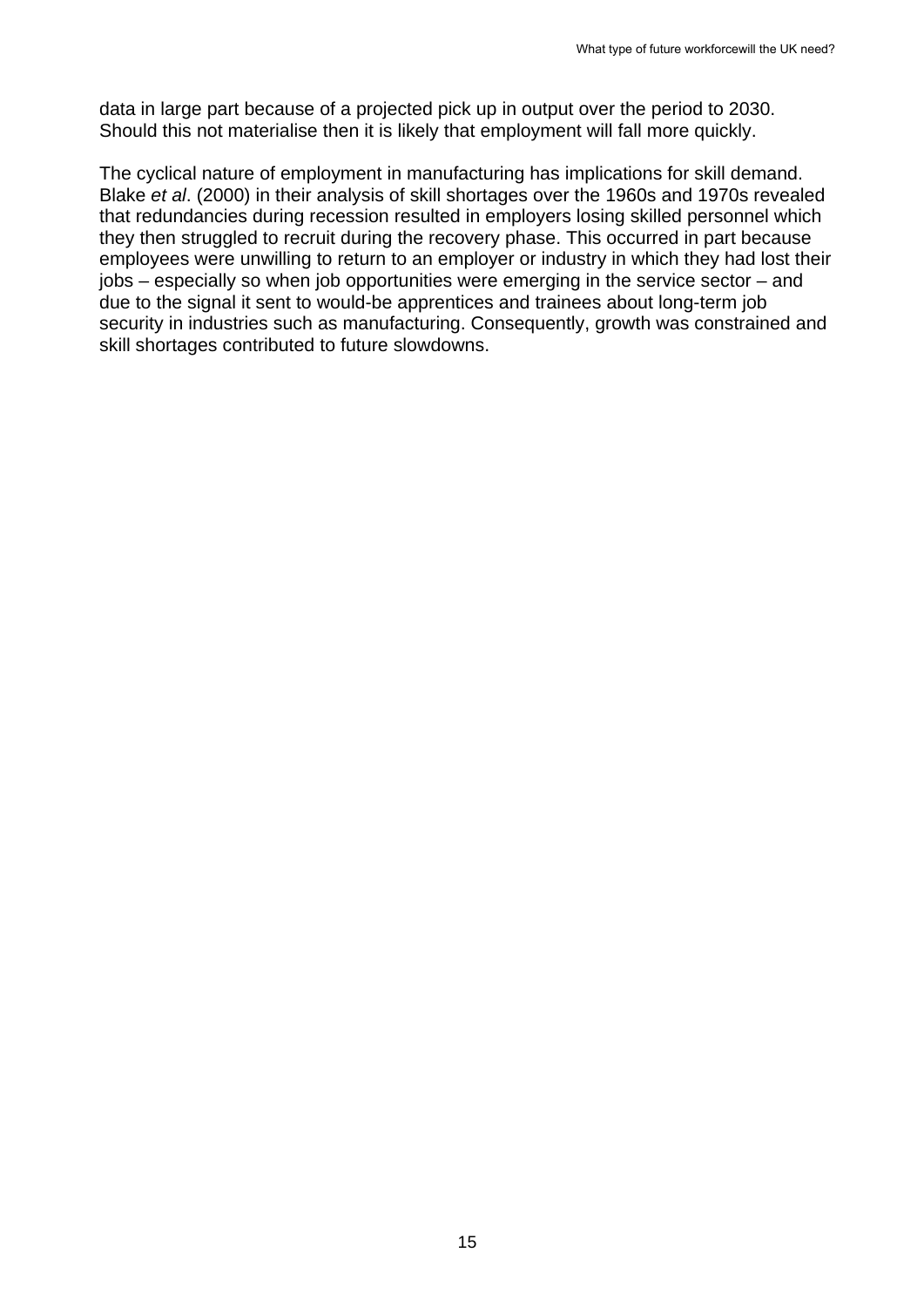data in large part because of a projected pick up in output over the period to 2030. Should this not materialise then it is likely that employment will fall more quickly.

The cyclical nature of employment in manufacturing has implications for skill demand. Blake *et al*. (2000) in their analysis of skill shortages over the 1960s and 1970s revealed that redundancies during recession resulted in employers losing skilled personnel which they then struggled to recruit during the recovery phase. This occurred in part because employees were unwilling to return to an employer or industry in which they had lost their jobs – especially so when job opportunities were emerging in the service sector – and due to the signal it sent to would-be apprentices and trainees about long-term job security in industries such as manufacturing. Consequently, growth was constrained and skill shortages contributed to future slowdowns.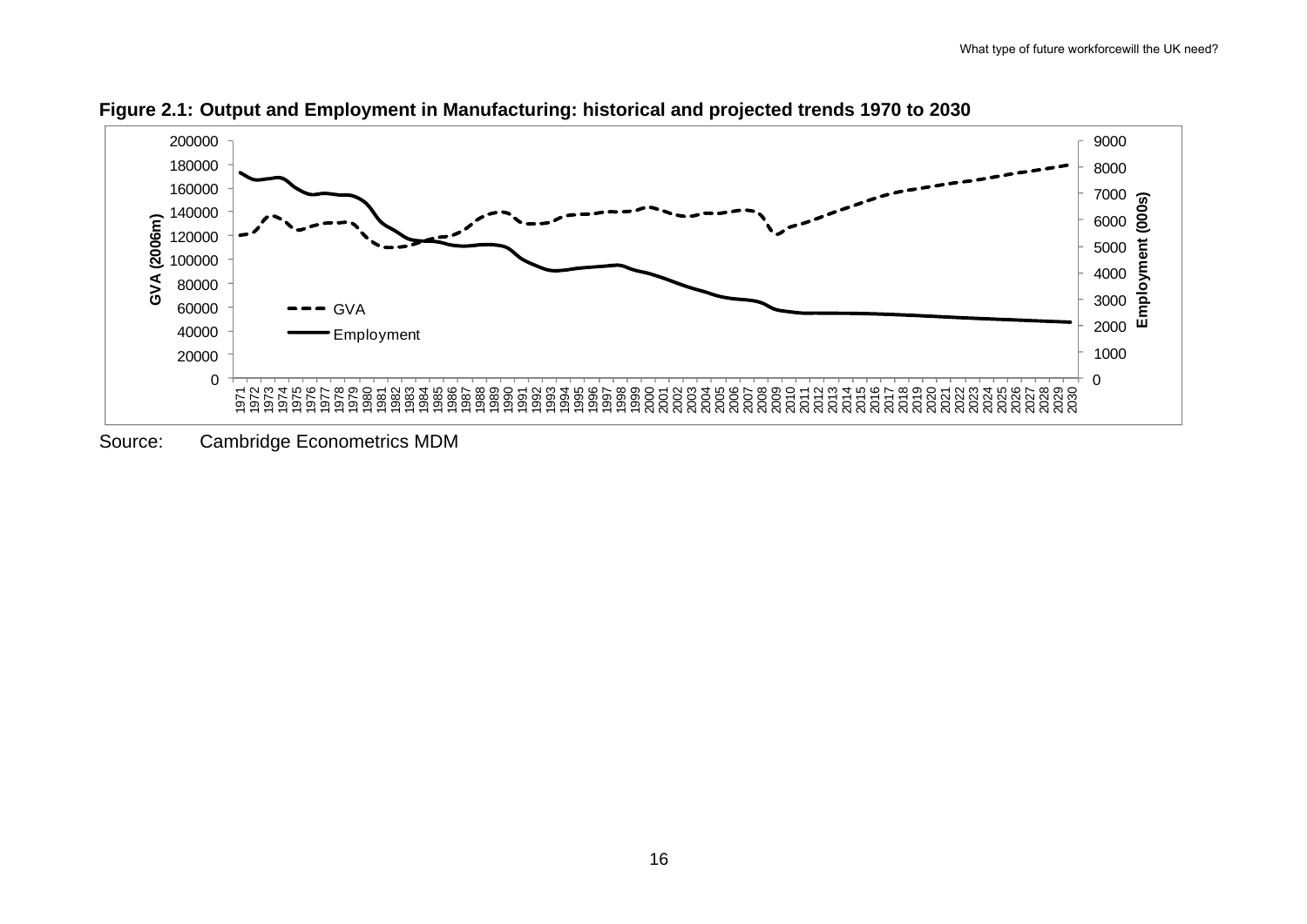**Figure 2.1: Output and Employment in Manufacturing: historical and projected trends 1970 to 2030**

Source: Cambridge Econometrics MDM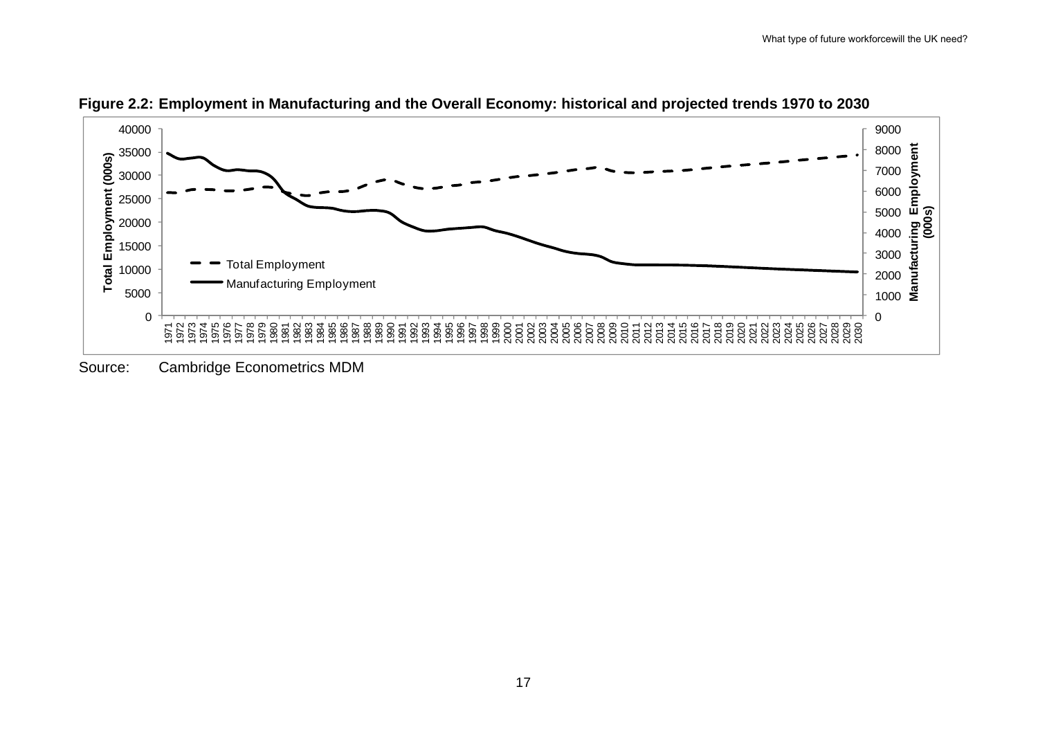**Figure 2.2: Employment in Manufacturing and the Overall Economy: historical and projected trends 1970 to 2030**

Source: Cambridge Econometrics MDM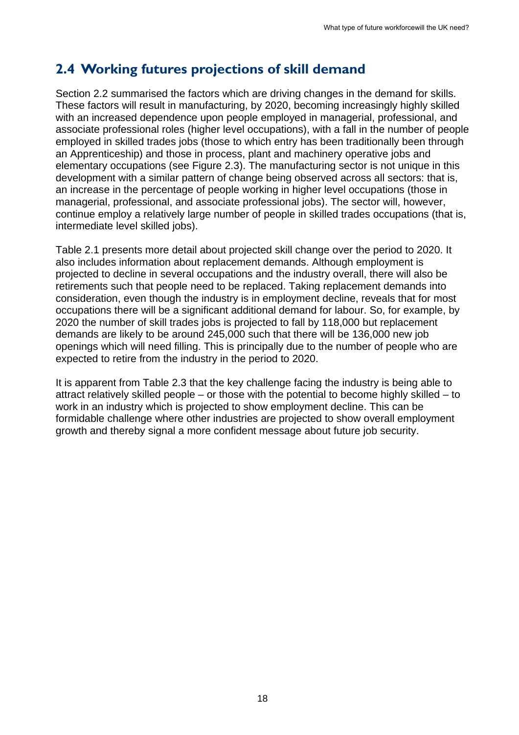## 2.4 Working futures projections of skill demand

Section 2.2 summarised the factors which are driving changes in the demand for skills. These factors will result in manufacturing, by 2020, becoming increasingly highly skilled with an increased dependence upon people employed in managerial, professional, and associate professional roles (higher level occupations), with a fall in the number of people employed in skilled trades jobs (those to which entry has been traditionally been through an Apprenticeship) and those in process, plant and machinery operative jobs and elementary occupations (see Figure 2.3). The manufacturing sector is not unique in this development with a similar pattern of change being observed across all sectors: that is, an increase in the percentage of people working in higher level occupations (those in managerial, professional, and associate professional jobs). The sector will, however, continue employ a relatively large number of people in skilled trades occupations (that is, intermediate level skilled jobs).

Table 2.1 presents more detail about projected skill change over the period to 2020. It also includes information about replacement demands. Although employment is projected to decline in several occupations and the industry overall, there will also be retirements such that people need to be replaced. Taking replacement demands into consideration, even though the industry is in employment decline, reveals that for most occupations there will be a significant additional demand for labour. So, for example, by 2020 the number of skill trades jobs is projected to fall by 118,000 but replacement demands are likely to be around 245,000 such that there will be 136,000 new job openings which will need filling. This is principally due to the number of people who are expected to retire from the industry in the period to 2020.

It is apparent from Table 2.3 that the key challenge facing the industry is being able to attract relatively skilled people – or those with the potential to become highly skilled – to work in an industry which is projected to show employment decline. This can be formidable challenge where other industries are projected to show overall employment growth and thereby signal a more confident message about future job security.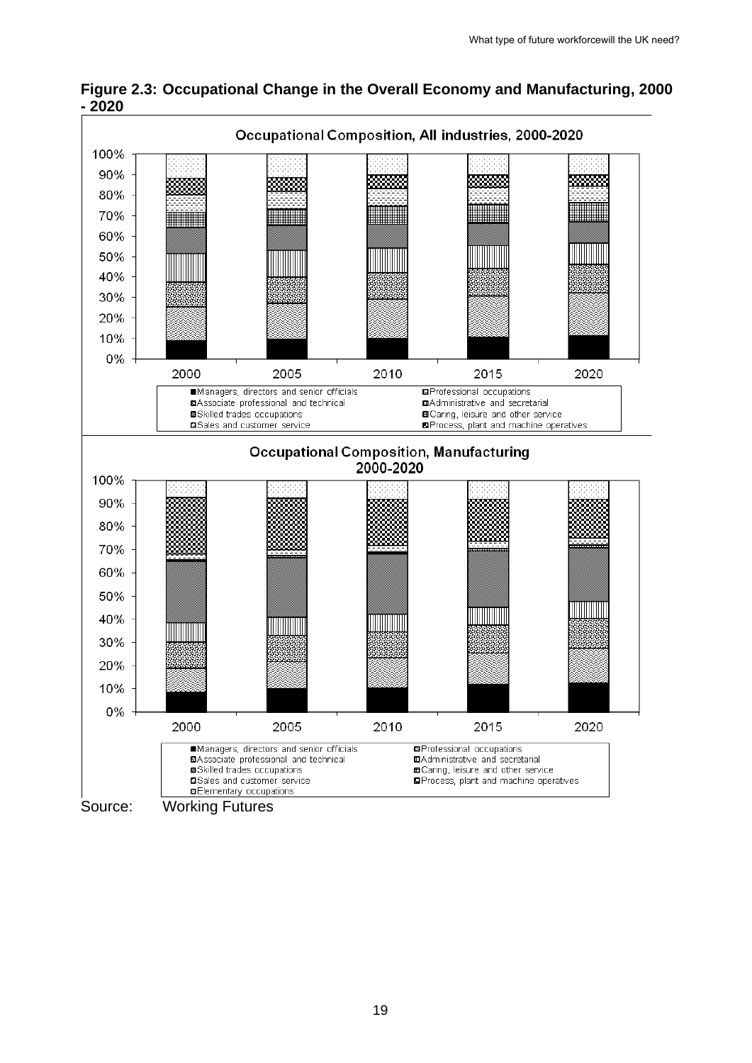**Figure 2.3: Occupational Change in the Overall Economy and Manufacturing, 2000 - 2020**

Occupational Composition, All industries, 2000-2020

- Managers, directors and senior officials
- Professional occupations
- Associate professional and technical
- Administrative and secretarial
- Skilled trades occupations
- Caring, leisure and other service
- Sales and customer service
- Process, plant and machine operatives

Occupational Composition, Manufacturing 2000-2020

- Managers, directors and senior officials
- Professional occupations
- Associate professional and technical
- Administrative and secretarial
- Skilled trades occupations
- Caring, leisure and other service
- Sales and customer service
- Process, plant and machine operatives
- Elementary occupations

Source: Working Futures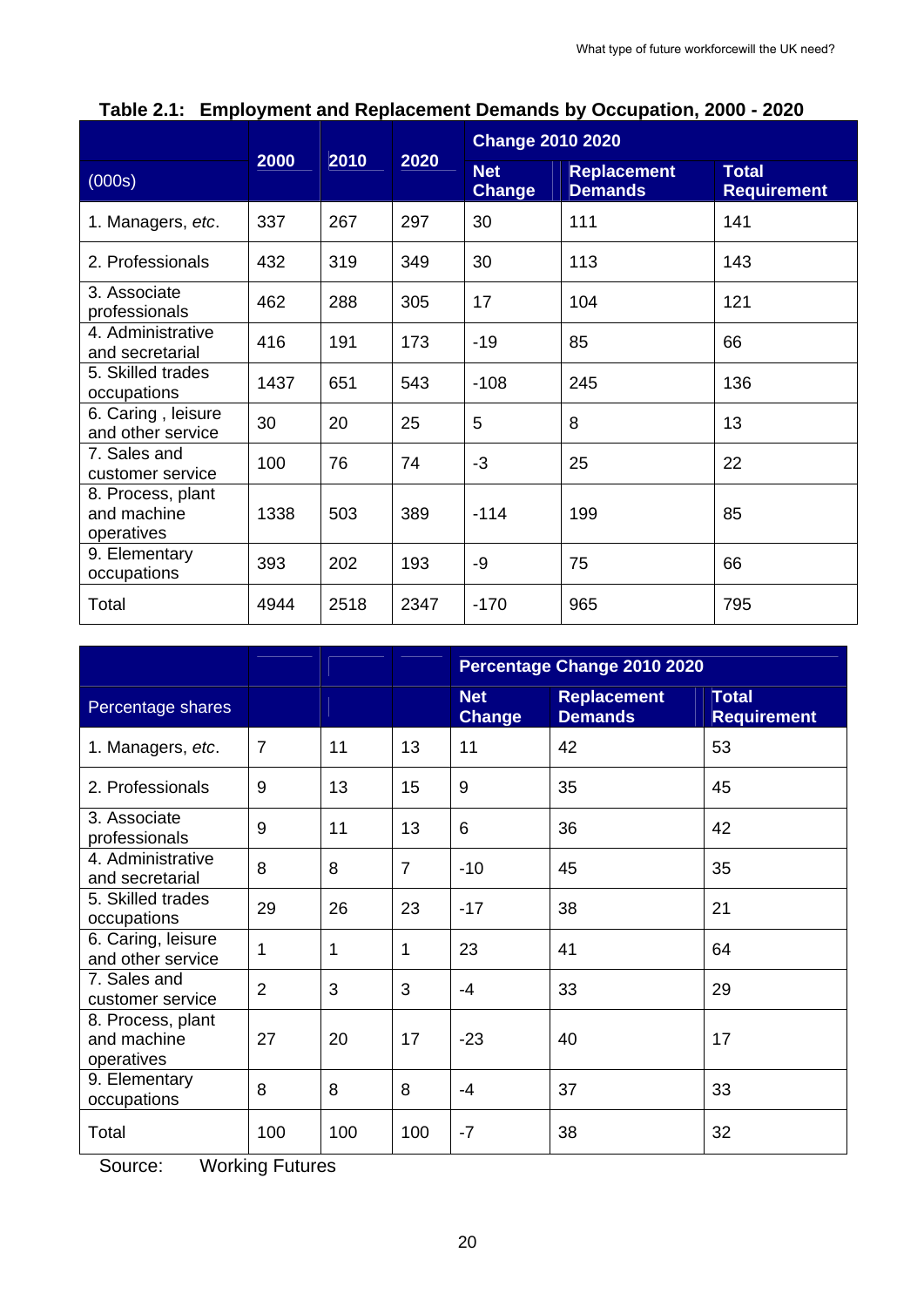**Table 2.1: Employment and Replacement Demands by Occupation, 2000 - 2020**

| (000s) | 2000 | 2010 | 2020 | Change 2010 2020 | | |
|---|---|---|---|---|---|---|
| | | | | Net Change | Replacement Demands | Total Requirement |
| 1. Managers, *etc*. | 337 | 267 | 297 | 30 | 111 | 141 |
| 2. Professionals | 432 | 319 | 349 | 30 | 113 | 143 |
| 3. Associate professionals | 462 | 288 | 305 | 17 | 104 | 121 |
| 4. Administrative and secretarial | 416 | 191 | 173 | -19 | 85 | 66 |
| 5. Skilled trades occupations | 1437 | 651 | 543 | -108 | 245 | 136 |
| 6. Caring , leisure and other service | 30 | 20 | 25 | 5 | 8 | 13 |
| 7. Sales and customer service | 100 | 76 | 74 | -3 | 25 | 22 |
| 8. Process, plant and machine operatives | 1338 | 503 | 389 | -114 | 199 | 85 |
| 9. Elementary occupations | 393 | 202 | 193 | -9 | 75 | 66 |
| Total | 4944 | 2518 | 2347 | -170 | 965 | 795 |

| Percentage shares | | | | Percentage Change 2010 2020 | | |
|---|---|---|---|---|---|---|
| | | | | Net Change | Replacement Demands | Total Requirement |
| 1. Managers, *etc*. | 7 | 11 | 13 | 11 | 42 | 53 |
| 2. Professionals | 9 | 13 | 15 | 9 | 35 | 45 |
| 3. Associate professionals | 9 | 11 | 13 | 6 | 36 | 42 |
| 4. Administrative and secretarial | 8 | 8 | 7 | -10 | 45 | 35 |
| 5. Skilled trades occupations | 29 | 26 | 23 | -17 | 38 | 21 |
| 6. Caring, leisure and other service | 1 | 1 | 1 | 23 | 41 | 64 |
| 7. Sales and customer service | 2 | 3 | 3 | -4 | 33 | 29 |
| 8. Process, plant and machine operatives | 27 | 20 | 17 | -23 | 40 | 17 |
| 9. Elementary occupations | 8 | 8 | 8 | -4 | 37 | 33 |
| Total | 100 | 100 | 100 | -7 | 38 | 32 |

Source: Working Futures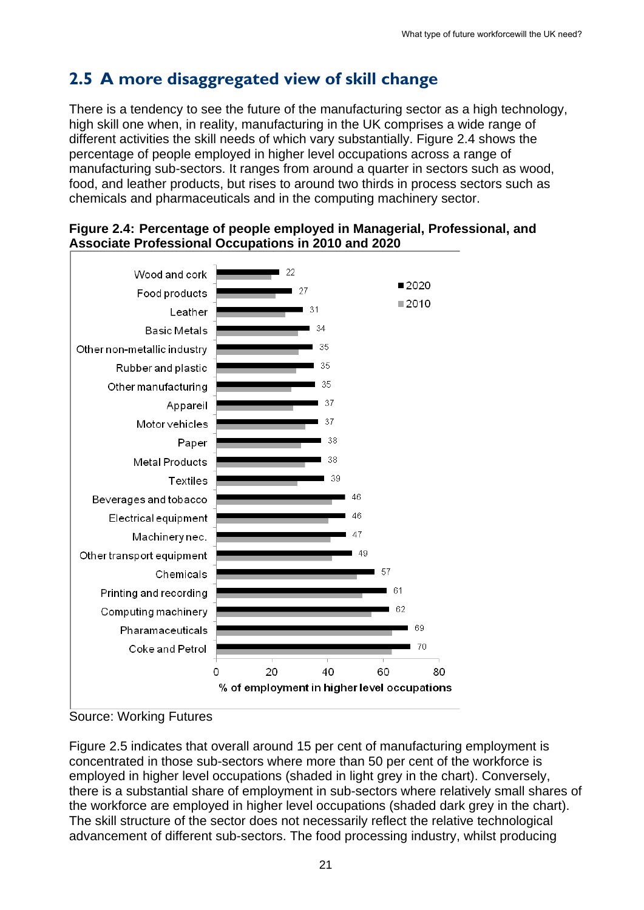## 2.5 A more disaggregated view of skill change

There is a tendency to see the future of the manufacturing sector as a high technology, high skill one when, in reality, manufacturing in the UK comprises a wide range of different activities the skill needs of which vary substantially. Figure 2.4 shows the percentage of people employed in higher level occupations across a range of manufacturing sub-sectors. It ranges from around a quarter in sectors such as wood, food, and leather products, but rises to around two thirds in process sectors such as chemicals and pharmaceuticals and in the computing machinery sector.

**Figure 2.4: Percentage of people employed in Managerial, Professional, and Associate Professional Occupations in 2010 and 2020**

| Sub-sector | 2020 (% of employment in higher level occupations) |
|---|---|
| Wood and cork | 22 |
| Food products | 27 |
| Leather | 31 |
| Basic Metals | 34 |
| Other non-metallic industry | 35 |
| Rubber and plastic | 35 |
| Other manufacturing | 35 |
| Appareil | 37 |
| Motor vehicles | 37 |
| Paper | 38 |
| Metal Products | 38 |
| Textiles | 39 |
| Beverages and tobacco | 46 |
| Electrical equipment | 46 |
| Machinery nec. | 47 |
| Other transport equipment | 49 |
| Chemicals | 57 |
| Printing and recording | 61 |
| Computing machinery | 62 |
| Pharamaceuticals | 69 |
| Coke and Petrol | 70 |

Source: Working Futures

Figure 2.5 indicates that overall around 15 per cent of manufacturing employment is concentrated in those sub-sectors where more than 50 per cent of the workforce is employed in higher level occupations (shaded in light grey in the chart). Conversely, there is a substantial share of employment in sub-sectors where relatively small shares of the workforce are employed in higher level occupations (shaded dark grey in the chart). The skill structure of the sector does not necessarily reflect the relative technological advancement of different sub-sectors. The food processing industry, whilst producing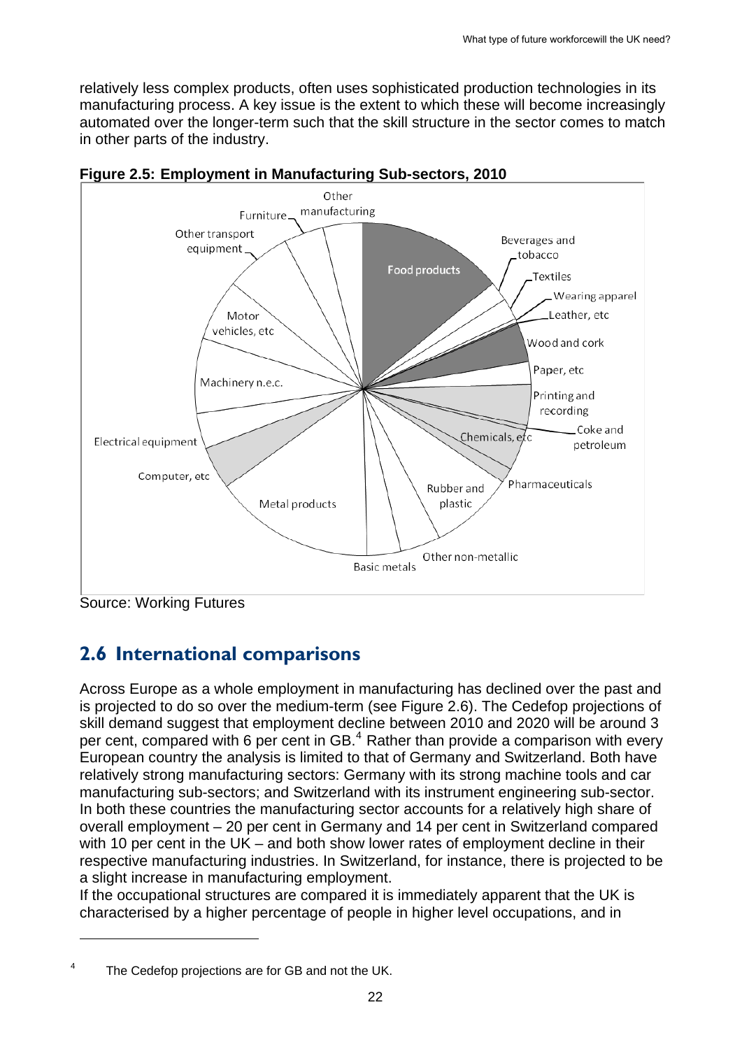relatively less complex products, often uses sophisticated production technologies in its manufacturing process. A key issue is the extent to which these will become increasingly automated over the longer-term such that the skill structure in the sector comes to match in other parts of the industry.

**Figure 2.5: Employment in Manufacturing Sub-sectors, 2010**

Source: Working Futures

## 2.6 International comparisons

Across Europe as a whole employment in manufacturing has declined over the past and is projected to do so over the medium-term (see Figure 2.6). The Cedefop projections of skill demand suggest that employment decline between 2010 and 2020 will be around 3 per cent, compared with 6 per cent in GB.[4] Rather than provide a comparison with every European country the analysis is limited to that of Germany and Switzerland. Both have relatively strong manufacturing sectors: Germany with its strong machine tools and car manufacturing sub-sectors; and Switzerland with its instrument engineering sub-sector. In both these countries the manufacturing sector accounts for a relatively high share of overall employment – 20 per cent in Germany and 14 per cent in Switzerland compared with 10 per cent in the UK – and both show lower rates of employment decline in their respective manufacturing industries. In Switzerland, for instance, there is projected to be a slight increase in manufacturing employment.

If the occupational structures are compared it is immediately apparent that the UK is characterised by a higher percentage of people in higher level occupations, and in

[4] The Cedefop projections are for GB and not the UK.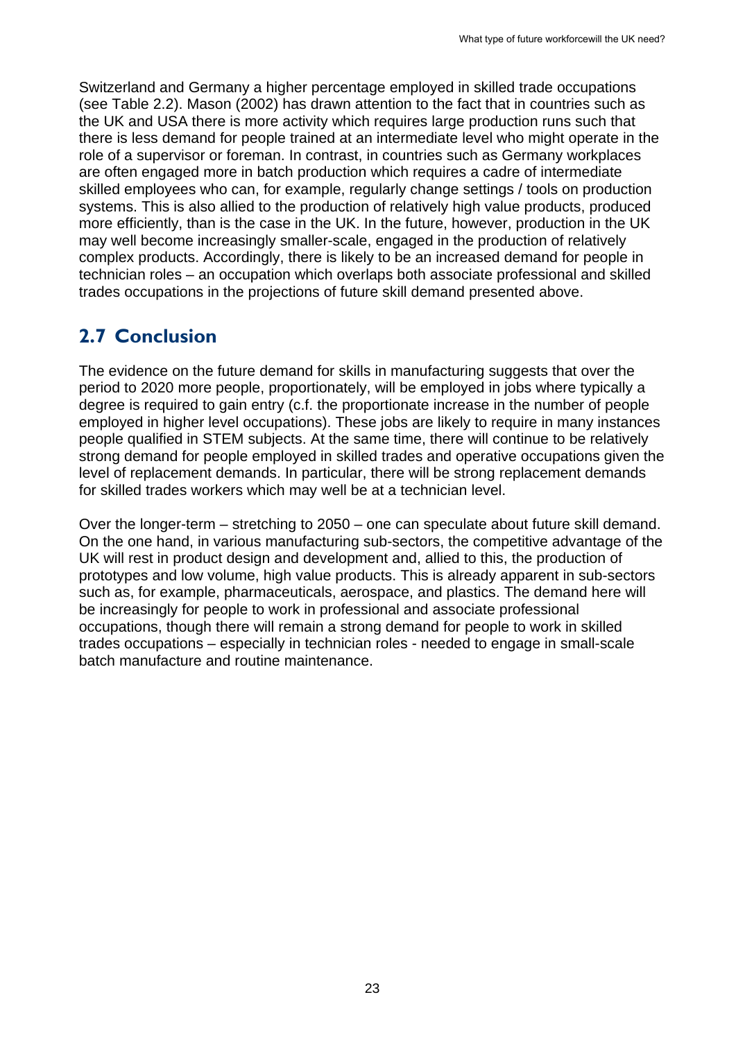Switzerland and Germany a higher percentage employed in skilled trade occupations (see Table 2.2). Mason (2002) has drawn attention to the fact that in countries such as the UK and USA there is more activity which requires large production runs such that there is less demand for people trained at an intermediate level who might operate in the role of a supervisor or foreman. In contrast, in countries such as Germany workplaces are often engaged more in batch production which requires a cadre of intermediate skilled employees who can, for example, regularly change settings / tools on production systems. This is also allied to the production of relatively high value products, produced more efficiently, than is the case in the UK. In the future, however, production in the UK may well become increasingly smaller-scale, engaged in the production of relatively complex products. Accordingly, there is likely to be an increased demand for people in technician roles – an occupation which overlaps both associate professional and skilled trades occupations in the projections of future skill demand presented above.

## 2.7 Conclusion

The evidence on the future demand for skills in manufacturing suggests that over the period to 2020 more people, proportionately, will be employed in jobs where typically a degree is required to gain entry (c.f. the proportionate increase in the number of people employed in higher level occupations). These jobs are likely to require in many instances people qualified in STEM subjects. At the same time, there will continue to be relatively strong demand for people employed in skilled trades and operative occupations given the level of replacement demands. In particular, there will be strong replacement demands for skilled trades workers which may well be at a technician level.

Over the longer-term – stretching to 2050 – one can speculate about future skill demand. On the one hand, in various manufacturing sub-sectors, the competitive advantage of the UK will rest in product design and development and, allied to this, the production of prototypes and low volume, high value products. This is already apparent in sub-sectors such as, for example, pharmaceuticals, aerospace, and plastics. The demand here will be increasingly for people to work in professional and associate professional occupations, though there will remain a strong demand for people to work in skilled trades occupations – especially in technician roles - needed to engage in small-scale batch manufacture and routine maintenance.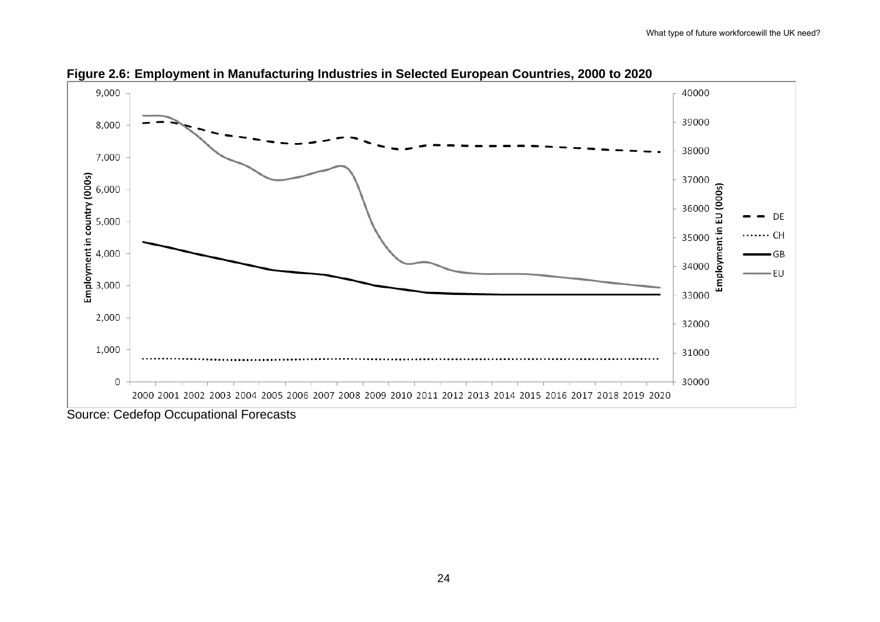**Figure 2.6: Employment in Manufacturing Industries in Selected European Countries, 2000 to 2020**

Source: Cedefop Occupational Forecasts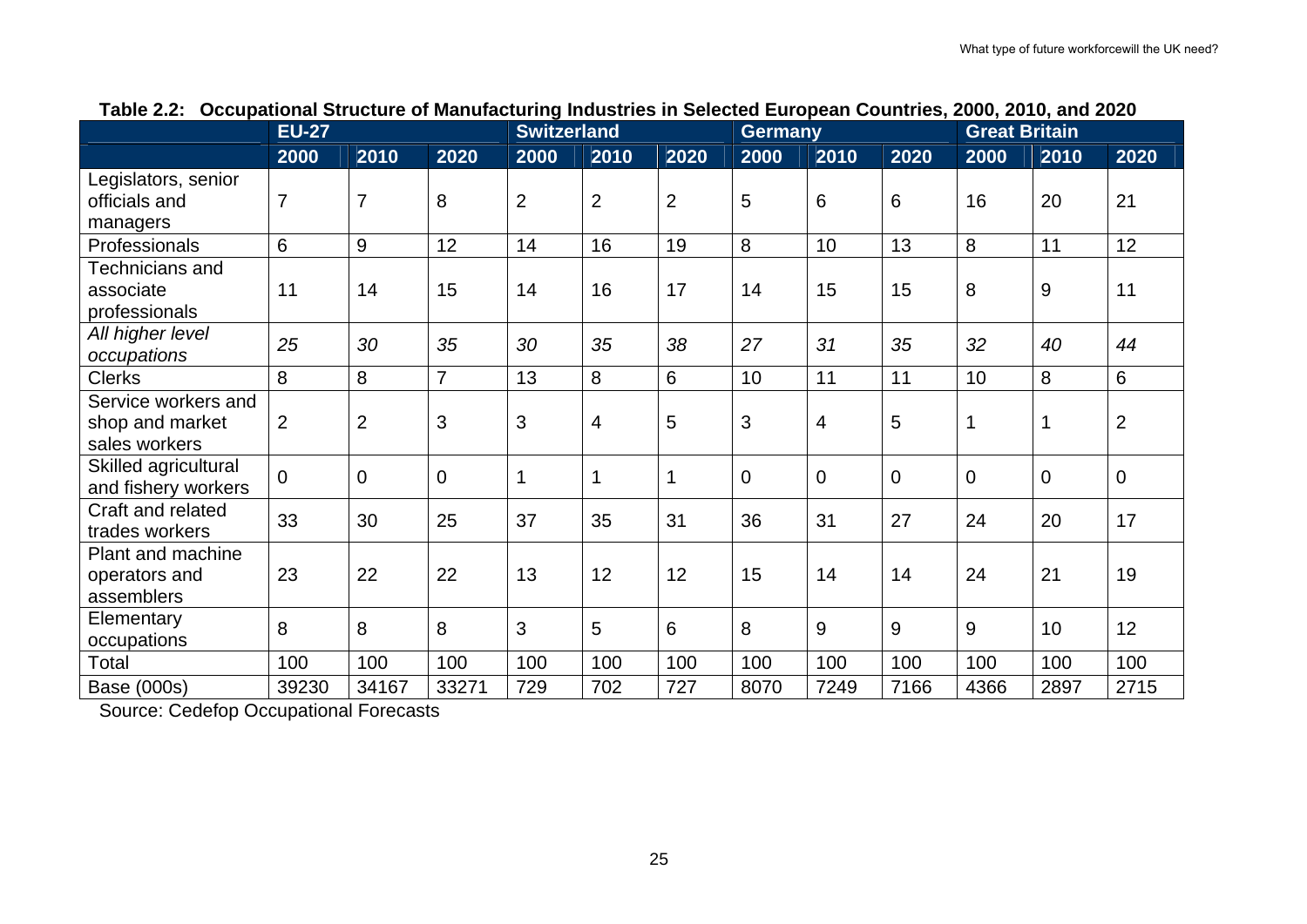**Table 2.2: Occupational Structure of Manufacturing Industries in Selected European Countries, 2000, 2010, and 2020**

| | EU-27 | | | Switzerland | | | Germany | | | Great Britain | | |
|---|---|---|---|---|---|---|---|---|---|---|---|---|
| | 2000 | 2010 | 2020 | 2000 | 2010 | 2020 | 2000 | 2010 | 2020 | 2000 | 2010 | 2020 |
| Legislators, senior officials and managers | 7 | 7 | 8 | 2 | 2 | 2 | 5 | 6 | 6 | 16 | 20 | 21 |
| Professionals | 6 | 9 | 12 | 14 | 16 | 19 | 8 | 10 | 13 | 8 | 11 | 12 |
| Technicians and associate professionals | 11 | 14 | 15 | 14 | 16 | 17 | 14 | 15 | 15 | 8 | 9 | 11 |
| *All higher level occupations* | *25* | *30* | *35* | *30* | *35* | *38* | *27* | *31* | *35* | *32* | *40* | *44* |
| Clerks | 8 | 8 | 7 | 13 | 8 | 6 | 10 | 11 | 11 | 10 | 8 | 6 |
| Service workers and shop and market sales workers | 2 | 2 | 3 | 3 | 4 | 5 | 3 | 4 | 5 | 1 | 1 | 2 |
| Skilled agricultural and fishery workers | 0 | 0 | 0 | 1 | 1 | 1 | 0 | 0 | 0 | 0 | 0 | 0 |
| Craft and related trades workers | 33 | 30 | 25 | 37 | 35 | 31 | 36 | 31 | 27 | 24 | 20 | 17 |
| Plant and machine operators and assemblers | 23 | 22 | 22 | 13 | 12 | 12 | 15 | 14 | 14 | 24 | 21 | 19 |
| Elementary occupations | 8 | 8 | 8 | 3 | 5 | 6 | 8 | 9 | 9 | 9 | 10 | 12 |
| Total | 100 | 100 | 100 | 100 | 100 | 100 | 100 | 100 | 100 | 100 | 100 | 100 |
| Base (000s) | 39230 | 34167 | 33271 | 729 | 702 | 727 | 8070 | 7249 | 7166 | 4366 | 2897 | 2715 |

Source: Cedefop Occupational Forecasts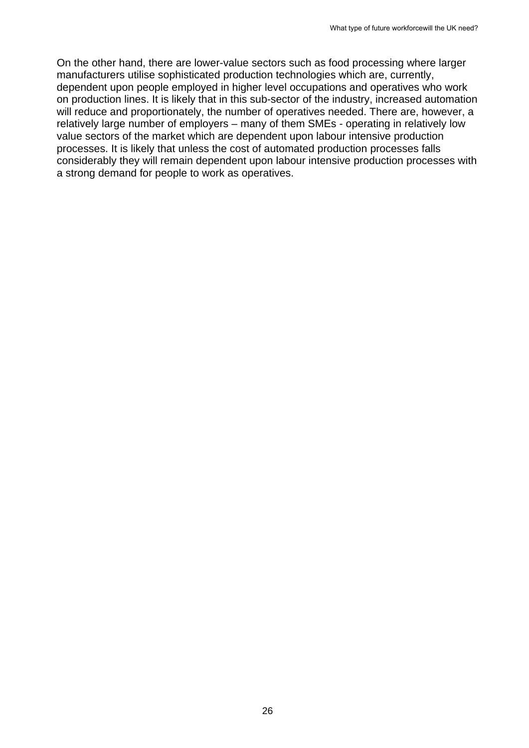On the other hand, there are lower-value sectors such as food processing where larger manufacturers utilise sophisticated production technologies which are, currently, dependent upon people employed in higher level occupations and operatives who work on production lines. It is likely that in this sub-sector of the industry, increased automation will reduce and proportionately, the number of operatives needed. There are, however, a relatively large number of employers – many of them SMEs - operating in relatively low value sectors of the market which are dependent upon labour intensive production processes. It is likely that unless the cost of automated production processes falls considerably they will remain dependent upon labour intensive production processes with a strong demand for people to work as operatives.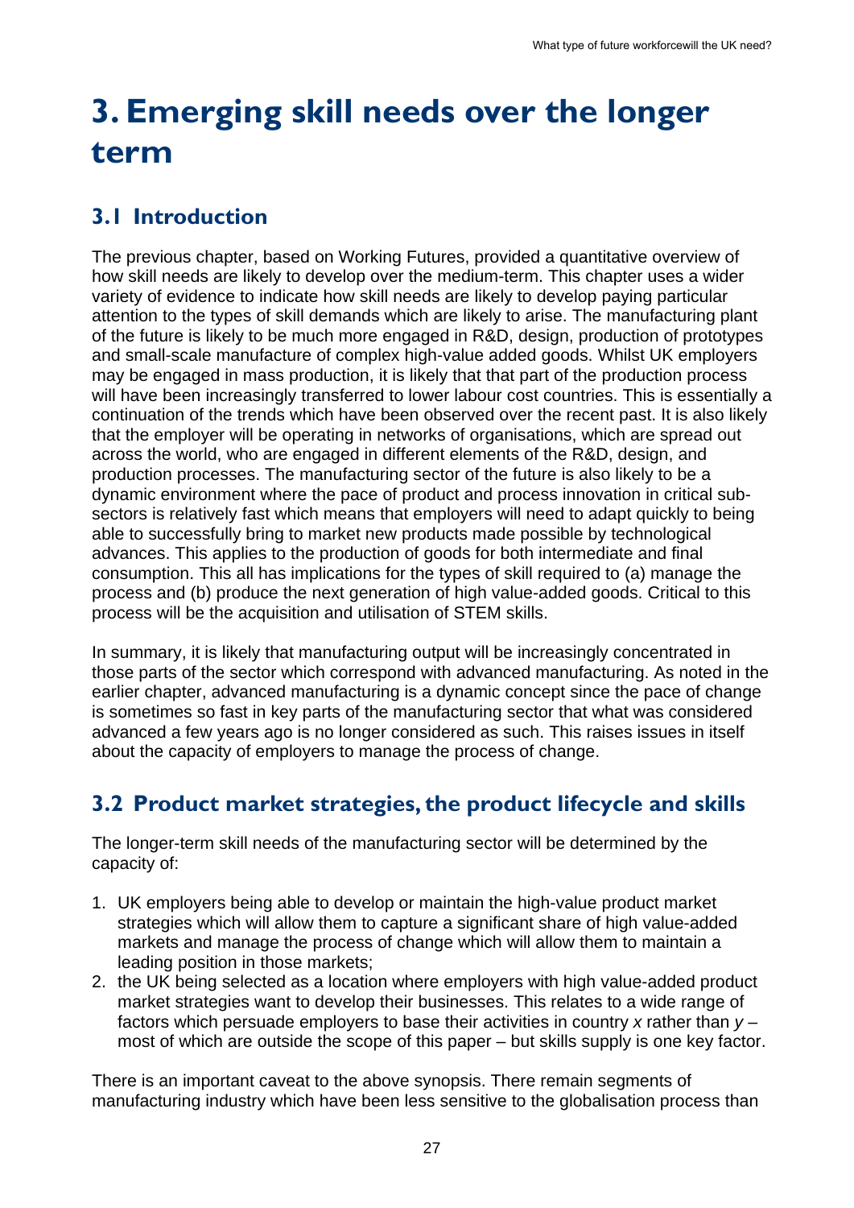# 3. Emerging skill needs over the longer term

## 3.1 Introduction

The previous chapter, based on Working Futures, provided a quantitative overview of how skill needs are likely to develop over the medium-term. This chapter uses a wider variety of evidence to indicate how skill needs are likely to develop paying particular attention to the types of skill demands which are likely to arise. The manufacturing plant of the future is likely to be much more engaged in R&D, design, production of prototypes and small-scale manufacture of complex high-value added goods. Whilst UK employers may be engaged in mass production, it is likely that that part of the production process will have been increasingly transferred to lower labour cost countries. This is essentially a continuation of the trends which have been observed over the recent past. It is also likely that the employer will be operating in networks of organisations, which are spread out across the world, who are engaged in different elements of the R&D, design, and production processes. The manufacturing sector of the future is also likely to be a dynamic environment where the pace of product and process innovation in critical sub-sectors is relatively fast which means that employers will need to adapt quickly to being able to successfully bring to market new products made possible by technological advances. This applies to the production of goods for both intermediate and final consumption. This all has implications for the types of skill required to (a) manage the process and (b) produce the next generation of high value-added goods. Critical to this process will be the acquisition and utilisation of STEM skills.

In summary, it is likely that manufacturing output will be increasingly concentrated in those parts of the sector which correspond with advanced manufacturing. As noted in the earlier chapter, advanced manufacturing is a dynamic concept since the pace of change is sometimes so fast in key parts of the manufacturing sector that what was considered advanced a few years ago is no longer considered as such. This raises issues in itself about the capacity of employers to manage the process of change.

## 3.2 Product market strategies, the product lifecycle and skills

The longer-term skill needs of the manufacturing sector will be determined by the capacity of:

1. UK employers being able to develop or maintain the high-value product market strategies which will allow them to capture a significant share of high value-added markets and manage the process of change which will allow them to maintain a leading position in those markets;
2. the UK being selected as a location where employers with high value-added product market strategies want to develop their businesses. This relates to a wide range of factors which persuade employers to base their activities in country *x* rather than *y* – most of which are outside the scope of this paper – but skills supply is one key factor.

There is an important caveat to the above synopsis. There remain segments of manufacturing industry which have been less sensitive to the globalisation process than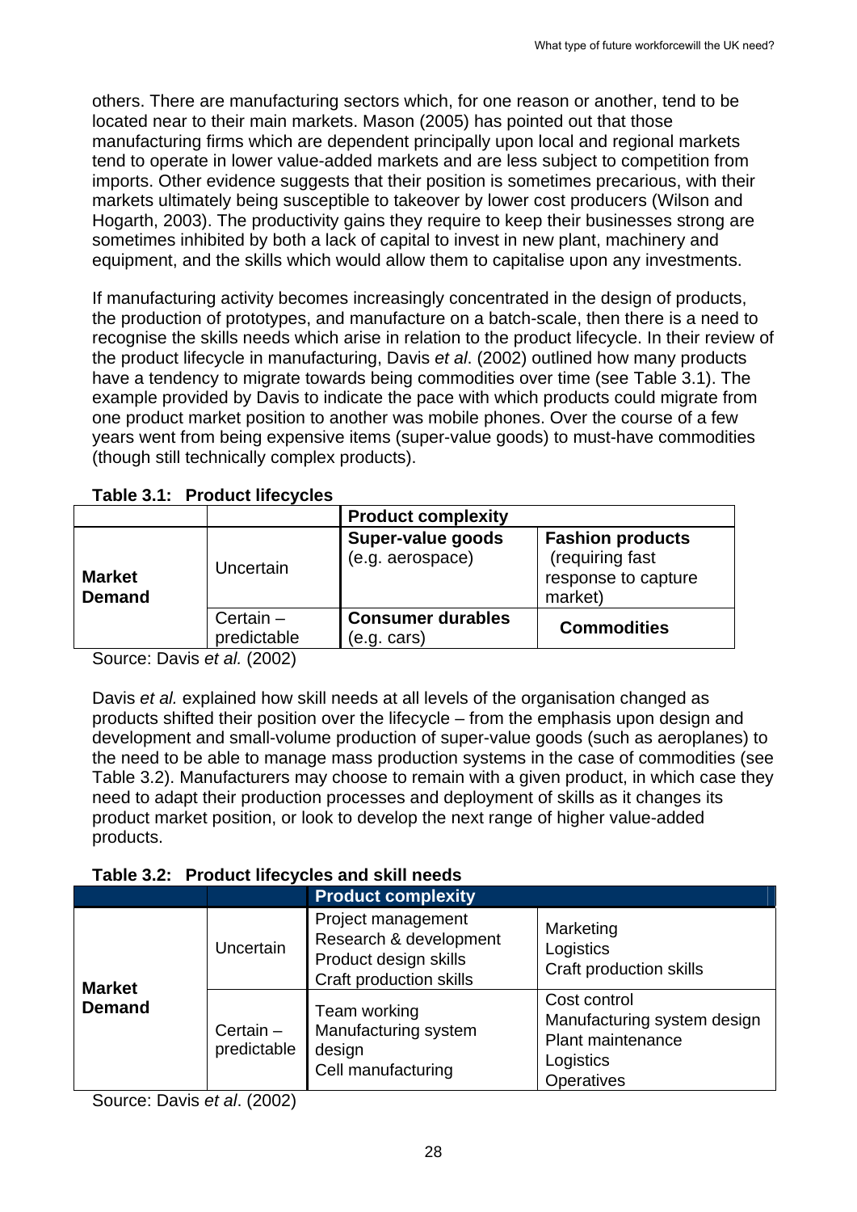others. There are manufacturing sectors which, for one reason or another, tend to be located near to their main markets. Mason (2005) has pointed out that those manufacturing firms which are dependent principally upon local and regional markets tend to operate in lower value-added markets and are less subject to competition from imports. Other evidence suggests that their position is sometimes precarious, with their markets ultimately being susceptible to takeover by lower cost producers (Wilson and Hogarth, 2003). The productivity gains they require to keep their businesses strong are sometimes inhibited by both a lack of capital to invest in new plant, machinery and equipment, and the skills which would allow them to capitalise upon any investments.

If manufacturing activity becomes increasingly concentrated in the design of products, the production of prototypes, and manufacture on a batch-scale, then there is a need to recognise the skills needs which arise in relation to the product lifecycle. In their review of the product lifecycle in manufacturing, Davis *et al*. (2002) outlined how many products have a tendency to migrate towards being commodities over time (see Table 3.1). The example provided by Davis to indicate the pace with which products could migrate from one product market position to another was mobile phones. Over the course of a few years went from being expensive items (super-value goods) to must-have commodities (though still technically complex products).

**Table 3.1: Product lifecycles**

| | | **Product complexity** | |
|---|---|---|---|
| **Market Demand** | Uncertain | **Super-value goods** (e.g. aerospace) | **Fashion products** (requiring fast response to capture market) |
| | Certain – predictable | **Consumer durables** (e.g. cars) | **Commodities** |

Source: Davis *et al.* (2002)

Davis *et al.* explained how skill needs at all levels of the organisation changed as products shifted their position over the lifecycle – from the emphasis upon design and development and small-volume production of super-value goods (such as aeroplanes) to the need to be able to manage mass production systems in the case of commodities (see Table 3.2). Manufacturers may choose to remain with a given product, in which case they need to adapt their production processes and deployment of skills as it changes its product market position, or look to develop the next range of higher value-added products.

**Table 3.2: Product lifecycles and skill needs**

| | | **Product complexity** | |
|---|---|---|---|
| **Market Demand** | Uncertain | Project management<br>Research & development<br>Product design skills<br>Craft production skills | Marketing<br>Logistics<br>Craft production skills |
| | Certain – predictable | Team working<br>Manufacturing system design<br>Cell manufacturing | Cost control<br>Manufacturing system design<br>Plant maintenance<br>Logistics<br>Operatives |

Source: Davis *et al*. (2002)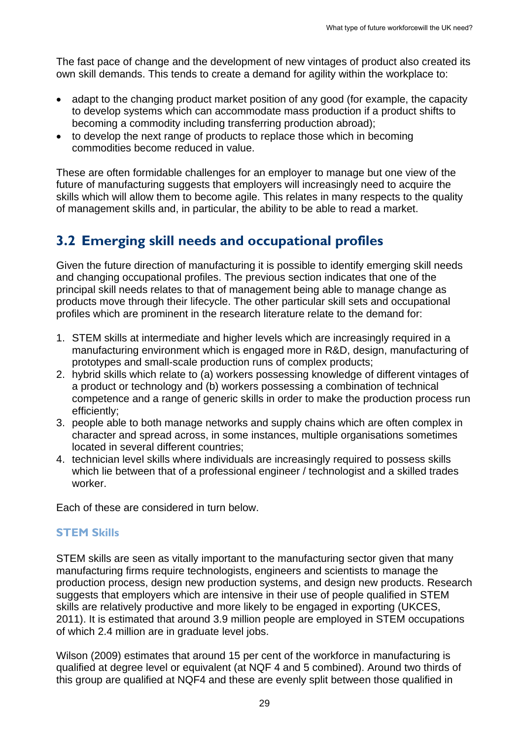The fast pace of change and the development of new vintages of product also created its own skill demands. This tends to create a demand for agility within the workplace to:

- adapt to the changing product market position of any good (for example, the capacity to develop systems which can accommodate mass production if a product shifts to becoming a commodity including transferring production abroad);
- to develop the next range of products to replace those which in becoming commodities become reduced in value.

These are often formidable challenges for an employer to manage but one view of the future of manufacturing suggests that employers will increasingly need to acquire the skills which will allow them to become agile. This relates in many respects to the quality of management skills and, in particular, the ability to be able to read a market.

## 3.2 Emerging skill needs and occupational profiles

Given the future direction of manufacturing it is possible to identify emerging skill needs and changing occupational profiles. The previous section indicates that one of the principal skill needs relates to that of management being able to manage change as products move through their lifecycle. The other particular skill sets and occupational profiles which are prominent in the research literature relate to the demand for:

1. STEM skills at intermediate and higher levels which are increasingly required in a manufacturing environment which is engaged more in R&D, design, manufacturing of prototypes and small-scale production runs of complex products;
2. hybrid skills which relate to (a) workers possessing knowledge of different vintages of a product or technology and (b) workers possessing a combination of technical competence and a range of generic skills in order to make the production process run efficiently;
3. people able to both manage networks and supply chains which are often complex in character and spread across, in some instances, multiple organisations sometimes located in several different countries;
4. technician level skills where individuals are increasingly required to possess skills which lie between that of a professional engineer / technologist and a skilled trades worker.

Each of these are considered in turn below.

### STEM Skills

STEM skills are seen as vitally important to the manufacturing sector given that many manufacturing firms require technologists, engineers and scientists to manage the production process, design new production systems, and design new products. Research suggests that employers which are intensive in their use of people qualified in STEM skills are relatively productive and more likely to be engaged in exporting (UKCES, 2011). It is estimated that around 3.9 million people are employed in STEM occupations of which 2.4 million are in graduate level jobs.

Wilson (2009) estimates that around 15 per cent of the workforce in manufacturing is qualified at degree level or equivalent (at NQF 4 and 5 combined). Around two thirds of this group are qualified at NQF4 and these are evenly split between those qualified in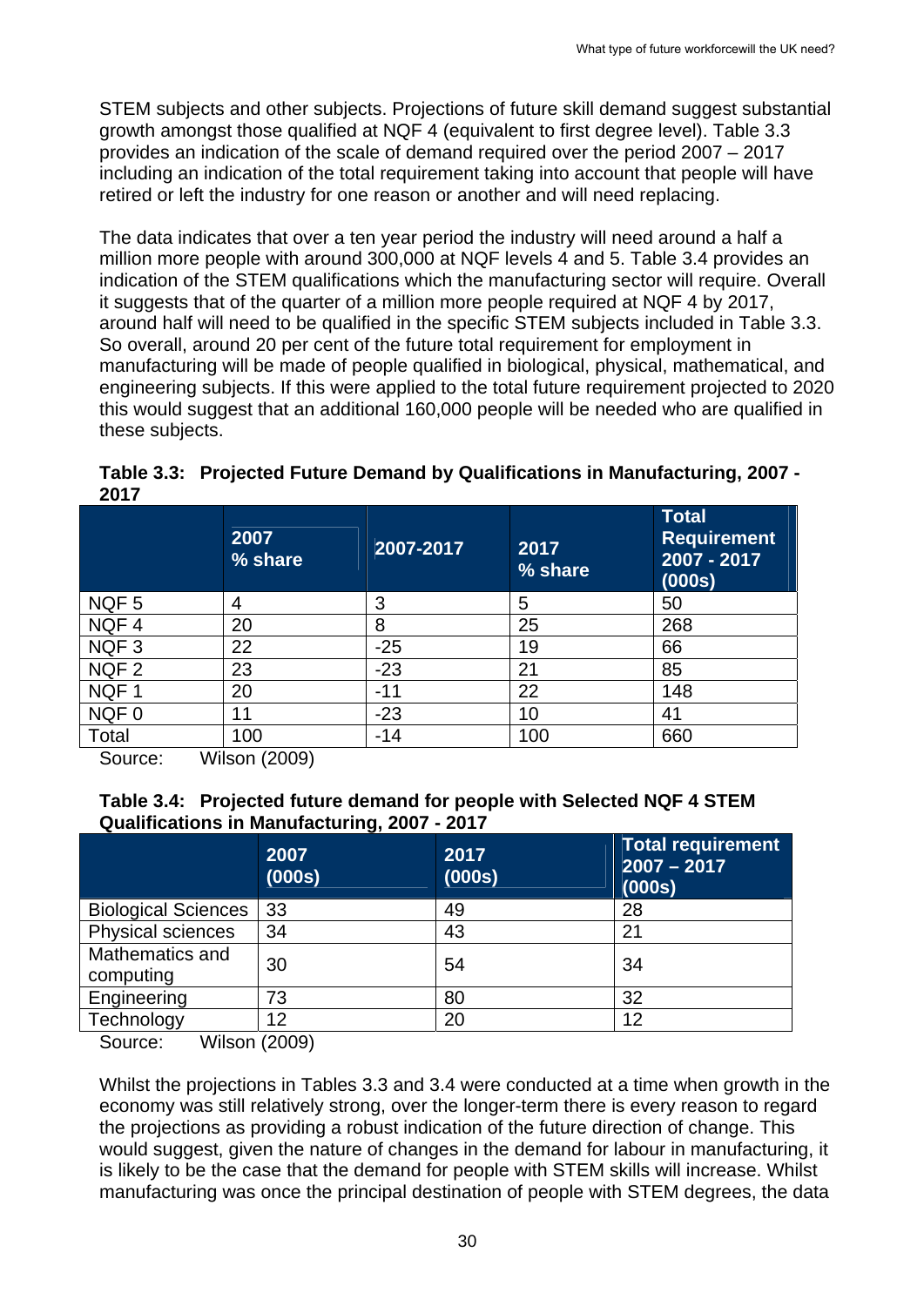STEM subjects and other subjects. Projections of future skill demand suggest substantial growth amongst those qualified at NQF 4 (equivalent to first degree level). Table 3.3 provides an indication of the scale of demand required over the period 2007 – 2017 including an indication of the total requirement taking into account that people will have retired or left the industry for one reason or another and will need replacing.

The data indicates that over a ten year period the industry will need around a half a million more people with around 300,000 at NQF levels 4 and 5. Table 3.4 provides an indication of the STEM qualifications which the manufacturing sector will require. Overall it suggests that of the quarter of a million more people required at NQF 4 by 2017, around half will need to be qualified in the specific STEM subjects included in Table 3.3. So overall, around 20 per cent of the future total requirement for employment in manufacturing will be made of people qualified in biological, physical, mathematical, and engineering subjects. If this were applied to the total future requirement projected to 2020 this would suggest that an additional 160,000 people will be needed who are qualified in these subjects.

**Table 3.3: Projected Future Demand by Qualifications in Manufacturing, 2007 - 2017**

| | 2007 % share | 2007-2017 | 2017 % share | Total Requirement 2007 - 2017 (000s) |
|---|---|---|---|---|
| NQF 5 | 4 | 3 | 5 | 50 |
| NQF 4 | 20 | 8 | 25 | 268 |
| NQF 3 | 22 | -25 | 19 | 66 |
| NQF 2 | 23 | -23 | 21 | 85 |
| NQF 1 | 20 | -11 | 22 | 148 |
| NQF 0 | 11 | -23 | 10 | 41 |
| Total | 100 | -14 | 100 | 660 |

Source: Wilson (2009)

**Table 3.4: Projected future demand for people with Selected NQF 4 STEM Qualifications in Manufacturing, 2007 - 2017**

| | 2007 (000s) | 2017 (000s) | Total requirement 2007 – 2017 (000s) |
|---|---|---|---|
| Biological Sciences | 33 | 49 | 28 |
| Physical sciences | 34 | 43 | 21 |
| Mathematics and computing | 30 | 54 | 34 |
| Engineering | 73 | 80 | 32 |
| Technology | 12 | 20 | 12 |

Source: Wilson (2009)

Whilst the projections in Tables 3.3 and 3.4 were conducted at a time when growth in the economy was still relatively strong, over the longer-term there is every reason to regard the projections as providing a robust indication of the future direction of change. This would suggest, given the nature of changes in the demand for labour in manufacturing, it is likely to be the case that the demand for people with STEM skills will increase. Whilst manufacturing was once the principal destination of people with STEM degrees, the data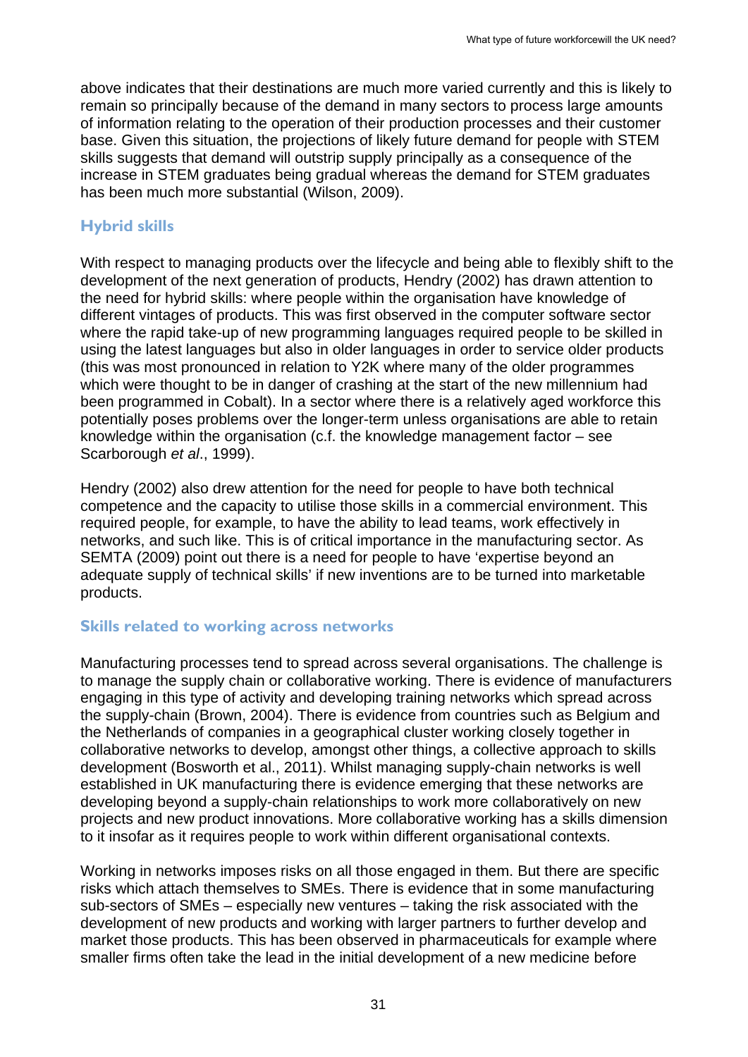above indicates that their destinations are much more varied currently and this is likely to remain so principally because of the demand in many sectors to process large amounts of information relating to the operation of their production processes and their customer base. Given this situation, the projections of likely future demand for people with STEM skills suggests that demand will outstrip supply principally as a consequence of the increase in STEM graduates being gradual whereas the demand for STEM graduates has been much more substantial (Wilson, 2009).

### Hybrid skills

With respect to managing products over the lifecycle and being able to flexibly shift to the development of the next generation of products, Hendry (2002) has drawn attention to the need for hybrid skills: where people within the organisation have knowledge of different vintages of products. This was first observed in the computer software sector where the rapid take-up of new programming languages required people to be skilled in using the latest languages but also in older languages in order to service older products (this was most pronounced in relation to Y2K where many of the older programmes which were thought to be in danger of crashing at the start of the new millennium had been programmed in Cobalt). In a sector where there is a relatively aged workforce this potentially poses problems over the longer-term unless organisations are able to retain knowledge within the organisation (c.f. the knowledge management factor – see Scarborough *et al*., 1999).

Hendry (2002) also drew attention for the need for people to have both technical competence and the capacity to utilise those skills in a commercial environment. This required people, for example, to have the ability to lead teams, work effectively in networks, and such like. This is of critical importance in the manufacturing sector. As SEMTA (2009) point out there is a need for people to have 'expertise beyond an adequate supply of technical skills' if new inventions are to be turned into marketable products.

### Skills related to working across networks

Manufacturing processes tend to spread across several organisations. The challenge is to manage the supply chain or collaborative working. There is evidence of manufacturers engaging in this type of activity and developing training networks which spread across the supply-chain (Brown, 2004). There is evidence from countries such as Belgium and the Netherlands of companies in a geographical cluster working closely together in collaborative networks to develop, amongst other things, a collective approach to skills development (Bosworth et al., 2011). Whilst managing supply-chain networks is well established in UK manufacturing there is evidence emerging that these networks are developing beyond a supply-chain relationships to work more collaboratively on new projects and new product innovations. More collaborative working has a skills dimension to it insofar as it requires people to work within different organisational contexts.

Working in networks imposes risks on all those engaged in them. But there are specific risks which attach themselves to SMEs. There is evidence that in some manufacturing sub-sectors of SMEs – especially new ventures – taking the risk associated with the development of new products and working with larger partners to further develop and market those products. This has been observed in pharmaceuticals for example where smaller firms often take the lead in the initial development of a new medicine before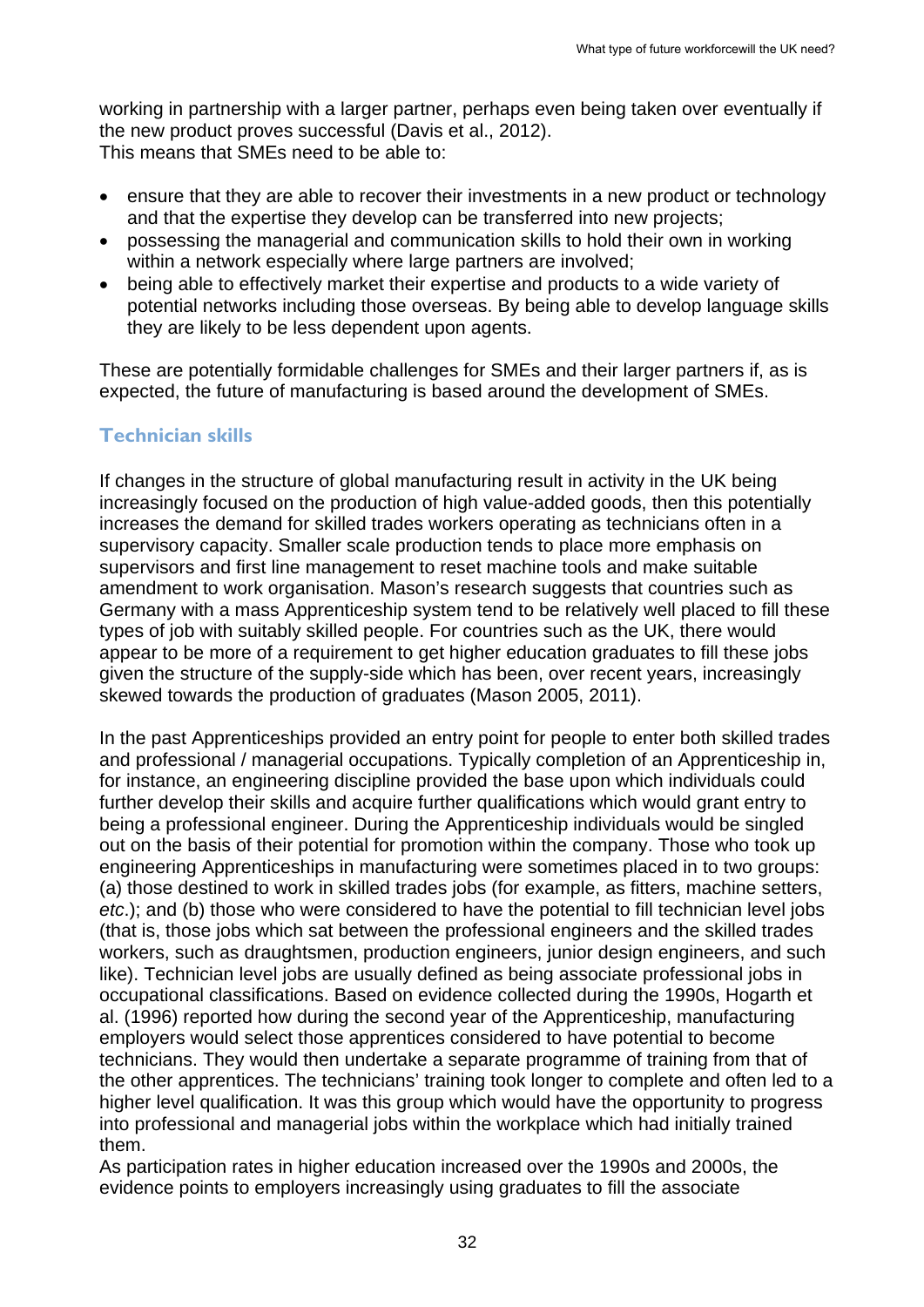working in partnership with a larger partner, perhaps even being taken over eventually if the new product proves successful (Davis et al., 2012).
This means that SMEs need to be able to:

- ensure that they are able to recover their investments in a new product or technology and that the expertise they develop can be transferred into new projects;
- possessing the managerial and communication skills to hold their own in working within a network especially where large partners are involved;
- being able to effectively market their expertise and products to a wide variety of potential networks including those overseas. By being able to develop language skills they are likely to be less dependent upon agents.

These are potentially formidable challenges for SMEs and their larger partners if, as is expected, the future of manufacturing is based around the development of SMEs.

### Technician skills

If changes in the structure of global manufacturing result in activity in the UK being increasingly focused on the production of high value-added goods, then this potentially increases the demand for skilled trades workers operating as technicians often in a supervisory capacity. Smaller scale production tends to place more emphasis on supervisors and first line management to reset machine tools and make suitable amendment to work organisation. Mason's research suggests that countries such as Germany with a mass Apprenticeship system tend to be relatively well placed to fill these types of job with suitably skilled people. For countries such as the UK, there would appear to be more of a requirement to get higher education graduates to fill these jobs given the structure of the supply-side which has been, over recent years, increasingly skewed towards the production of graduates (Mason 2005, 2011).

In the past Apprenticeships provided an entry point for people to enter both skilled trades and professional / managerial occupations. Typically completion of an Apprenticeship in, for instance, an engineering discipline provided the base upon which individuals could further develop their skills and acquire further qualifications which would grant entry to being a professional engineer. During the Apprenticeship individuals would be singled out on the basis of their potential for promotion within the company. Those who took up engineering Apprenticeships in manufacturing were sometimes placed in to two groups: (a) those destined to work in skilled trades jobs (for example, as fitters, machine setters, *etc*.); and (b) those who were considered to have the potential to fill technician level jobs (that is, those jobs which sat between the professional engineers and the skilled trades workers, such as draughtsmen, production engineers, junior design engineers, and such like). Technician level jobs are usually defined as being associate professional jobs in occupational classifications. Based on evidence collected during the 1990s, Hogarth et al. (1996) reported how during the second year of the Apprenticeship, manufacturing employers would select those apprentices considered to have potential to become technicians. They would then undertake a separate programme of training from that of the other apprentices. The technicians' training took longer to complete and often led to a higher level qualification. It was this group which would have the opportunity to progress into professional and managerial jobs within the workplace which had initially trained them.
As participation rates in higher education increased over the 1990s and 2000s, the evidence points to employers increasingly using graduates to fill the associate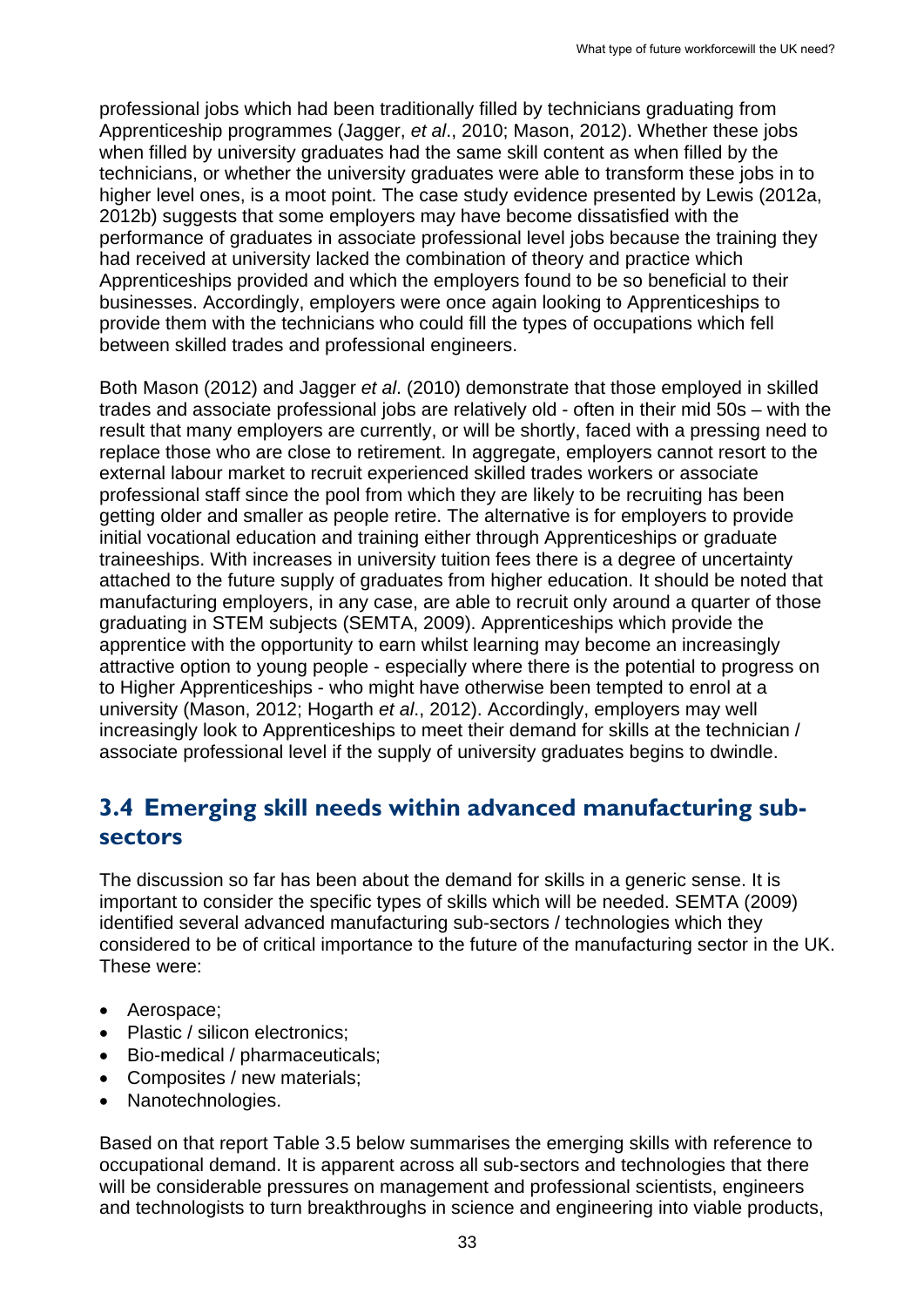professional jobs which had been traditionally filled by technicians graduating from Apprenticeship programmes (Jagger, *et al*., 2010; Mason, 2012). Whether these jobs when filled by university graduates had the same skill content as when filled by the technicians, or whether the university graduates were able to transform these jobs in to higher level ones, is a moot point. The case study evidence presented by Lewis (2012a, 2012b) suggests that some employers may have become dissatisfied with the performance of graduates in associate professional level jobs because the training they had received at university lacked the combination of theory and practice which Apprenticeships provided and which the employers found to be so beneficial to their businesses. Accordingly, employers were once again looking to Apprenticeships to provide them with the technicians who could fill the types of occupations which fell between skilled trades and professional engineers.

Both Mason (2012) and Jagger *et al*. (2010) demonstrate that those employed in skilled trades and associate professional jobs are relatively old - often in their mid 50s – with the result that many employers are currently, or will be shortly, faced with a pressing need to replace those who are close to retirement. In aggregate, employers cannot resort to the external labour market to recruit experienced skilled trades workers or associate professional staff since the pool from which they are likely to be recruiting has been getting older and smaller as people retire. The alternative is for employers to provide initial vocational education and training either through Apprenticeships or graduate traineeships. With increases in university tuition fees there is a degree of uncertainty attached to the future supply of graduates from higher education. It should be noted that manufacturing employers, in any case, are able to recruit only around a quarter of those graduating in STEM subjects (SEMTA, 2009). Apprenticeships which provide the apprentice with the opportunity to earn whilst learning may become an increasingly attractive option to young people - especially where there is the potential to progress on to Higher Apprenticeships - who might have otherwise been tempted to enrol at a university (Mason, 2012; Hogarth *et al*., 2012). Accordingly, employers may well increasingly look to Apprenticeships to meet their demand for skills at the technician / associate professional level if the supply of university graduates begins to dwindle.

## 3.4 Emerging skill needs within advanced manufacturing sub-sectors

The discussion so far has been about the demand for skills in a generic sense. It is important to consider the specific types of skills which will be needed. SEMTA (2009) identified several advanced manufacturing sub-sectors / technologies which they considered to be of critical importance to the future of the manufacturing sector in the UK. These were:

- Aerospace;
- Plastic / silicon electronics;
- Bio-medical / pharmaceuticals;
- Composites / new materials;
- Nanotechnologies.

Based on that report Table 3.5 below summarises the emerging skills with reference to occupational demand. It is apparent across all sub-sectors and technologies that there will be considerable pressures on management and professional scientists, engineers and technologists to turn breakthroughs in science and engineering into viable products,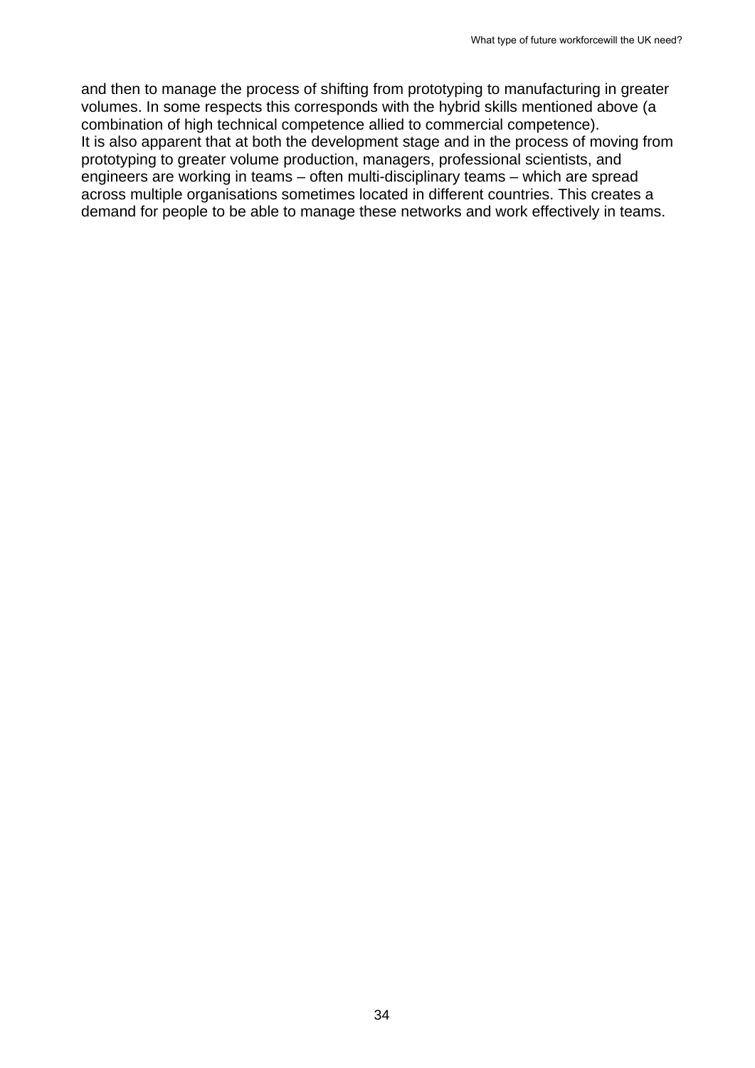and then to manage the process of shifting from prototyping to manufacturing in greater volumes. In some respects this corresponds with the hybrid skills mentioned above (a combination of high technical competence allied to commercial competence).

It is also apparent that at both the development stage and in the process of moving from prototyping to greater volume production, managers, professional scientists, and engineers are working in teams – often multi-disciplinary teams – which are spread across multiple organisations sometimes located in different countries. This creates a demand for people to be able to manage these networks and work effectively in teams.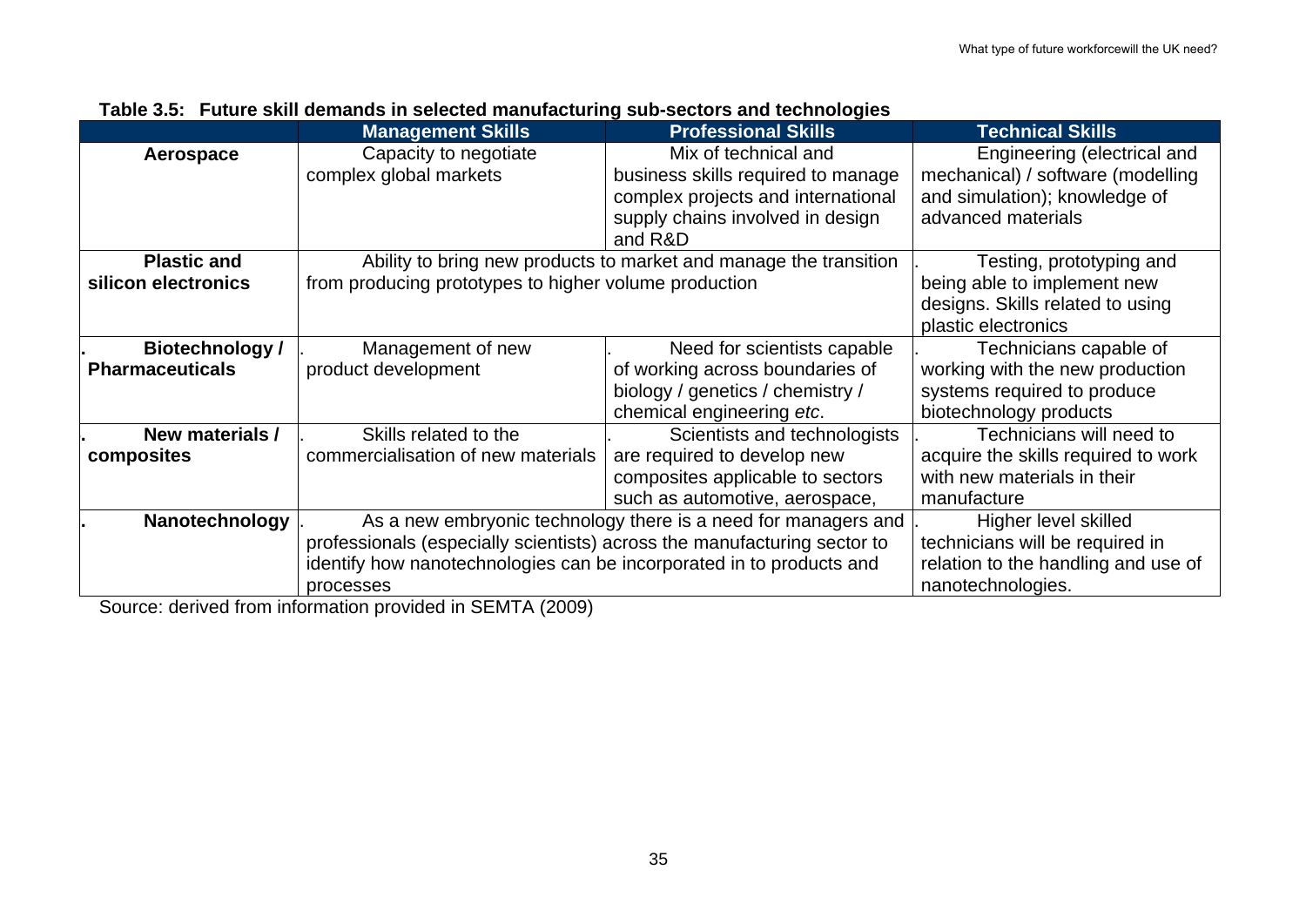**Table 3.5: Future skill demands in selected manufacturing sub-sectors and technologies**

| | Management Skills | Professional Skills | Technical Skills |
|---|---|---|---|
| **Aerospace** | Capacity to negotiate complex global markets | Mix of technical and business skills required to manage complex projects and international supply chains involved in design and R&D | Engineering (electrical and mechanical) / software (modelling and simulation); knowledge of advanced materials |
| **Plastic and silicon electronics** | Ability to bring new products to market and manage the transition from producing prototypes to higher volume production | | Testing, prototyping and being able to implement new designs. Skills related to using plastic electronics |
| **Biotechnology / Pharmaceuticals** | Management of new product development | Need for scientists capable of working across boundaries of biology / genetics / chemistry / chemical engineering *etc*. | Technicians capable of working with the new production systems required to produce biotechnology products |
| **New materials / composites** | Skills related to the commercialisation of new materials | Scientists and technologists are required to develop new composites applicable to sectors such as automotive, aerospace, | Technicians will need to acquire the skills required to work with new materials in their manufacture |
| **Nanotechnology** | As a new embryonic technology there is a need for managers and professionals (especially scientists) across the manufacturing sector to identify how nanotechnologies can be incorporated in to products and processes | | Higher level skilled technicians will be required in relation to the handling and use of nanotechnologies. |

Source: derived from information provided in SEMTA (2009)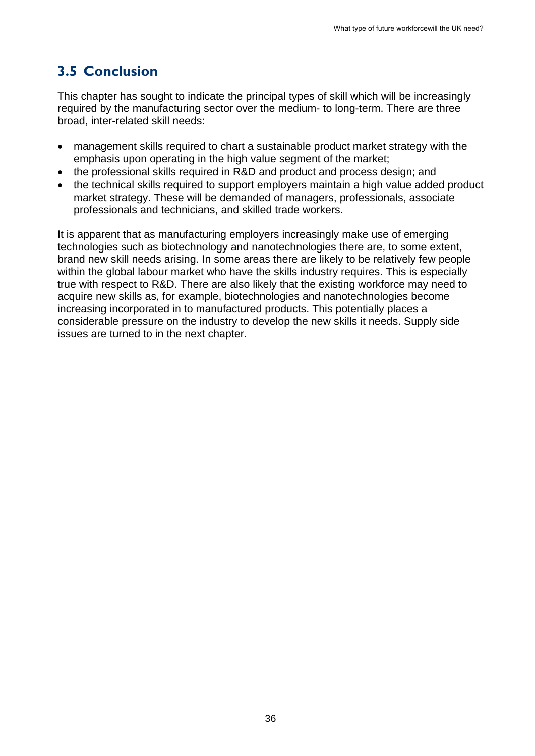## 3.5 Conclusion

This chapter has sought to indicate the principal types of skill which will be increasingly required by the manufacturing sector over the medium- to long-term. There are three broad, inter-related skill needs:

- management skills required to chart a sustainable product market strategy with the emphasis upon operating in the high value segment of the market;
- the professional skills required in R&D and product and process design; and
- the technical skills required to support employers maintain a high value added product market strategy. These will be demanded of managers, professionals, associate professionals and technicians, and skilled trade workers.

It is apparent that as manufacturing employers increasingly make use of emerging technologies such as biotechnology and nanotechnologies there are, to some extent, brand new skill needs arising. In some areas there are likely to be relatively few people within the global labour market who have the skills industry requires. This is especially true with respect to R&D. There are also likely that the existing workforce may need to acquire new skills as, for example, biotechnologies and nanotechnologies become increasing incorporated in to manufactured products. This potentially places a considerable pressure on the industry to develop the new skills it needs. Supply side issues are turned to in the next chapter.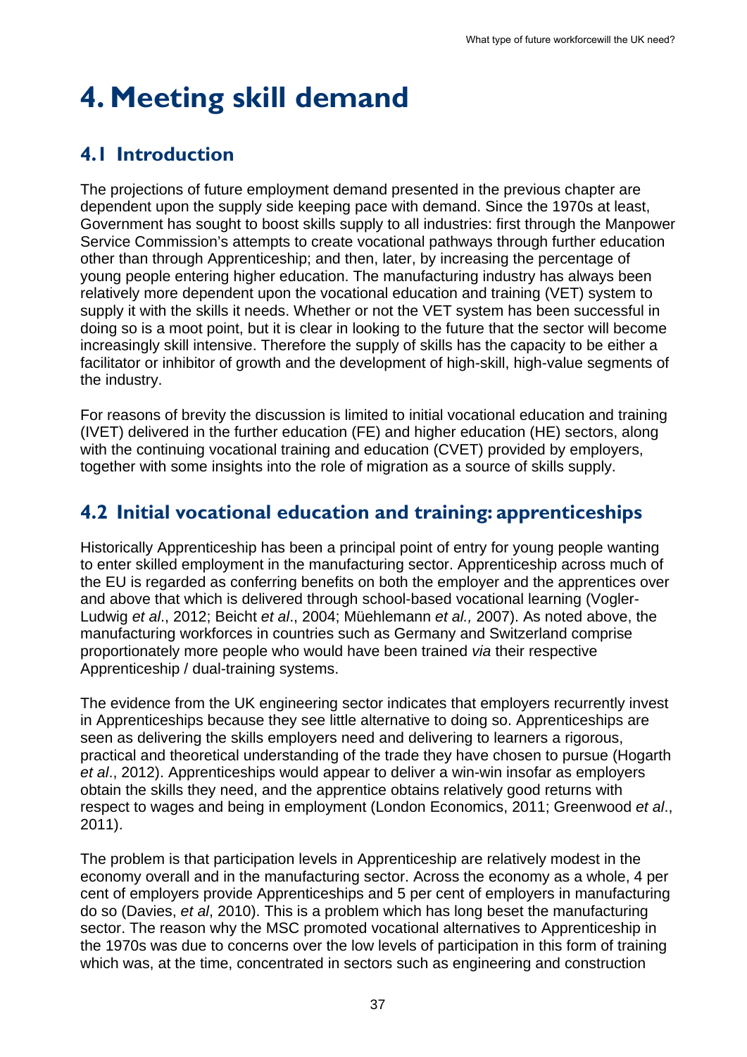# 4. Meeting skill demand

## 4.1 Introduction

The projections of future employment demand presented in the previous chapter are dependent upon the supply side keeping pace with demand. Since the 1970s at least, Government has sought to boost skills supply to all industries: first through the Manpower Service Commission's attempts to create vocational pathways through further education other than through Apprenticeship; and then, later, by increasing the percentage of young people entering higher education. The manufacturing industry has always been relatively more dependent upon the vocational education and training (VET) system to supply it with the skills it needs. Whether or not the VET system has been successful in doing so is a moot point, but it is clear in looking to the future that the sector will become increasingly skill intensive. Therefore the supply of skills has the capacity to be either a facilitator or inhibitor of growth and the development of high-skill, high-value segments of the industry.

For reasons of brevity the discussion is limited to initial vocational education and training (IVET) delivered in the further education (FE) and higher education (HE) sectors, along with the continuing vocational training and education (CVET) provided by employers, together with some insights into the role of migration as a source of skills supply.

## 4.2 Initial vocational education and training: apprenticeships

Historically Apprenticeship has been a principal point of entry for young people wanting to enter skilled employment in the manufacturing sector. Apprenticeship across much of the EU is regarded as conferring benefits on both the employer and the apprentices over and above that which is delivered through school-based vocational learning (Vogler-Ludwig *et al*., 2012; Beicht *et al*., 2004; Müehlemann *et al.,* 2007). As noted above, the manufacturing workforces in countries such as Germany and Switzerland comprise proportionately more people who would have been trained *via* their respective Apprenticeship / dual-training systems.

The evidence from the UK engineering sector indicates that employers recurrently invest in Apprenticeships because they see little alternative to doing so. Apprenticeships are seen as delivering the skills employers need and delivering to learners a rigorous, practical and theoretical understanding of the trade they have chosen to pursue (Hogarth *et al*., 2012). Apprenticeships would appear to deliver a win-win insofar as employers obtain the skills they need, and the apprentice obtains relatively good returns with respect to wages and being in employment (London Economics, 2011; Greenwood *et al*., 2011).

The problem is that participation levels in Apprenticeship are relatively modest in the economy overall and in the manufacturing sector. Across the economy as a whole, 4 per cent of employers provide Apprenticeships and 5 per cent of employers in manufacturing do so (Davies, *et al*, 2010). This is a problem which has long beset the manufacturing sector. The reason why the MSC promoted vocational alternatives to Apprenticeship in the 1970s was due to concerns over the low levels of participation in this form of training which was, at the time, concentrated in sectors such as engineering and construction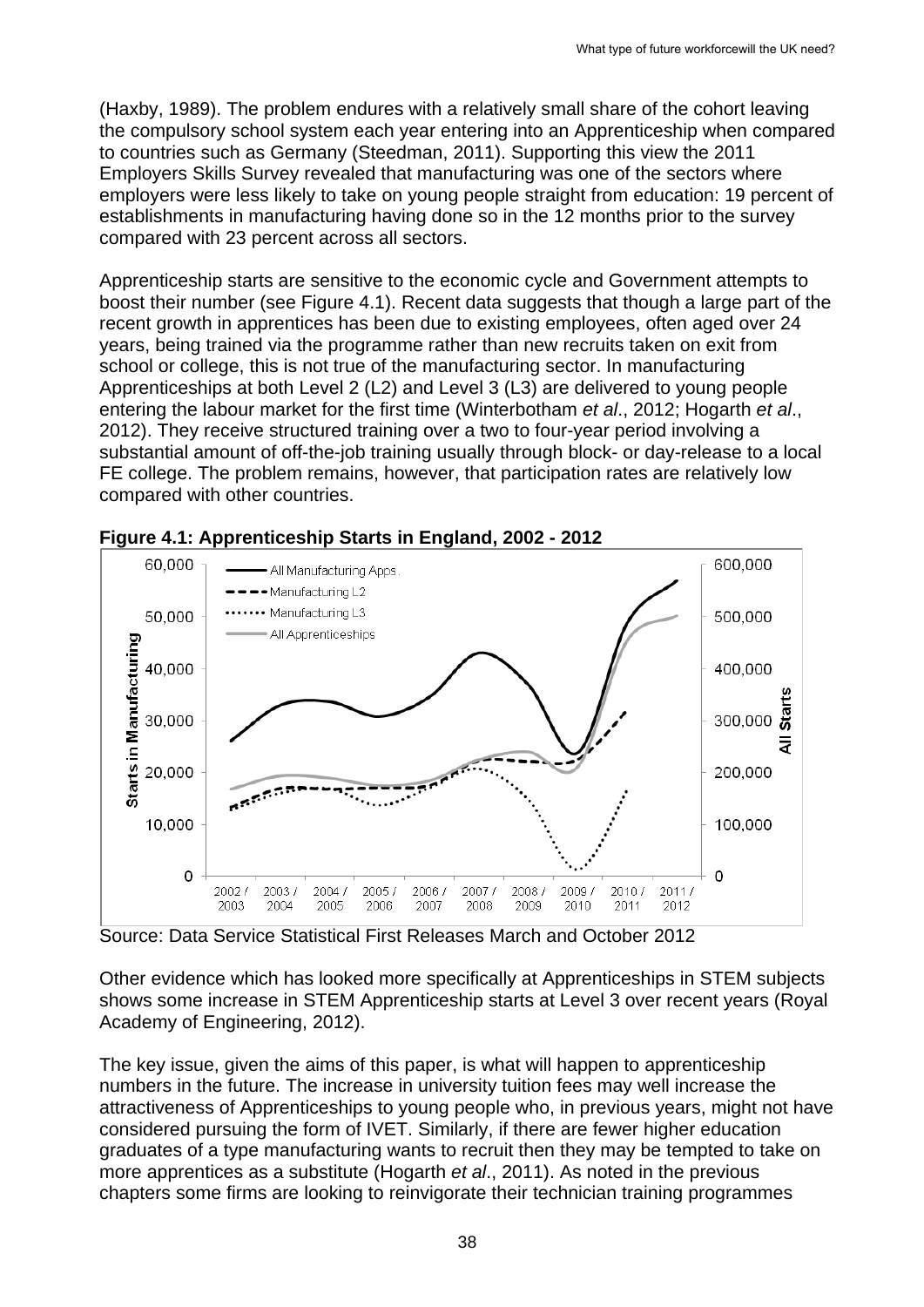(Haxby, 1989). The problem endures with a relatively small share of the cohort leaving the compulsory school system each year entering into an Apprenticeship when compared to countries such as Germany (Steedman, 2011). Supporting this view the 2011 Employers Skills Survey revealed that manufacturing was one of the sectors where employers were less likely to take on young people straight from education: 19 percent of establishments in manufacturing having done so in the 12 months prior to the survey compared with 23 percent across all sectors.

Apprenticeship starts are sensitive to the economic cycle and Government attempts to boost their number (see Figure 4.1). Recent data suggests that though a large part of the recent growth in apprentices has been due to existing employees, often aged over 24 years, being trained via the programme rather than new recruits taken on exit from school or college, this is not true of the manufacturing sector. In manufacturing Apprenticeships at both Level 2 (L2) and Level 3 (L3) are delivered to young people entering the labour market for the first time (Winterbotham *et al*., 2012; Hogarth *et al*., 2012). They receive structured training over a two to four-year period involving a substantial amount of off-the-job training usually through block- or day-release to a local FE college. The problem remains, however, that participation rates are relatively low compared with other countries.

**Figure 4.1: Apprenticeship Starts in England, 2002 - 2012**

Source: Data Service Statistical First Releases March and October 2012

Other evidence which has looked more specifically at Apprenticeships in STEM subjects shows some increase in STEM Apprenticeship starts at Level 3 over recent years (Royal Academy of Engineering, 2012).

The key issue, given the aims of this paper, is what will happen to apprenticeship numbers in the future. The increase in university tuition fees may well increase the attractiveness of Apprenticeships to young people who, in previous years, might not have considered pursuing the form of IVET. Similarly, if there are fewer higher education graduates of a type manufacturing wants to recruit then they may be tempted to take on more apprentices as a substitute (Hogarth *et al*., 2011). As noted in the previous chapters some firms are looking to reinvigorate their technician training programmes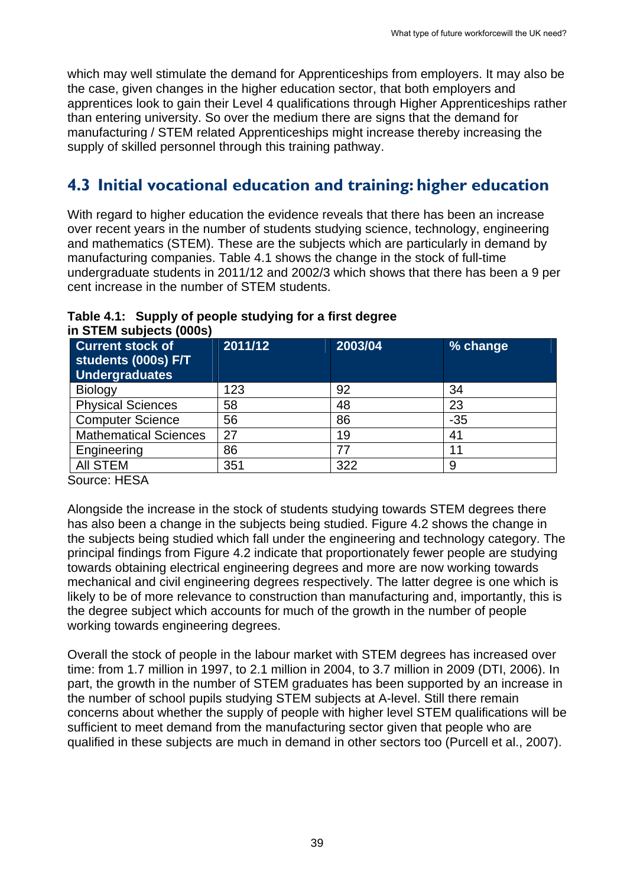which may well stimulate the demand for Apprenticeships from employers. It may also be the case, given changes in the higher education sector, that both employers and apprentices look to gain their Level 4 qualifications through Higher Apprenticeships rather than entering university. So over the medium there are signs that the demand for manufacturing / STEM related Apprenticeships might increase thereby increasing the supply of skilled personnel through this training pathway.

## 4.3 Initial vocational education and training: higher education

With regard to higher education the evidence reveals that there has been an increase over recent years in the number of students studying science, technology, engineering and mathematics (STEM). These are the subjects which are particularly in demand by manufacturing companies. Table 4.1 shows the change in the stock of full-time undergraduate students in 2011/12 and 2002/3 which shows that there has been a 9 per cent increase in the number of STEM students.

**Table 4.1: Supply of people studying for a first degree in STEM subjects (000s)**

| Current stock of students (000s) F/T Undergraduates | 2011/12 | 2003/04 | % change |
|---|---|---|---|
| Biology | 123 | 92 | 34 |
| Physical Sciences | 58 | 48 | 23 |
| Computer Science | 56 | 86 | -35 |
| Mathematical Sciences | 27 | 19 | 41 |
| Engineering | 86 | 77 | 11 |
| All STEM | 351 | 322 | 9 |

Source: HESA

Alongside the increase in the stock of students studying towards STEM degrees there has also been a change in the subjects being studied. Figure 4.2 shows the change in the subjects being studied which fall under the engineering and technology category. The principal findings from Figure 4.2 indicate that proportionately fewer people are studying towards obtaining electrical engineering degrees and more are now working towards mechanical and civil engineering degrees respectively. The latter degree is one which is likely to be of more relevance to construction than manufacturing and, importantly, this is the degree subject which accounts for much of the growth in the number of people working towards engineering degrees.

Overall the stock of people in the labour market with STEM degrees has increased over time: from 1.7 million in 1997, to 2.1 million in 2004, to 3.7 million in 2009 (DTI, 2006). In part, the growth in the number of STEM graduates has been supported by an increase in the number of school pupils studying STEM subjects at A-level. Still there remain concerns about whether the supply of people with higher level STEM qualifications will be sufficient to meet demand from the manufacturing sector given that people who are qualified in these subjects are much in demand in other sectors too (Purcell et al., 2007).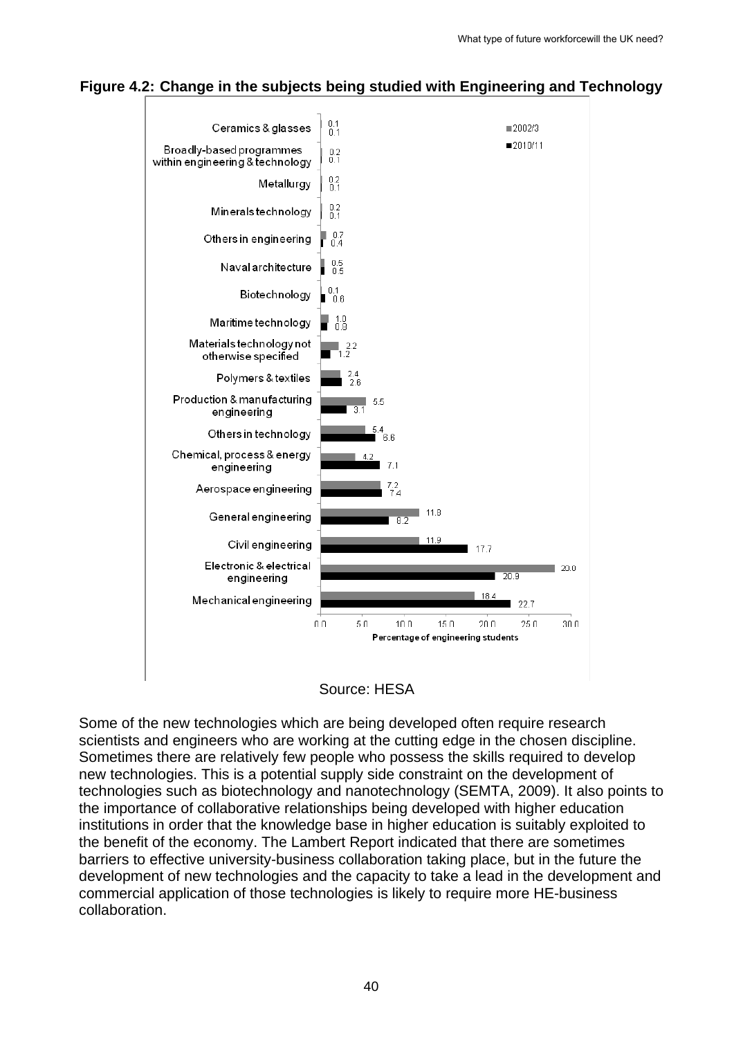**Figure 4.2: Change in the subjects being studied with Engineering and Technology**

| Subject | 2002/3 | 2010/11 |
|---|---|---|
| Ceramics & glasses | 0.1 | 0.1 |
| Broadly-based programmes within engineering & technology | 0.2 | 0.1 |
| Metallurgy | 0.2 | 0.1 |
| Minerals technology | 0.2 | 0.1 |
| Others in engineering | 0.7 | 0.4 |
| Naval architecture | 0.5 | 0.5 |
| Biotechnology | 0.1 | 0.6 |
| Maritime technology | 1.0 | 0.8 |
| Materials technology not otherwise specified | 2.2 | 1.2 |
| Polymers & textiles | 2.4 | 2.6 |
| Production & manufacturing engineering | 5.5 | 3.1 |
| Others in technology | 5.4 | 6.6 |
| Chemical, process & energy engineering | 4.2 | 7.1 |
| Aerospace engineering | 7.2 | 7.4 |
| General engineering | 11.8 | 8.2 |
| Civil engineering | 11.9 | 17.7 |
| Electronic & electrical engineering | 28.0 | 20.9 |
| Mechanical engineering | 18.4 | 22.7 |

Percentage of engineering students

Source: HESA

Some of the new technologies which are being developed often require research scientists and engineers who are working at the cutting edge in the chosen discipline. Sometimes there are relatively few people who possess the skills required to develop new technologies. This is a potential supply side constraint on the development of technologies such as biotechnology and nanotechnology (SEMTA, 2009). It also points to the importance of collaborative relationships being developed with higher education institutions in order that the knowledge base in higher education is suitably exploited to the benefit of the economy. The Lambert Report indicated that there are sometimes barriers to effective university-business collaboration taking place, but in the future the development of new technologies and the capacity to take a lead in the development and commercial application of those technologies is likely to require more HE-business collaboration.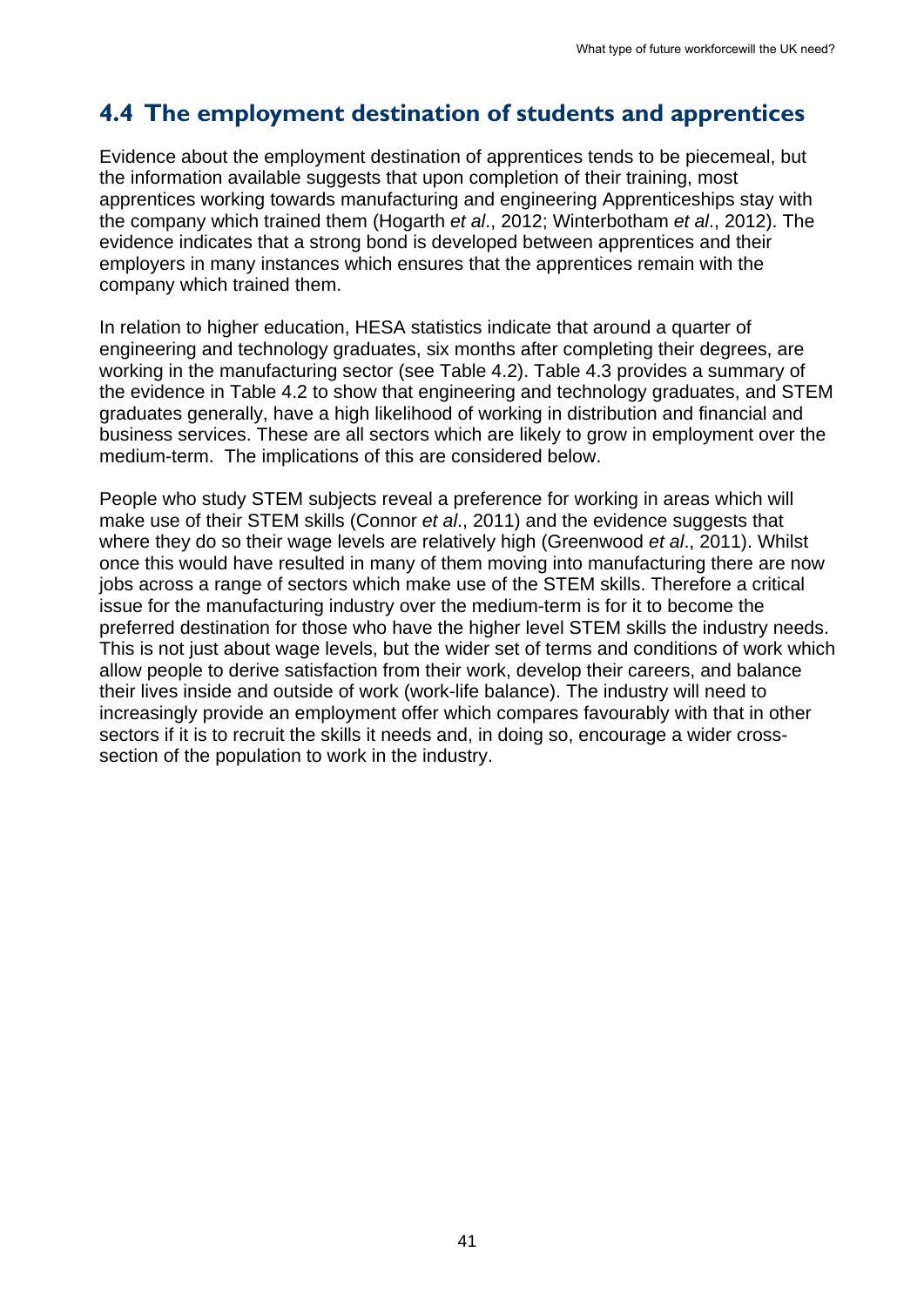## 4.4 The employment destination of students and apprentices

Evidence about the employment destination of apprentices tends to be piecemeal, but the information available suggests that upon completion of their training, most apprentices working towards manufacturing and engineering Apprenticeships stay with the company which trained them (Hogarth *et al*., 2012; Winterbotham *et al*., 2012). The evidence indicates that a strong bond is developed between apprentices and their employers in many instances which ensures that the apprentices remain with the company which trained them.

In relation to higher education, HESA statistics indicate that around a quarter of engineering and technology graduates, six months after completing their degrees, are working in the manufacturing sector (see Table 4.2). Table 4.3 provides a summary of the evidence in Table 4.2 to show that engineering and technology graduates, and STEM graduates generally, have a high likelihood of working in distribution and financial and business services. These are all sectors which are likely to grow in employment over the medium-term. The implications of this are considered below.

People who study STEM subjects reveal a preference for working in areas which will make use of their STEM skills (Connor *et al*., 2011) and the evidence suggests that where they do so their wage levels are relatively high (Greenwood *et al*., 2011). Whilst once this would have resulted in many of them moving into manufacturing there are now jobs across a range of sectors which make use of the STEM skills. Therefore a critical issue for the manufacturing industry over the medium-term is for it to become the preferred destination for those who have the higher level STEM skills the industry needs. This is not just about wage levels, but the wider set of terms and conditions of work which allow people to derive satisfaction from their work, develop their careers, and balance their lives inside and outside of work (work-life balance). The industry will need to increasingly provide an employment offer which compares favourably with that in other sectors if it is to recruit the skills it needs and, in doing so, encourage a wider cross-section of the population to work in the industry.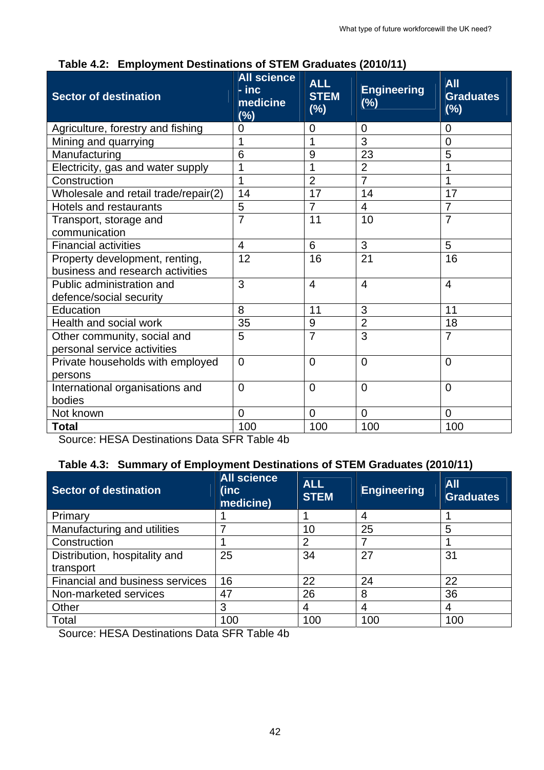**Table 4.2: Employment Destinations of STEM Graduates (2010/11)**

| Sector of destination | All science - inc medicine (%) | ALL STEM (%) | Engineering (%) | All Graduates (%) |
|---|---|---|---|---|
| Agriculture, forestry and fishing | 0 | 0 | 0 | 0 |
| Mining and quarrying | 1 | 1 | 3 | 0 |
| Manufacturing | 6 | 9 | 23 | 5 |
| Electricity, gas and water supply | 1 | 1 | 2 | 1 |
| Construction | 1 | 2 | 7 | 1 |
| Wholesale and retail trade/repair(2) | 14 | 17 | 14 | 17 |
| Hotels and restaurants | 5 | 7 | 4 | 7 |
| Transport, storage and communication | 7 | 11 | 10 | 7 |
| Financial activities | 4 | 6 | 3 | 5 |
| Property development, renting, business and research activities | 12 | 16 | 21 | 16 |
| Public administration and defence/social security | 3 | 4 | 4 | 4 |
| Education | 8 | 11 | 3 | 11 |
| Health and social work | 35 | 9 | 2 | 18 |
| Other community, social and personal service activities | 5 | 7 | 3 | 7 |
| Private households with employed persons | 0 | 0 | 0 | 0 |
| International organisations and bodies | 0 | 0 | 0 | 0 |
| Not known | 0 | 0 | 0 | 0 |
| **Total** | 100 | 100 | 100 | 100 |

Source: HESA Destinations Data SFR Table 4b

**Table 4.3: Summary of Employment Destinations of STEM Graduates (2010/11)**

| Sector of destination | All science (inc medicine) | ALL STEM | Engineering | All Graduates |
|---|---|---|---|---|
| Primary | 1 | 1 | 4 | 1 |
| Manufacturing and utilities | 7 | 10 | 25 | 5 |
| Construction | 1 | 2 | 7 | 1 |
| Distribution, hospitality and transport | 25 | 34 | 27 | 31 |
| Financial and business services | 16 | 22 | 24 | 22 |
| Non-marketed services | 47 | 26 | 8 | 36 |
| Other | 3 | 4 | 4 | 4 |
| Total | 100 | 100 | 100 | 100 |

Source: HESA Destinations Data SFR Table 4b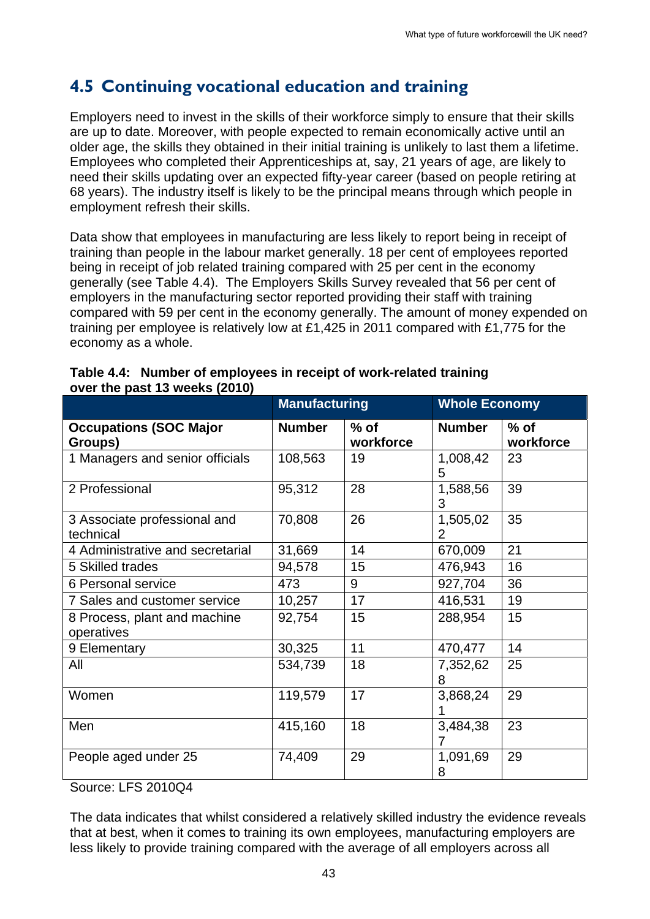## 4.5 Continuing vocational education and training

Employers need to invest in the skills of their workforce simply to ensure that their skills are up to date. Moreover, with people expected to remain economically active until an older age, the skills they obtained in their initial training is unlikely to last them a lifetime. Employees who completed their Apprenticeships at, say, 21 years of age, are likely to need their skills updating over an expected fifty-year career (based on people retiring at 68 years). The industry itself is likely to be the principal means through which people in employment refresh their skills.

Data show that employees in manufacturing are less likely to report being in receipt of training than people in the labour market generally. 18 per cent of employees reported being in receipt of job related training compared with 25 per cent in the economy generally (see Table 4.4). The Employers Skills Survey revealed that 56 per cent of employers in the manufacturing sector reported providing their staff with training compared with 59 per cent in the economy generally. The amount of money expended on training per employee is relatively low at £1,425 in 2011 compared with £1,775 for the economy as a whole.

**Table 4.4: Number of employees in receipt of work-related training over the past 13 weeks (2010)**

| | Manufacturing | | Whole Economy | |
|---|---|---|---|---|
| **Occupations (SOC Major Groups)** | **Number** | **% of workforce** | **Number** | **% of workforce** |
| 1 Managers and senior officials | 108,563 | 19 | 1,008,425 | 23 |
| 2 Professional | 95,312 | 28 | 1,588,563 | 39 |
| 3 Associate professional and technical | 70,808 | 26 | 1,505,022 | 35 |
| 4 Administrative and secretarial | 31,669 | 14 | 670,009 | 21 |
| 5 Skilled trades | 94,578 | 15 | 476,943 | 16 |
| 6 Personal service | 473 | 9 | 927,704 | 36 |
| 7 Sales and customer service | 10,257 | 17 | 416,531 | 19 |
| 8 Process, plant and machine operatives | 92,754 | 15 | 288,954 | 15 |
| 9 Elementary | 30,325 | 11 | 470,477 | 14 |
| All | 534,739 | 18 | 7,352,628 | 25 |
| Women | 119,579 | 17 | 3,868,241 | 29 |
| Men | 415,160 | 18 | 3,484,387 | 23 |
| People aged under 25 | 74,409 | 29 | 1,091,698 | 29 |

Source: LFS 2010Q4

The data indicates that whilst considered a relatively skilled industry the evidence reveals that at best, when it comes to training its own employees, manufacturing employers are less likely to provide training compared with the average of all employers across all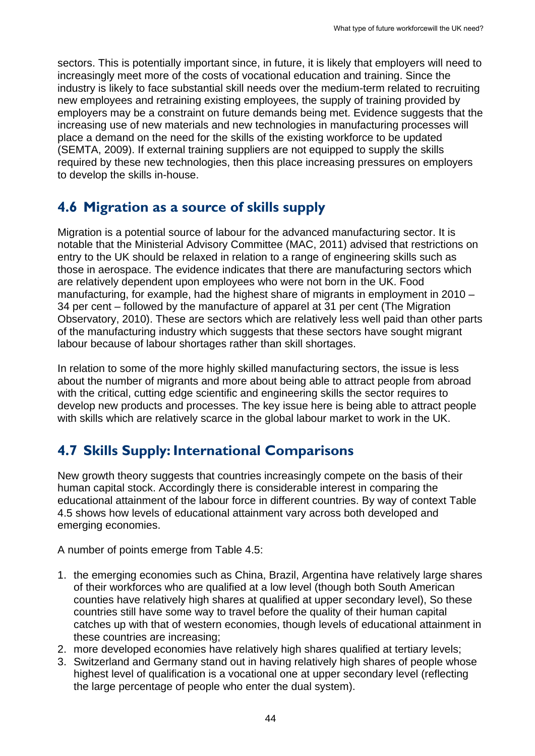sectors. This is potentially important since, in future, it is likely that employers will need to increasingly meet more of the costs of vocational education and training. Since the industry is likely to face substantial skill needs over the medium-term related to recruiting new employees and retraining existing employees, the supply of training provided by employers may be a constraint on future demands being met. Evidence suggests that the increasing use of new materials and new technologies in manufacturing processes will place a demand on the need for the skills of the existing workforce to be updated (SEMTA, 2009). If external training suppliers are not equipped to supply the skills required by these new technologies, then this place increasing pressures on employers to develop the skills in-house.

## 4.6 Migration as a source of skills supply

Migration is a potential source of labour for the advanced manufacturing sector. It is notable that the Ministerial Advisory Committee (MAC, 2011) advised that restrictions on entry to the UK should be relaxed in relation to a range of engineering skills such as those in aerospace. The evidence indicates that there are manufacturing sectors which are relatively dependent upon employees who were not born in the UK. Food manufacturing, for example, had the highest share of migrants in employment in 2010 – 34 per cent – followed by the manufacture of apparel at 31 per cent (The Migration Observatory, 2010). These are sectors which are relatively less well paid than other parts of the manufacturing industry which suggests that these sectors have sought migrant labour because of labour shortages rather than skill shortages.

In relation to some of the more highly skilled manufacturing sectors, the issue is less about the number of migrants and more about being able to attract people from abroad with the critical, cutting edge scientific and engineering skills the sector requires to develop new products and processes. The key issue here is being able to attract people with skills which are relatively scarce in the global labour market to work in the UK.

## 4.7 Skills Supply: International Comparisons

New growth theory suggests that countries increasingly compete on the basis of their human capital stock. Accordingly there is considerable interest in comparing the educational attainment of the labour force in different countries. By way of context Table 4.5 shows how levels of educational attainment vary across both developed and emerging economies.

A number of points emerge from Table 4.5:

1. the emerging economies such as China, Brazil, Argentina have relatively large shares of their workforces who are qualified at a low level (though both South American counties have relatively high shares at qualified at upper secondary level), So these countries still have some way to travel before the quality of their human capital catches up with that of western economies, though levels of educational attainment in these countries are increasing;
2. more developed economies have relatively high shares qualified at tertiary levels;
3. Switzerland and Germany stand out in having relatively high shares of people whose highest level of qualification is a vocational one at upper secondary level (reflecting the large percentage of people who enter the dual system).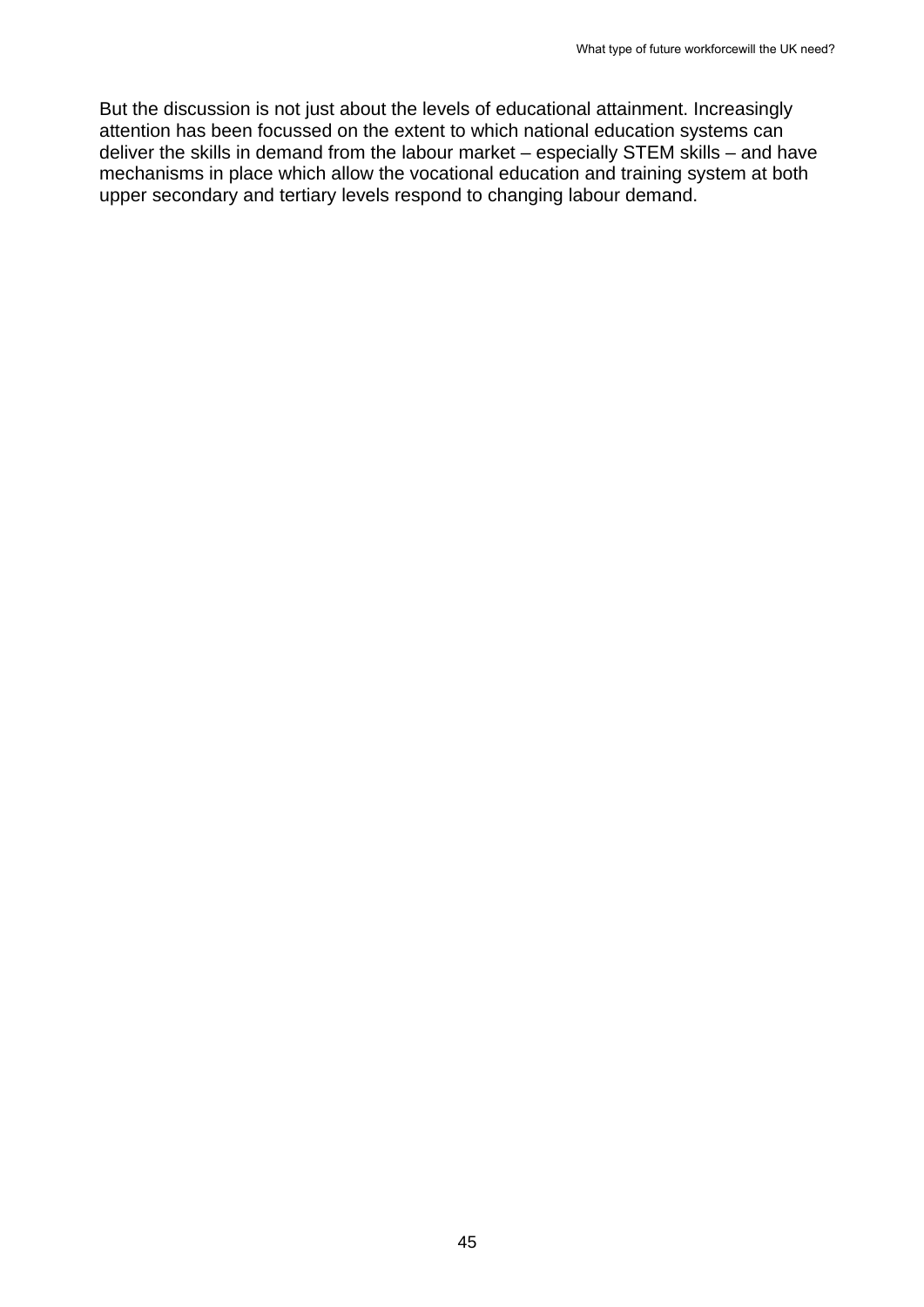But the discussion is not just about the levels of educational attainment. Increasingly attention has been focussed on the extent to which national education systems can deliver the skills in demand from the labour market – especially STEM skills – and have mechanisms in place which allow the vocational education and training system at both upper secondary and tertiary levels respond to changing labour demand.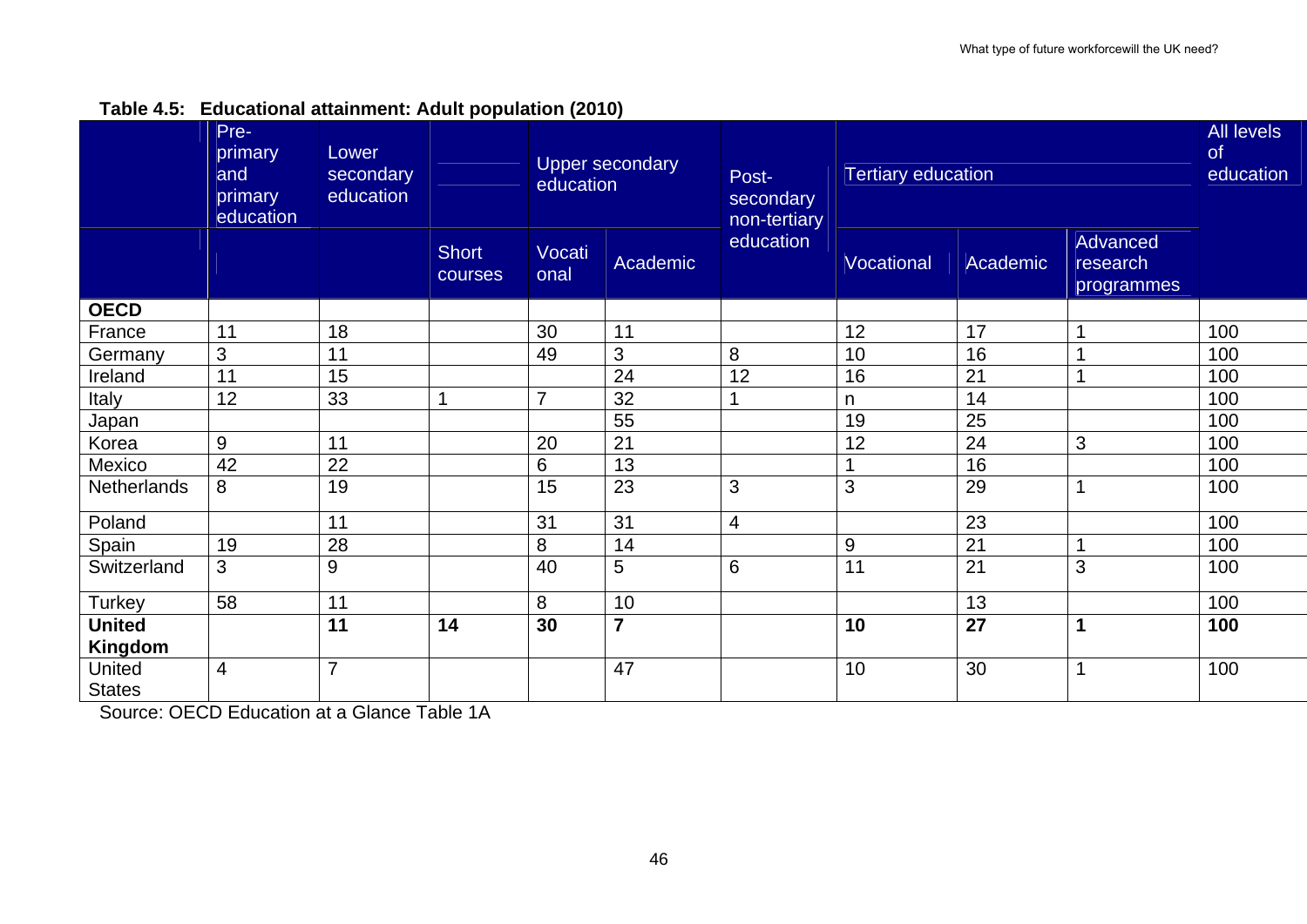**Table 4.5: Educational attainment: Adult population (2010)**

| | Pre-primary and primary education | Lower secondary education | | Upper secondary education | | Post-secondary non-tertiary education | Tertiary education | | | All levels of education |
|---|---|---|---|---|---|---|---|---|---|---|
| | | | Short courses | Vocational | Academic | | Vocational | Academic | Advanced research programmes | |
| **OECD** | | | | | | | | | | |
| France | 11 | 18 | | 30 | 11 | | 12 | 17 | 1 | 100 |
| Germany | 3 | 11 | | 49 | 3 | 8 | 10 | 16 | 1 | 100 |
| Ireland | 11 | 15 | | | 24 | 12 | 16 | 21 | 1 | 100 |
| Italy | 12 | 33 | 1 | 7 | 32 | 1 | n | 14 | | 100 |
| Japan | | | | | 55 | | 19 | 25 | | 100 |
| Korea | 9 | 11 | | 20 | 21 | | 12 | 24 | 3 | 100 |
| Mexico | 42 | 22 | | 6 | 13 | | 1 | 16 | | 100 |
| Netherlands | 8 | 19 | | 15 | 23 | 3 | 3 | 29 | 1 | 100 |
| Poland | | 11 | | 31 | 31 | 4 | | 23 | | 100 |
| Spain | 19 | 28 | | 8 | 14 | | 9 | 21 | 1 | 100 |
| Switzerland | 3 | 9 | | 40 | 5 | 6 | 11 | 21 | 3 | 100 |
| Turkey | 58 | 11 | | 8 | 10 | | | 13 | | 100 |
| **United Kingdom** | | **11** | **14** | **30** | **7** | | **10** | **27** | **1** | **100** |
| United States | 4 | 7 | | | 47 | | 10 | 30 | 1 | 100 |

Source: OECD Education at a Glance Table 1A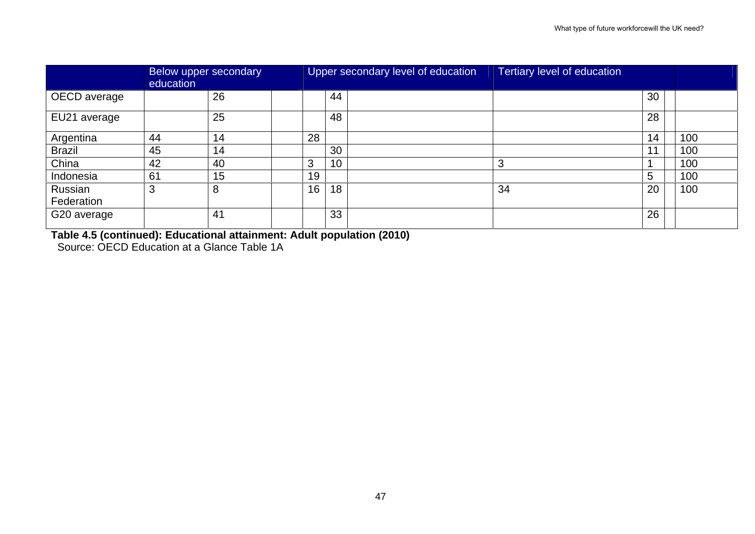| | Below upper secondary education | | | Upper secondary level of education | | | Tertiary level of education | | | |
|---|---|---|---|---|---|---|---|---|---|---|
| OECD average | | 26 | | | 44 | | | 30 | | |
| EU21 average | | 25 | | | 48 | | | 28 | | |
| Argentina | 44 | 14 | | 28 | | | | 14 | | 100 |
| Brazil | 45 | 14 | | | 30 | | | 11 | | 100 |
| China | 42 | 40 | | 3 | 10 | | 3 | 1 | | 100 |
| Indonesia | 61 | 15 | | 19 | | | | 5 | | 100 |
| Russian Federation | 3 | 8 | | 16 | 18 | | 34 | 20 | | 100 |
| G20 average | | 41 | | | 33 | | | 26 | | |

**Table 4.5 (continued): Educational attainment: Adult population (2010)**
Source: OECD Education at a Glance Table 1A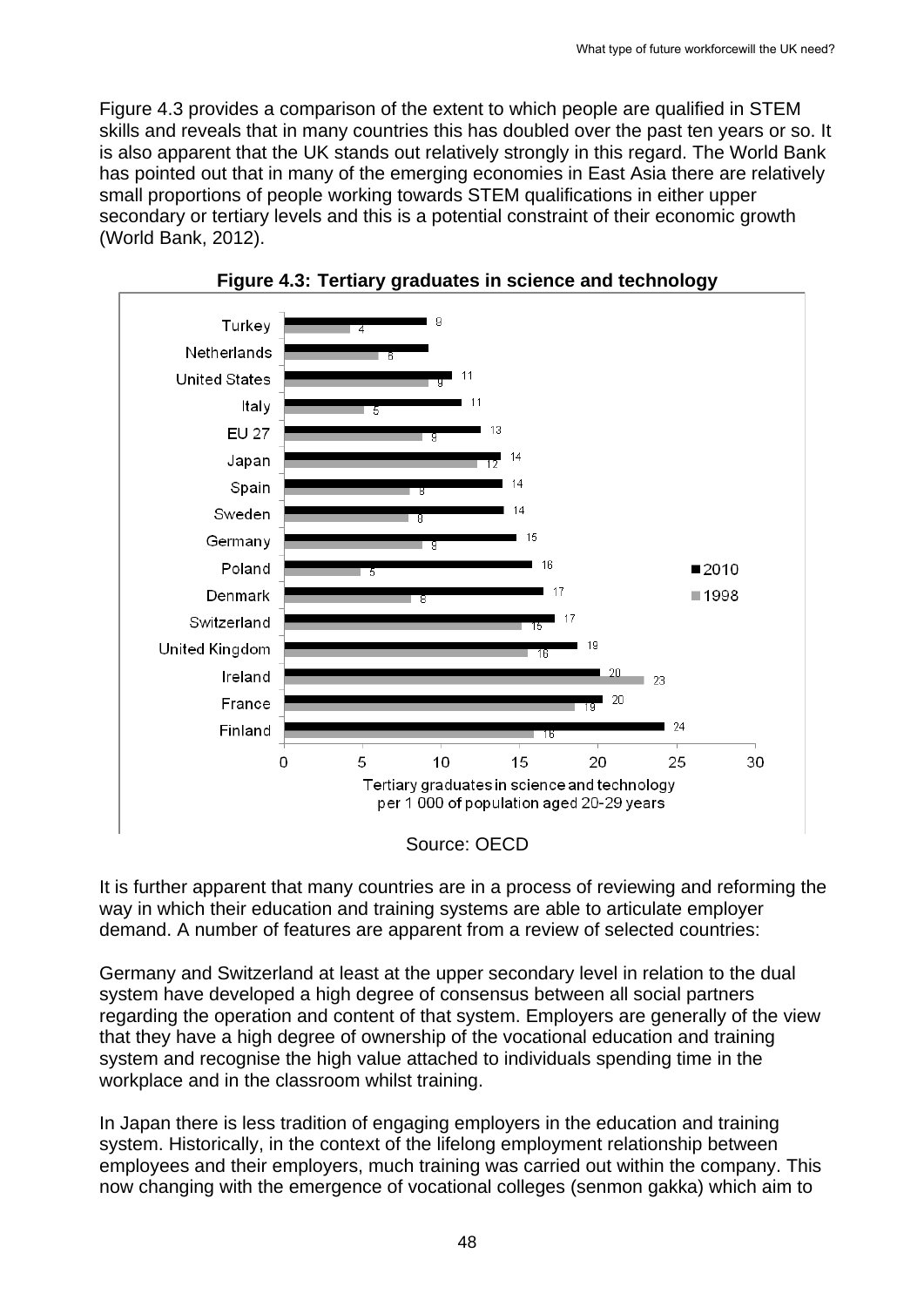Figure 4.3 provides a comparison of the extent to which people are qualified in STEM skills and reveals that in many countries this has doubled over the past ten years or so. It is also apparent that the UK stands out relatively strongly in this regard. The World Bank has pointed out that in many of the emerging economies in East Asia there are relatively small proportions of people working towards STEM qualifications in either upper secondary or tertiary levels and this is a potential constraint of their economic growth (World Bank, 2012).

**Figure 4.3: Tertiary graduates in science and technology**

Tertiary graduates in science and technology per 1 000 of population aged 20-29 years

| Country | 2010 | 1998 |
|---|---|---|
| Turkey | 9 | 4 |
| Netherlands | | 6 |
| United States | 11 | 9 |
| Italy | 11 | 5 |
| EU 27 | 13 | 9 |
| Japan | 14 | 12 |
| Spain | 14 | 8 |
| Sweden | 14 | 8 |
| Germany | 15 | 9 |
| Poland | 16 | 5 |
| Denmark | 17 | 8 |
| Switzerland | 17 | 15 |
| United Kingdom | 19 | 16 |
| Ireland | 20 | 23 |
| France | 20 | 19 |
| Finland | 24 | 16 |

Source: OECD

It is further apparent that many countries are in a process of reviewing and reforming the way in which their education and training systems are able to articulate employer demand. A number of features are apparent from a review of selected countries:

Germany and Switzerland at least at the upper secondary level in relation to the dual system have developed a high degree of consensus between all social partners regarding the operation and content of that system. Employers are generally of the view that they have a high degree of ownership of the vocational education and training system and recognise the high value attached to individuals spending time in the workplace and in the classroom whilst training.

In Japan there is less tradition of engaging employers in the education and training system. Historically, in the context of the lifelong employment relationship between employees and their employers, much training was carried out within the company. This now changing with the emergence of vocational colleges (senmon gakka) which aim to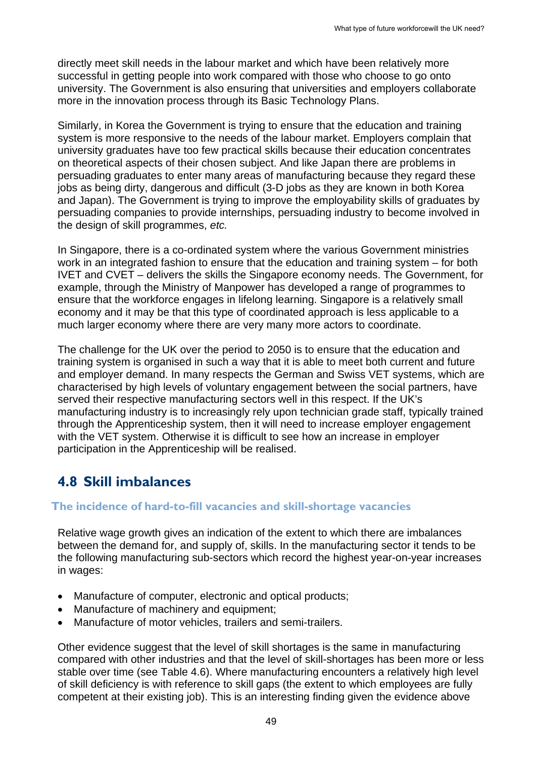directly meet skill needs in the labour market and which have been relatively more successful in getting people into work compared with those who choose to go onto university. The Government is also ensuring that universities and employers collaborate more in the innovation process through its Basic Technology Plans.

Similarly, in Korea the Government is trying to ensure that the education and training system is more responsive to the needs of the labour market. Employers complain that university graduates have too few practical skills because their education concentrates on theoretical aspects of their chosen subject. And like Japan there are problems in persuading graduates to enter many areas of manufacturing because they regard these jobs as being dirty, dangerous and difficult (3-D jobs as they are known in both Korea and Japan). The Government is trying to improve the employability skills of graduates by persuading companies to provide internships, persuading industry to become involved in the design of skill programmes, *etc.*

In Singapore, there is a co-ordinated system where the various Government ministries work in an integrated fashion to ensure that the education and training system – for both IVET and CVET – delivers the skills the Singapore economy needs. The Government, for example, through the Ministry of Manpower has developed a range of programmes to ensure that the workforce engages in lifelong learning. Singapore is a relatively small economy and it may be that this type of coordinated approach is less applicable to a much larger economy where there are very many more actors to coordinate.

The challenge for the UK over the period to 2050 is to ensure that the education and training system is organised in such a way that it is able to meet both current and future and employer demand. In many respects the German and Swiss VET systems, which are characterised by high levels of voluntary engagement between the social partners, have served their respective manufacturing sectors well in this respect. If the UK's manufacturing industry is to increasingly rely upon technician grade staff, typically trained through the Apprenticeship system, then it will need to increase employer engagement with the VET system. Otherwise it is difficult to see how an increase in employer participation in the Apprenticeship will be realised.

## 4.8 Skill imbalances

### The incidence of hard-to-fill vacancies and skill-shortage vacancies

Relative wage growth gives an indication of the extent to which there are imbalances between the demand for, and supply of, skills. In the manufacturing sector it tends to be the following manufacturing sub-sectors which record the highest year-on-year increases in wages:

- Manufacture of computer, electronic and optical products;
- Manufacture of machinery and equipment;
- Manufacture of motor vehicles, trailers and semi-trailers.

Other evidence suggest that the level of skill shortages is the same in manufacturing compared with other industries and that the level of skill-shortages has been more or less stable over time (see Table 4.6). Where manufacturing encounters a relatively high level of skill deficiency is with reference to skill gaps (the extent to which employees are fully competent at their existing job). This is an interesting finding given the evidence above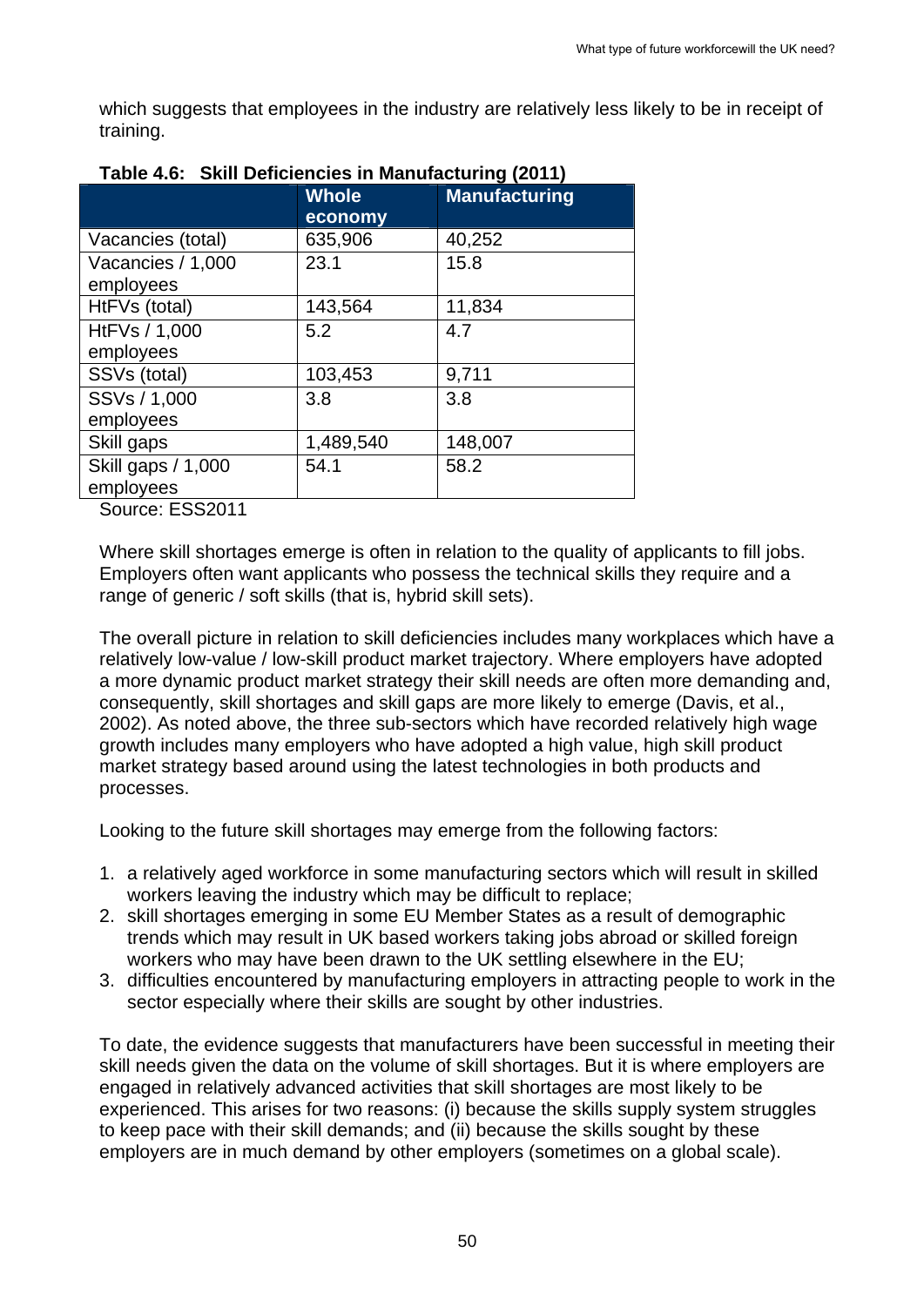which suggests that employees in the industry are relatively less likely to be in receipt of training.

**Table 4.6: Skill Deficiencies in Manufacturing (2011)**

| | Whole economy | Manufacturing |
|---|---|---|
| Vacancies (total) | 635,906 | 40,252 |
| Vacancies / 1,000 employees | 23.1 | 15.8 |
| HtFVs (total) | 143,564 | 11,834 |
| HtFVs / 1,000 employees | 5.2 | 4.7 |
| SSVs (total) | 103,453 | 9,711 |
| SSVs / 1,000 employees | 3.8 | 3.8 |
| Skill gaps | 1,489,540 | 148,007 |
| Skill gaps / 1,000 employees | 54.1 | 58.2 |

Source: ESS2011

Where skill shortages emerge is often in relation to the quality of applicants to fill jobs. Employers often want applicants who possess the technical skills they require and a range of generic / soft skills (that is, hybrid skill sets).

The overall picture in relation to skill deficiencies includes many workplaces which have a relatively low-value / low-skill product market trajectory. Where employers have adopted a more dynamic product market strategy their skill needs are often more demanding and, consequently, skill shortages and skill gaps are more likely to emerge (Davis, et al., 2002). As noted above, the three sub-sectors which have recorded relatively high wage growth includes many employers who have adopted a high value, high skill product market strategy based around using the latest technologies in both products and processes.

Looking to the future skill shortages may emerge from the following factors:

1. a relatively aged workforce in some manufacturing sectors which will result in skilled workers leaving the industry which may be difficult to replace;
2. skill shortages emerging in some EU Member States as a result of demographic trends which may result in UK based workers taking jobs abroad or skilled foreign workers who may have been drawn to the UK settling elsewhere in the EU;
3. difficulties encountered by manufacturing employers in attracting people to work in the sector especially where their skills are sought by other industries.

To date, the evidence suggests that manufacturers have been successful in meeting their skill needs given the data on the volume of skill shortages. But it is where employers are engaged in relatively advanced activities that skill shortages are most likely to be experienced. This arises for two reasons: (i) because the skills supply system struggles to keep pace with their skill demands; and (ii) because the skills sought by these employers are in much demand by other employers (sometimes on a global scale).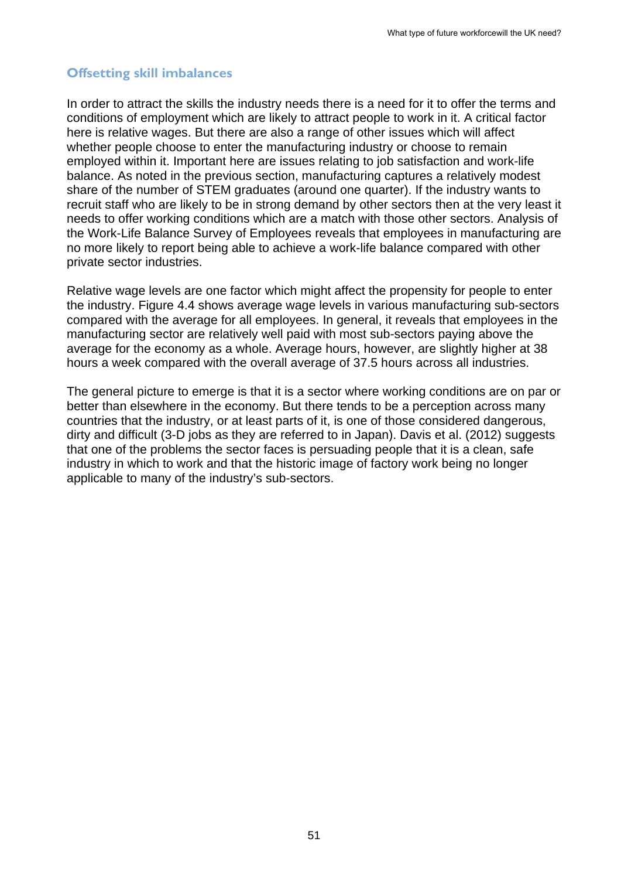### Offsetting skill imbalances

In order to attract the skills the industry needs there is a need for it to offer the terms and conditions of employment which are likely to attract people to work in it. A critical factor here is relative wages. But there are also a range of other issues which will affect whether people choose to enter the manufacturing industry or choose to remain employed within it. Important here are issues relating to job satisfaction and work-life balance. As noted in the previous section, manufacturing captures a relatively modest share of the number of STEM graduates (around one quarter). If the industry wants to recruit staff who are likely to be in strong demand by other sectors then at the very least it needs to offer working conditions which are a match with those other sectors. Analysis of the Work-Life Balance Survey of Employees reveals that employees in manufacturing are no more likely to report being able to achieve a work-life balance compared with other private sector industries.

Relative wage levels are one factor which might affect the propensity for people to enter the industry. Figure 4.4 shows average wage levels in various manufacturing sub-sectors compared with the average for all employees. In general, it reveals that employees in the manufacturing sector are relatively well paid with most sub-sectors paying above the average for the economy as a whole. Average hours, however, are slightly higher at 38 hours a week compared with the overall average of 37.5 hours across all industries.

The general picture to emerge is that it is a sector where working conditions are on par or better than elsewhere in the economy. But there tends to be a perception across many countries that the industry, or at least parts of it, is one of those considered dangerous, dirty and difficult (3-D jobs as they are referred to in Japan). Davis et al. (2012) suggests that one of the problems the sector faces is persuading people that it is a clean, safe industry in which to work and that the historic image of factory work being no longer applicable to many of the industry's sub-sectors.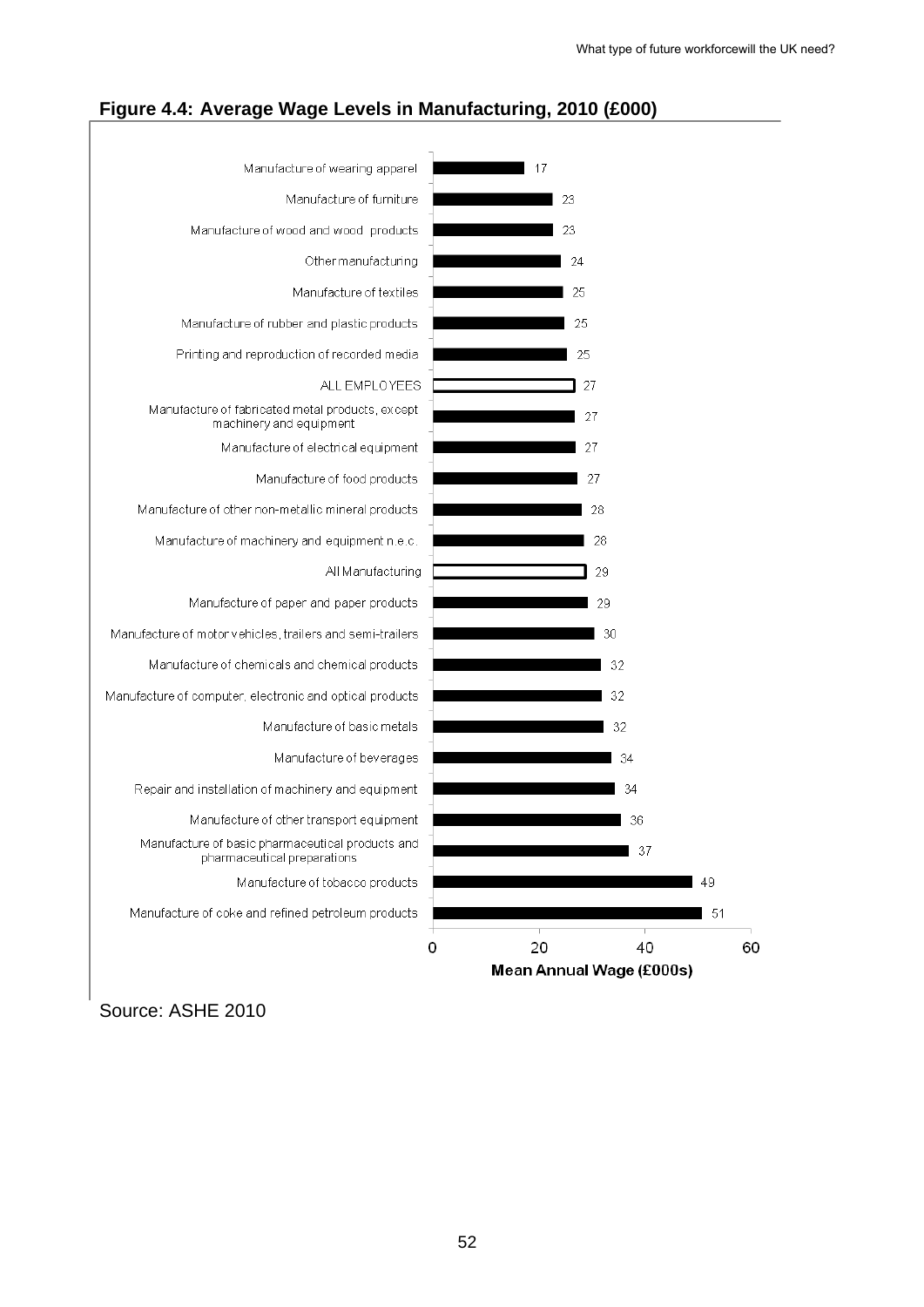**Figure 4.4: Average Wage Levels in Manufacturing, 2010 (£000)**

| Sector | Mean Annual Wage (£000s) |
|---|---|
| Manufacture of wearing apparel | 17 |
| Manufacture of furniture | 23 |
| Manufacture of wood and wood products | 23 |
| Other manufacturing | 24 |
| Manufacture of textiles | 25 |
| Manufacture of rubber and plastic products | 25 |
| Printing and reproduction of recorded media | 25 |
| ALL EMPLOYEES | 27 |
| Manufacture of fabricated metal products, except machinery and equipment | 27 |
| Manufacture of electrical equipment | 27 |
| Manufacture of food products | 27 |
| Manufacture of other non-metallic mineral products | 28 |
| Manufacture of machinery and equipment n.e.c. | 28 |
| All Manufacturing | 29 |
| Manufacture of paper and paper products | 29 |
| Manufacture of motor vehicles, trailers and semi-trailers | 30 |
| Manufacture of chemicals and chemical products | 32 |
| Manufacture of computer, electronic and optical products | 32 |
| Manufacture of basic metals | 32 |
| Manufacture of beverages | 34 |
| Repair and installation of machinery and equipment | 34 |
| Manufacture of other transport equipment | 36 |
| Manufacture of basic pharmaceutical products and pharmaceutical preparations | 37 |
| Manufacture of tobacco products | 49 |
| Manufacture of coke and refined petroleum products | 51 |

Source: ASHE 2010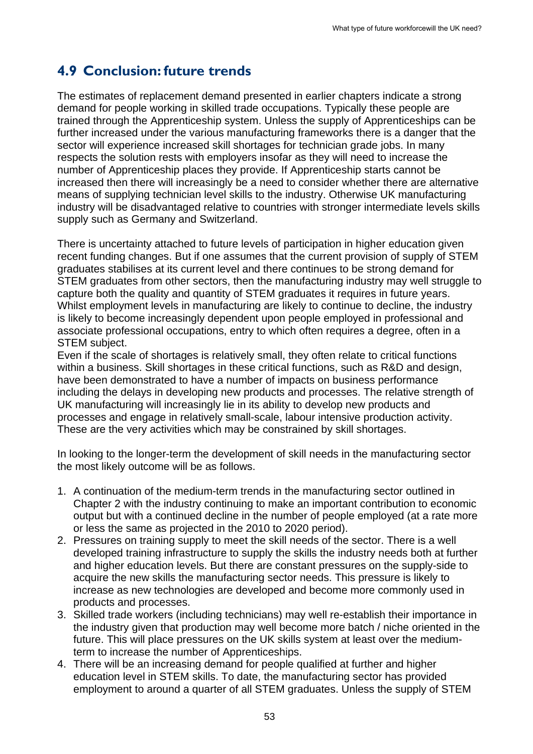## 4.9 Conclusion: future trends

The estimates of replacement demand presented in earlier chapters indicate a strong demand for people working in skilled trade occupations. Typically these people are trained through the Apprenticeship system. Unless the supply of Apprenticeships can be further increased under the various manufacturing frameworks there is a danger that the sector will experience increased skill shortages for technician grade jobs. In many respects the solution rests with employers insofar as they will need to increase the number of Apprenticeship places they provide. If Apprenticeship starts cannot be increased then there will increasingly be a need to consider whether there are alternative means of supplying technician level skills to the industry. Otherwise UK manufacturing industry will be disadvantaged relative to countries with stronger intermediate levels skills supply such as Germany and Switzerland.

There is uncertainty attached to future levels of participation in higher education given recent funding changes. But if one assumes that the current provision of supply of STEM graduates stabilises at its current level and there continues to be strong demand for STEM graduates from other sectors, then the manufacturing industry may well struggle to capture both the quality and quantity of STEM graduates it requires in future years. Whilst employment levels in manufacturing are likely to continue to decline, the industry is likely to become increasingly dependent upon people employed in professional and associate professional occupations, entry to which often requires a degree, often in a STEM subject.
Even if the scale of shortages is relatively small, they often relate to critical functions within a business. Skill shortages in these critical functions, such as R&D and design, have been demonstrated to have a number of impacts on business performance including the delays in developing new products and processes. The relative strength of UK manufacturing will increasingly lie in its ability to develop new products and processes and engage in relatively small-scale, labour intensive production activity. These are the very activities which may be constrained by skill shortages.

In looking to the longer-term the development of skill needs in the manufacturing sector the most likely outcome will be as follows.

1. A continuation of the medium-term trends in the manufacturing sector outlined in Chapter 2 with the industry continuing to make an important contribution to economic output but with a continued decline in the number of people employed (at a rate more or less the same as projected in the 2010 to 2020 period).
2. Pressures on training supply to meet the skill needs of the sector. There is a well developed training infrastructure to supply the skills the industry needs both at further and higher education levels. But there are constant pressures on the supply-side to acquire the new skills the manufacturing sector needs. This pressure is likely to increase as new technologies are developed and become more commonly used in products and processes.
3. Skilled trade workers (including technicians) may well re-establish their importance in the industry given that production may well become more batch / niche oriented in the future. This will place pressures on the UK skills system at least over the medium-term to increase the number of Apprenticeships.
4. There will be an increasing demand for people qualified at further and higher education level in STEM skills. To date, the manufacturing sector has provided employment to around a quarter of all STEM graduates. Unless the supply of STEM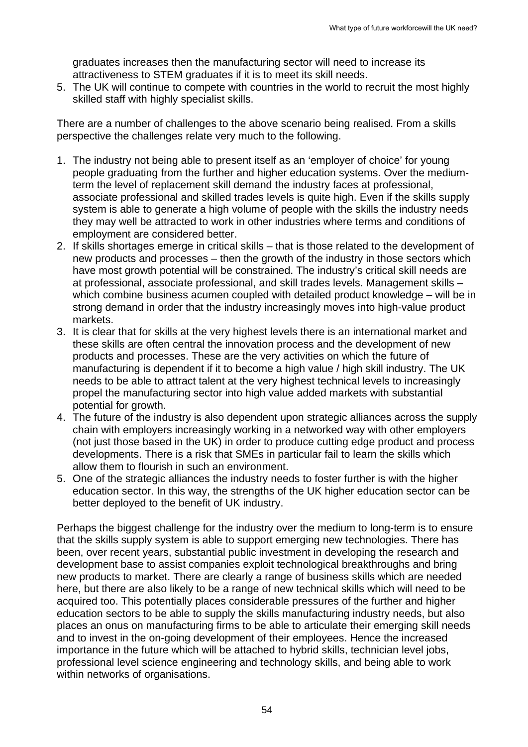graduates increases then the manufacturing sector will need to increase its attractiveness to STEM graduates if it is to meet its skill needs.

5. The UK will continue to compete with countries in the world to recruit the most highly skilled staff with highly specialist skills.

There are a number of challenges to the above scenario being realised. From a skills perspective the challenges relate very much to the following.

1. The industry not being able to present itself as an 'employer of choice' for young people graduating from the further and higher education systems. Over the medium-term the level of replacement skill demand the industry faces at professional, associate professional and skilled trades levels is quite high. Even if the skills supply system is able to generate a high volume of people with the skills the industry needs they may well be attracted to work in other industries where terms and conditions of employment are considered better.
2. If skills shortages emerge in critical skills – that is those related to the development of new products and processes – then the growth of the industry in those sectors which have most growth potential will be constrained. The industry's critical skill needs are at professional, associate professional, and skill trades levels. Management skills – which combine business acumen coupled with detailed product knowledge – will be in strong demand in order that the industry increasingly moves into high-value product markets.
3. It is clear that for skills at the very highest levels there is an international market and these skills are often central the innovation process and the development of new products and processes. These are the very activities on which the future of manufacturing is dependent if it to become a high value / high skill industry. The UK needs to be able to attract talent at the very highest technical levels to increasingly propel the manufacturing sector into high value added markets with substantial potential for growth.
4. The future of the industry is also dependent upon strategic alliances across the supply chain with employers increasingly working in a networked way with other employers (not just those based in the UK) in order to produce cutting edge product and process developments. There is a risk that SMEs in particular fail to learn the skills which allow them to flourish in such an environment.
5. One of the strategic alliances the industry needs to foster further is with the higher education sector. In this way, the strengths of the UK higher education sector can be better deployed to the benefit of UK industry.

Perhaps the biggest challenge for the industry over the medium to long-term is to ensure that the skills supply system is able to support emerging new technologies. There has been, over recent years, substantial public investment in developing the research and development base to assist companies exploit technological breakthroughs and bring new products to market. There are clearly a range of business skills which are needed here, but there are also likely to be a range of new technical skills which will need to be acquired too. This potentially places considerable pressures of the further and higher education sectors to be able to supply the skills manufacturing industry needs, but also places an onus on manufacturing firms to be able to articulate their emerging skill needs and to invest in the on-going development of their employees. Hence the increased importance in the future which will be attached to hybrid skills, technician level jobs, professional level science engineering and technology skills, and being able to work within networks of organisations.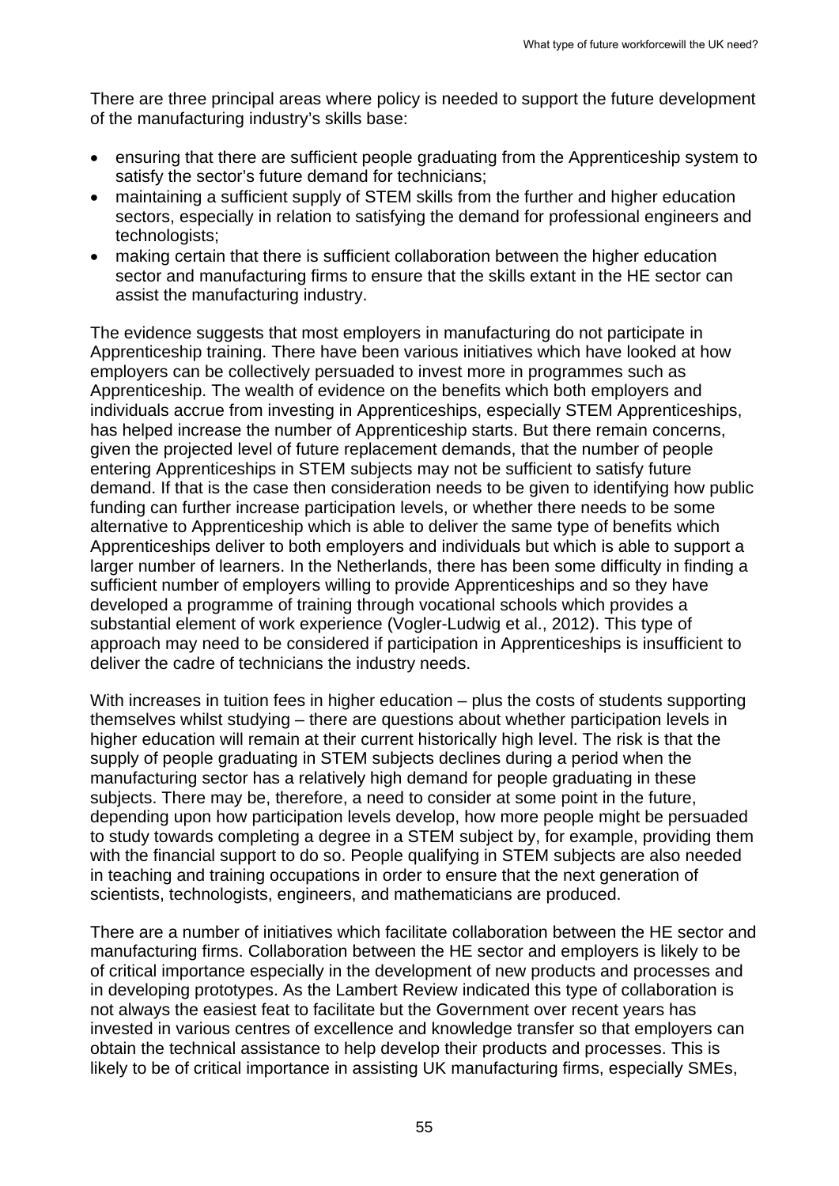There are three principal areas where policy is needed to support the future development of the manufacturing industry's skills base:

- ensuring that there are sufficient people graduating from the Apprenticeship system to satisfy the sector's future demand for technicians;
- maintaining a sufficient supply of STEM skills from the further and higher education sectors, especially in relation to satisfying the demand for professional engineers and technologists;
- making certain that there is sufficient collaboration between the higher education sector and manufacturing firms to ensure that the skills extant in the HE sector can assist the manufacturing industry.

The evidence suggests that most employers in manufacturing do not participate in Apprenticeship training. There have been various initiatives which have looked at how employers can be collectively persuaded to invest more in programmes such as Apprenticeship. The wealth of evidence on the benefits which both employers and individuals accrue from investing in Apprenticeships, especially STEM Apprenticeships, has helped increase the number of Apprenticeship starts. But there remain concerns, given the projected level of future replacement demands, that the number of people entering Apprenticeships in STEM subjects may not be sufficient to satisfy future demand. If that is the case then consideration needs to be given to identifying how public funding can further increase participation levels, or whether there needs to be some alternative to Apprenticeship which is able to deliver the same type of benefits which Apprenticeships deliver to both employers and individuals but which is able to support a larger number of learners. In the Netherlands, there has been some difficulty in finding a sufficient number of employers willing to provide Apprenticeships and so they have developed a programme of training through vocational schools which provides a substantial element of work experience (Vogler-Ludwig et al., 2012). This type of approach may need to be considered if participation in Apprenticeships is insufficient to deliver the cadre of technicians the industry needs.

With increases in tuition fees in higher education – plus the costs of students supporting themselves whilst studying – there are questions about whether participation levels in higher education will remain at their current historically high level. The risk is that the supply of people graduating in STEM subjects declines during a period when the manufacturing sector has a relatively high demand for people graduating in these subjects. There may be, therefore, a need to consider at some point in the future, depending upon how participation levels develop, how more people might be persuaded to study towards completing a degree in a STEM subject by, for example, providing them with the financial support to do so. People qualifying in STEM subjects are also needed in teaching and training occupations in order to ensure that the next generation of scientists, technologists, engineers, and mathematicians are produced.

There are a number of initiatives which facilitate collaboration between the HE sector and manufacturing firms. Collaboration between the HE sector and employers is likely to be of critical importance especially in the development of new products and processes and in developing prototypes. As the Lambert Review indicated this type of collaboration is not always the easiest feat to facilitate but the Government over recent years has invested in various centres of excellence and knowledge transfer so that employers can obtain the technical assistance to help develop their products and processes. This is likely to be of critical importance in assisting UK manufacturing firms, especially SMEs,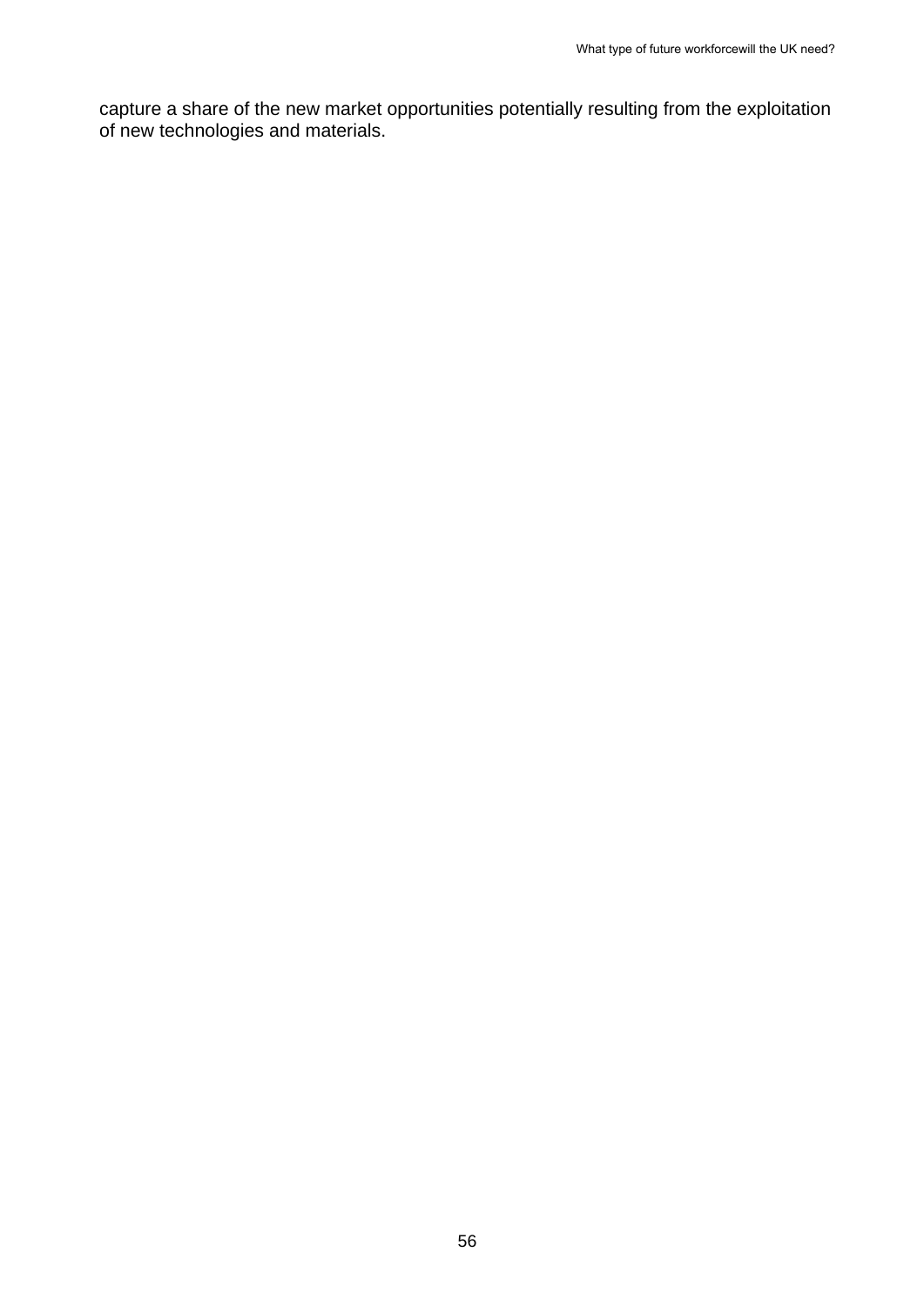capture a share of the new market opportunities potentially resulting from the exploitation of new technologies and materials.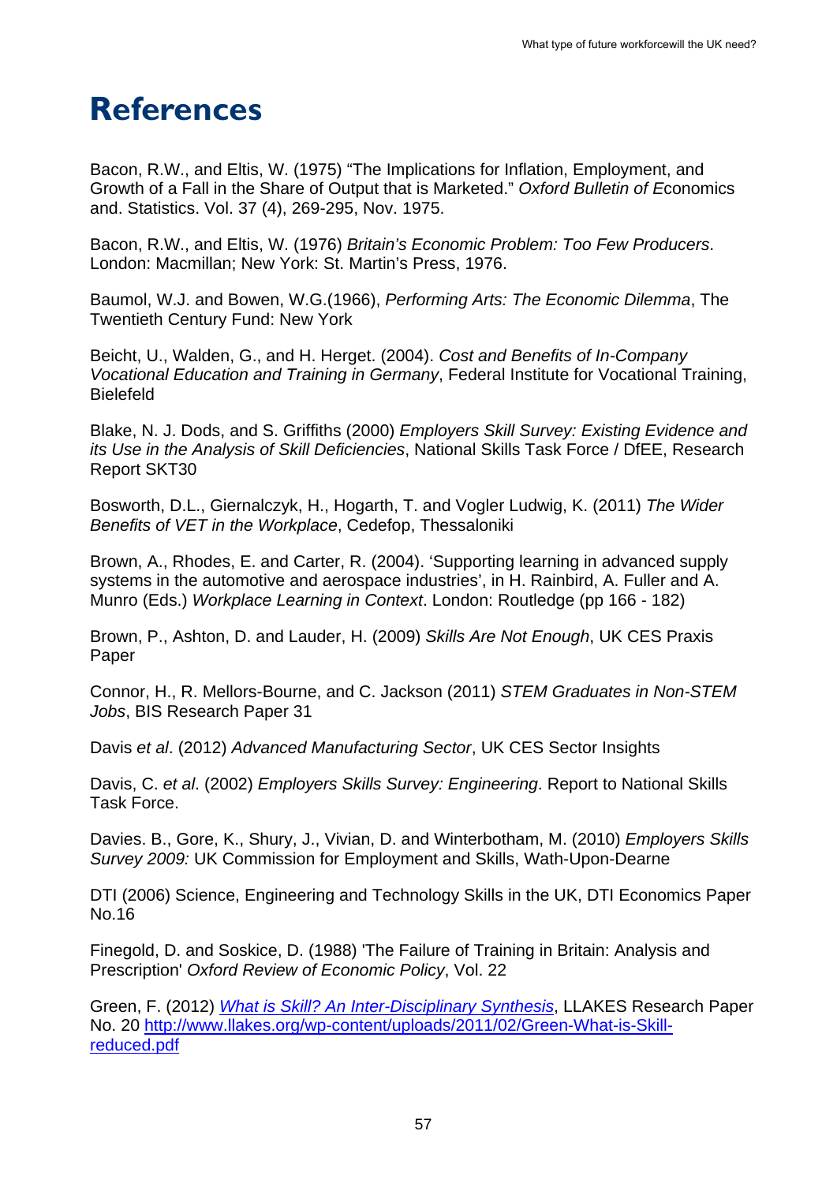# References

Bacon, R.W., and Eltis, W. (1975) "The Implications for Inflation, Employment, and Growth of a Fall in the Share of Output that is Marketed." *Oxford Bulletin of E*conomics and. Statistics. Vol. 37 (4), 269-295, Nov. 1975.

Bacon, R.W., and Eltis, W. (1976) *Britain's Economic Problem: Too Few Producers*. London: Macmillan; New York: St. Martin's Press, 1976.

Baumol, W.J. and Bowen, W.G.(1966), *Performing Arts: The Economic Dilemma*, The Twentieth Century Fund: New York

Beicht, U., Walden, G., and H. Herget. (2004). *Cost and Benefits of In-Company Vocational Education and Training in Germany*, Federal Institute for Vocational Training, Bielefeld

Blake, N. J. Dods, and S. Griffiths (2000) *Employers Skill Survey: Existing Evidence and its Use in the Analysis of Skill Deficiencies*, National Skills Task Force / DfEE, Research Report SKT30

Bosworth, D.L., Giernalczyk, H., Hogarth, T. and Vogler Ludwig, K. (2011) *The Wider Benefits of VET in the Workplace*, Cedefop, Thessaloniki

Brown, A., Rhodes, E. and Carter, R. (2004). 'Supporting learning in advanced supply systems in the automotive and aerospace industries', in H. Rainbird, A. Fuller and A. Munro (Eds.) *Workplace Learning in Context*. London: Routledge (pp 166 - 182)

Brown, P., Ashton, D. and Lauder, H. (2009) *Skills Are Not Enough*, UK CES Praxis Paper

Connor, H., R. Mellors-Bourne, and C. Jackson (2011) *STEM Graduates in Non-STEM Jobs*, BIS Research Paper 31

Davis *et al*. (2012) *Advanced Manufacturing Sector*, UK CES Sector Insights

Davis, C. *et al*. (2002) *Employers Skills Survey: Engineering*. Report to National Skills Task Force.

Davies. B., Gore, K., Shury, J., Vivian, D. and Winterbotham, M. (2010) *Employers Skills Survey 2009:* UK Commission for Employment and Skills, Wath-Upon-Dearne

DTI (2006) Science, Engineering and Technology Skills in the UK, DTI Economics Paper No.16

Finegold, D. and Soskice, D. (1988) 'The Failure of Training in Britain: Analysis and Prescription' *Oxford Review of Economic Policy*, Vol. 22

Green, F. (2012) *What is Skill? An Inter-Disciplinary Synthesis*, LLAKES Research Paper No. 20 http://www.llakes.org/wp-content/uploads/2011/02/Green-What-is-Skill-reduced.pdf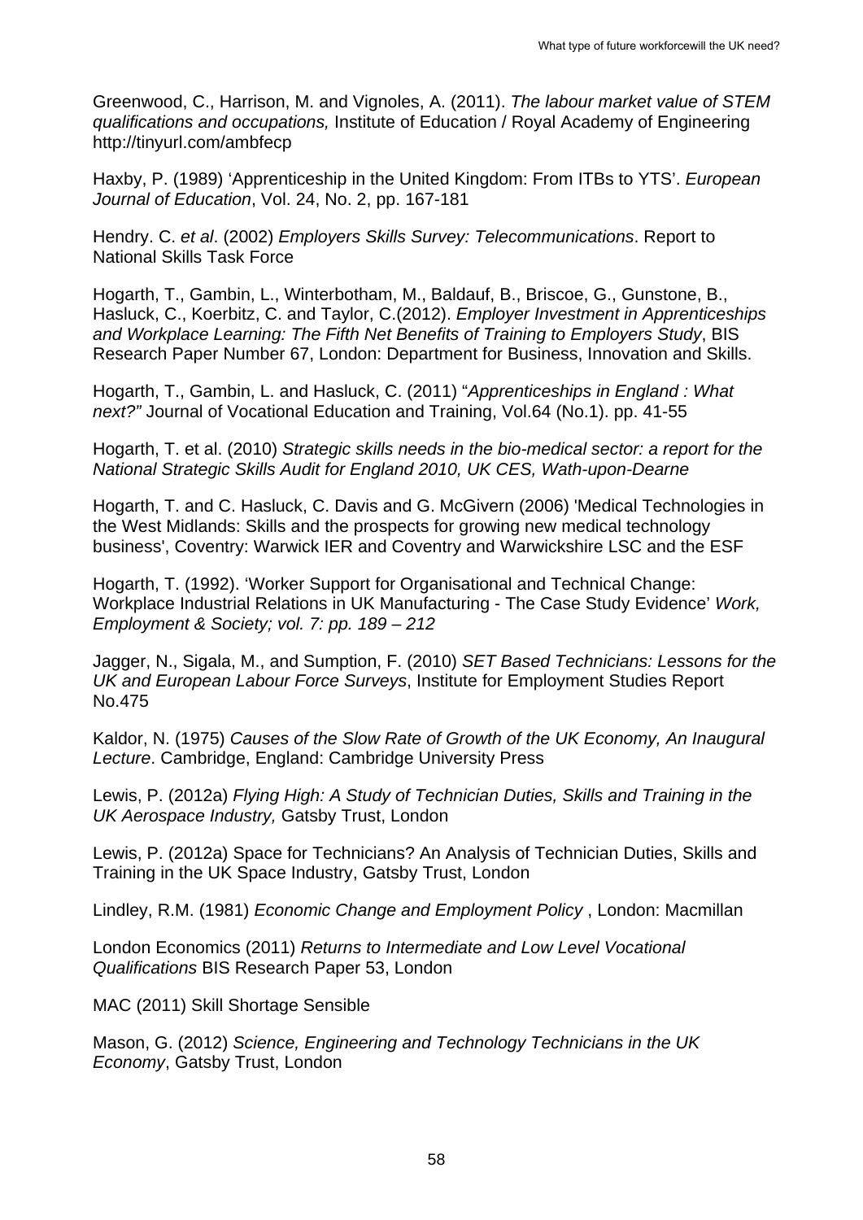Greenwood, C., Harrison, M. and Vignoles, A. (2011). *The labour market value of STEM qualifications and occupations,* Institute of Education / Royal Academy of Engineering http://tinyurl.com/ambfecp

Haxby, P. (1989) 'Apprenticeship in the United Kingdom: From ITBs to YTS'. *European Journal of Education*, Vol. 24, No. 2, pp. 167-181

Hendry. C. *et al*. (2002) *Employers Skills Survey: Telecommunications*. Report to National Skills Task Force

Hogarth, T., Gambin, L., Winterbotham, M., Baldauf, B., Briscoe, G., Gunstone, B., Hasluck, C., Koerbitz, C. and Taylor, C.(2012). *Employer Investment in Apprenticeships and Workplace Learning: The Fifth Net Benefits of Training to Employers Study*, BIS Research Paper Number 67, London: Department for Business, Innovation and Skills.

Hogarth, T., Gambin, L. and Hasluck, C. (2011) "*Apprenticeships in England : What next?"* Journal of Vocational Education and Training, Vol.64 (No.1). pp. 41-55

Hogarth, T. et al. (2010) *Strategic skills needs in the bio-medical sector: a report for the National Strategic Skills Audit for England 2010, UK CES, Wath-upon-Dearne*

Hogarth, T. and C. Hasluck, C. Davis and G. McGivern (2006) 'Medical Technologies in the West Midlands: Skills and the prospects for growing new medical technology business', Coventry: Warwick IER and Coventry and Warwickshire LSC and the ESF

Hogarth, T. (1992). 'Worker Support for Organisational and Technical Change: Workplace Industrial Relations in UK Manufacturing - The Case Study Evidence' *Work, Employment & Society; vol. 7: pp. 189 – 212*

Jagger, N., Sigala, M., and Sumption, F. (2010) *SET Based Technicians: Lessons for the UK and European Labour Force Surveys*, Institute for Employment Studies Report No.475

Kaldor, N. (1975) *Causes of the Slow Rate of Growth of the UK Economy, An Inaugural Lecture*. Cambridge, England: Cambridge University Press

Lewis, P. (2012a) *Flying High: A Study of Technician Duties, Skills and Training in the UK Aerospace Industry,* Gatsby Trust, London

Lewis, P. (2012a) Space for Technicians? An Analysis of Technician Duties, Skills and Training in the UK Space Industry, Gatsby Trust, London

Lindley, R.M. (1981) *Economic Change and Employment Policy* , London: Macmillan

London Economics (2011) *Returns to Intermediate and Low Level Vocational Qualifications* BIS Research Paper 53, London

MAC (2011) Skill Shortage Sensible

Mason, G. (2012) *Science, Engineering and Technology Technicians in the UK Economy*, Gatsby Trust, London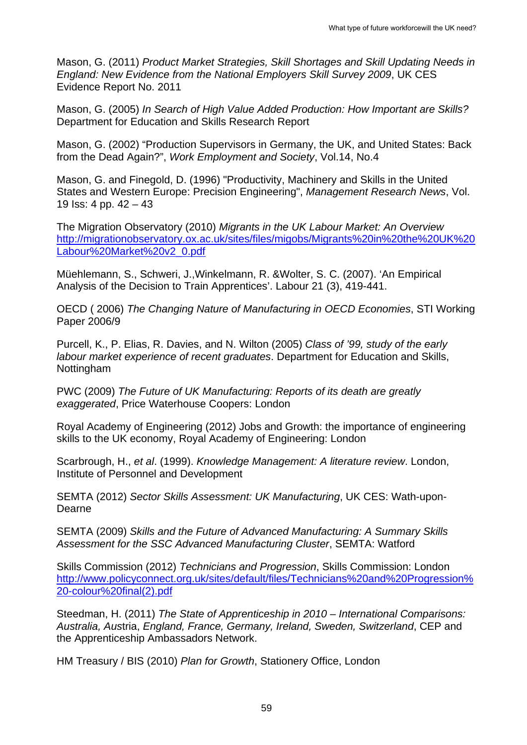Mason, G. (2011) *Product Market Strategies, Skill Shortages and Skill Updating Needs in England: New Evidence from the National Employers Skill Survey 2009*, UK CES Evidence Report No. 2011

Mason, G. (2005) *In Search of High Value Added Production: How Important are Skills?* Department for Education and Skills Research Report

Mason, G. (2002) "Production Supervisors in Germany, the UK, and United States: Back from the Dead Again?", *Work Employment and Society*, Vol.14, No.4

Mason, G. and Finegold, D. (1996) "Productivity, Machinery and Skills in the United States and Western Europe: Precision Engineering", *Management Research News*, Vol. 19 Iss: 4 pp. 42 – 43

The Migration Observatory (2010) *Migrants in the UK Labour Market: An Overview* http://migrationobservatory.ox.ac.uk/sites/files/migobs/Migrants%20in%20the%20UK%20Labour%20Market%20v2_0.pdf

Müehlemann, S., Schweri, J.,Winkelmann, R. &Wolter, S. C. (2007). 'An Empirical Analysis of the Decision to Train Apprentices'. Labour 21 (3), 419-441.

OECD ( 2006) *The Changing Nature of Manufacturing in OECD Economies*, STI Working Paper 2006/9

Purcell, K., P. Elias, R. Davies, and N. Wilton (2005) *Class of '99, study of the early labour market experience of recent graduates*. Department for Education and Skills, Nottingham

PWC (2009) *The Future of UK Manufacturing: Reports of its death are greatly exaggerated*, Price Waterhouse Coopers: London

Royal Academy of Engineering (2012) Jobs and Growth: the importance of engineering skills to the UK economy, Royal Academy of Engineering: London

Scarbrough, H., *et al*. (1999). *Knowledge Management: A literature review*. London, Institute of Personnel and Development

SEMTA (2012) *Sector Skills Assessment: UK Manufacturing*, UK CES: Wath-upon-Dearne

SEMTA (2009) *Skills and the Future of Advanced Manufacturing: A Summary Skills Assessment for the SSC Advanced Manufacturing Cluster*, SEMTA: Watford

Skills Commission (2012) *Technicians and Progression*, Skills Commission: London http://www.policyconnect.org.uk/sites/default/files/Technicians%20and%20Progression%20-colour%20final(2).pdf

Steedman, H. (2011) *The State of Apprenticeship in 2010 – International Comparisons: Australia, Aus*tria, *England, France, Germany, Ireland, Sweden, Switzerland*, CEP and the Apprenticeship Ambassadors Network.

HM Treasury / BIS (2010) *Plan for Growth*, Stationery Office, London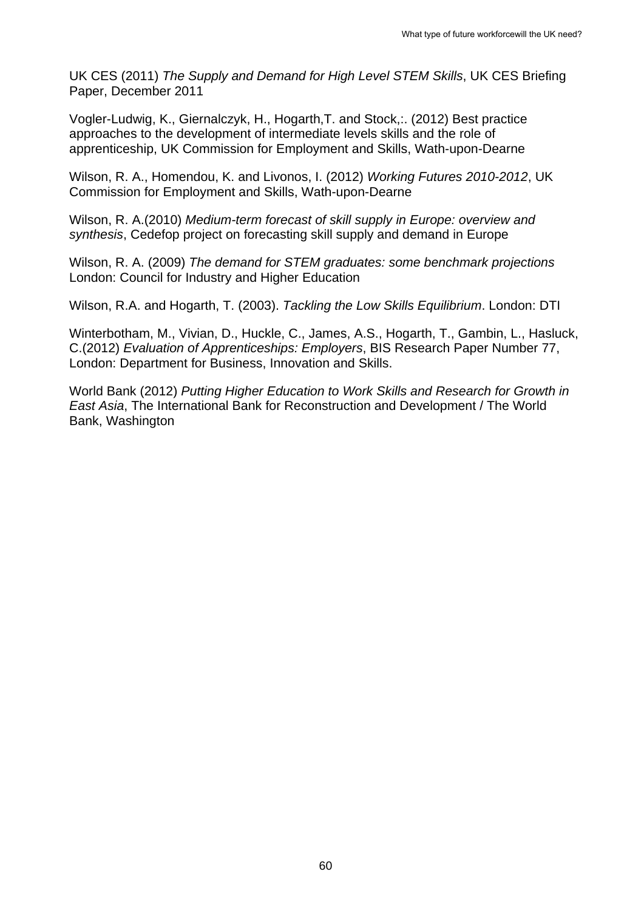UK CES (2011) *The Supply and Demand for High Level STEM Skills*, UK CES Briefing Paper, December 2011

Vogler-Ludwig, K., Giernalczyk, H., Hogarth,T. and Stock,:. (2012) Best practice approaches to the development of intermediate levels skills and the role of apprenticeship, UK Commission for Employment and Skills, Wath-upon-Dearne

Wilson, R. A., Homendou, K. and Livonos, I. (2012) *Working Futures 2010-2012*, UK Commission for Employment and Skills, Wath-upon-Dearne

Wilson, R. A.(2010) *Medium-term forecast of skill supply in Europe: overview and synthesis*, Cedefop project on forecasting skill supply and demand in Europe

Wilson, R. A. (2009) *The demand for STEM graduates: some benchmark projections* London: Council for Industry and Higher Education

Wilson, R.A. and Hogarth, T. (2003). *Tackling the Low Skills Equilibrium*. London: DTI

Winterbotham, M., Vivian, D., Huckle, C., James, A.S., Hogarth, T., Gambin, L., Hasluck, C.(2012) *Evaluation of Apprenticeships: Employers*, BIS Research Paper Number 77, London: Department for Business, Innovation and Skills.

World Bank (2012) *Putting Higher Education to Work Skills and Research for Growth in East Asia*, The International Bank for Reconstruction and Development / The World Bank, Washington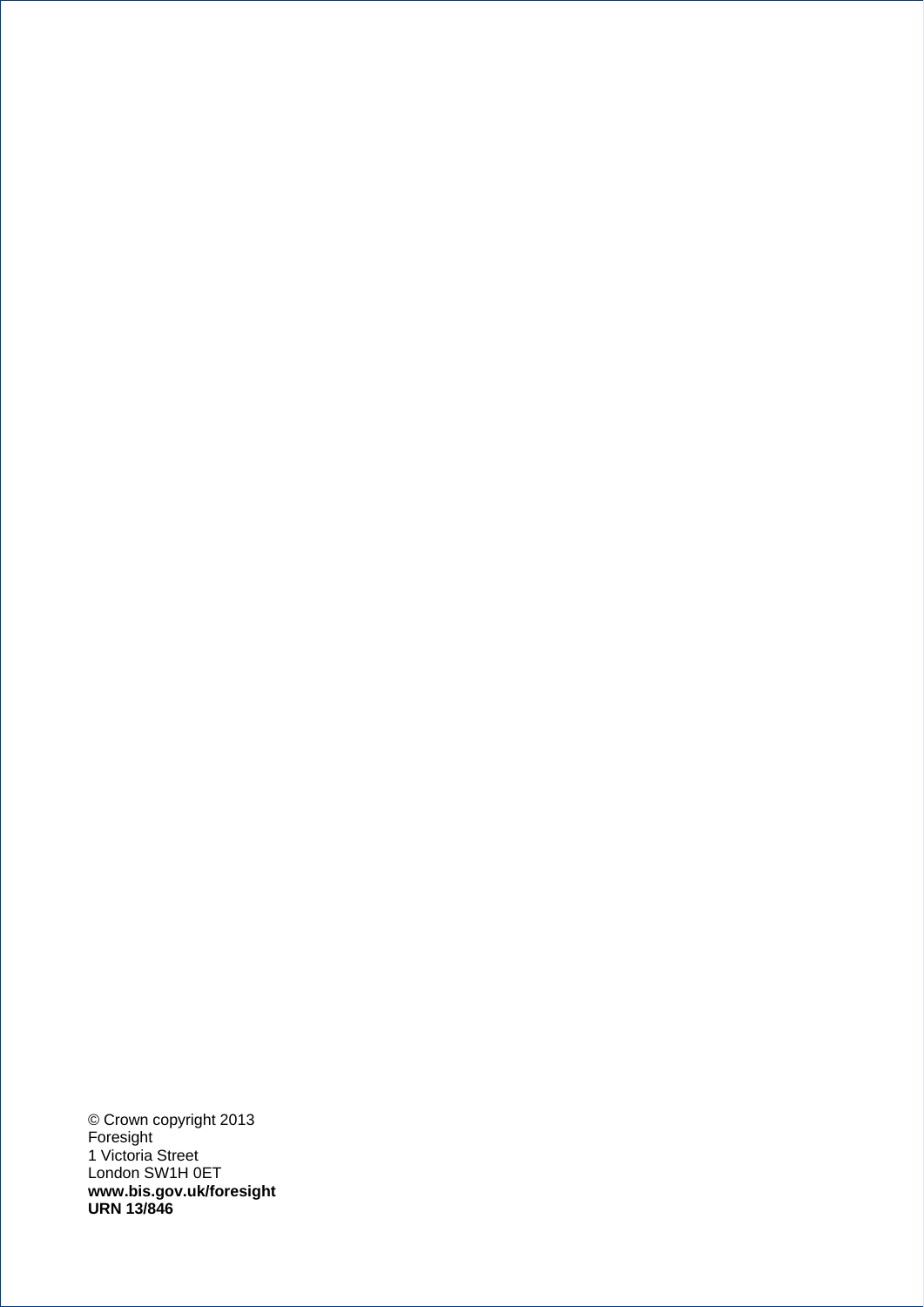© Crown copyright 2013
Foresight
1 Victoria Street
London SW1H 0ET
**www.bis.gov.uk/foresight**
**URN 13/846**